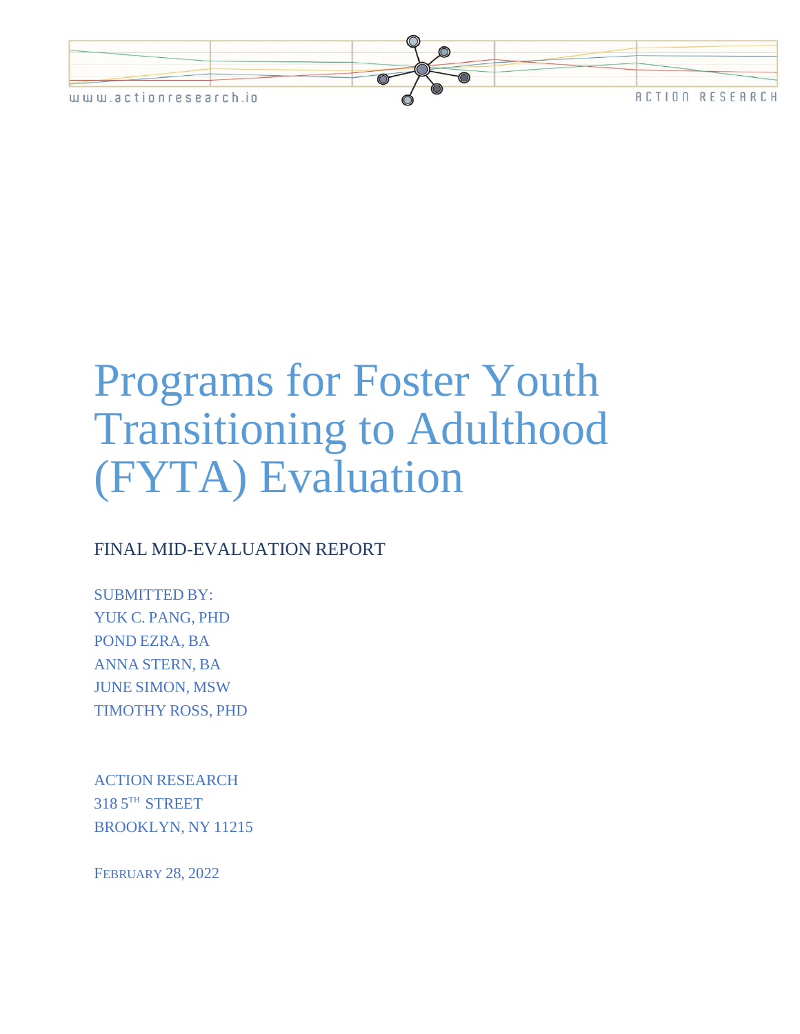# Programs for Foster Youth Transitioning to Adulthood (FYTA) Evaluation

FINAL MID-EVALUATION REPORT

SUBMITTED BY:
YUK C. PANG, PHD
POND EZRA, BA
ANNA STERN, BA
JUNE SIMON, MSW
TIMOTHY ROSS, PHD

ACTION RESEARCH
318 5TH STREET
BROOKLYN, NY 11215

FEBRUARY 28, 2022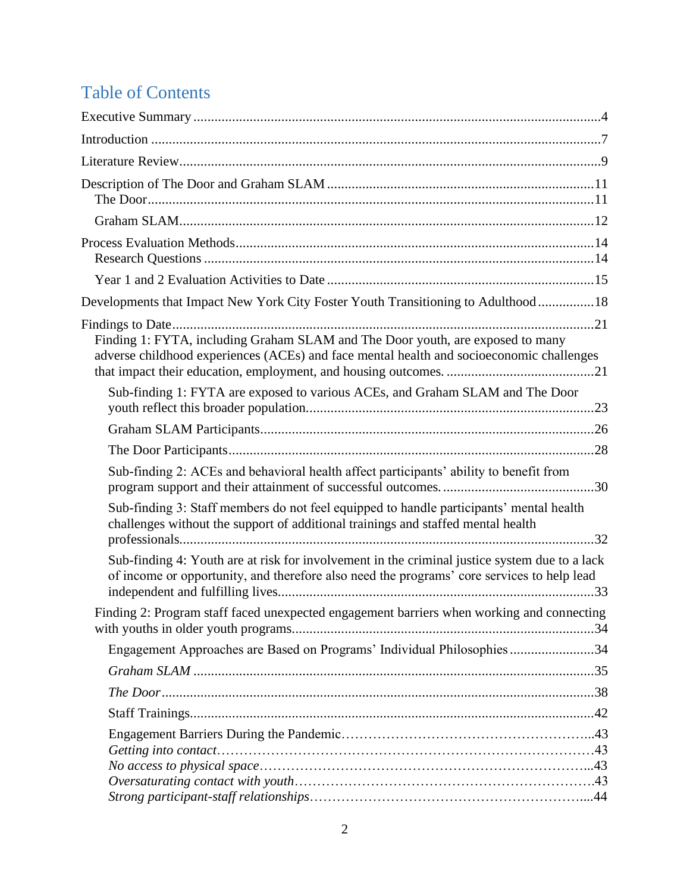# Table of Contents

Executive Summary ........................................................................................................4

Introduction ..................................................................................................................7

Literature Review...........................................................................................................9

Description of The Door and Graham SLAM ..............................................................11

- The Door...................................................................................................................11
- Graham SLAM...........................................................................................................12

Process Evaluation Methods.........................................................................................14

- Research Questions ..................................................................................................14
- Year 1 and 2 Evaluation Activities to Date ...............................................................15

Developments that Impact New York City Foster Youth Transitioning to Adulthood ................18

Findings to Date...........................................................................................................21

- Finding 1: FYTA, including Graham SLAM and The Door youth, are exposed to many adverse childhood experiences (ACEs) and face mental health and socioeconomic challenges that impact their education, employment, and housing outcomes. ..........................................21
  - Sub-finding 1: FYTA are exposed to various ACEs, and Graham SLAM and The Door youth reflect this broader population....................................................................................23
  - Graham SLAM Participants.................................................................................26
  - The Door Participants.........................................................................................28
  - Sub-finding 2: ACEs and behavioral health affect participants' ability to benefit from program support and their attainment of successful outcomes. ...........................................30
  - Sub-finding 3: Staff members do not feel equipped to handle participants' mental health challenges without the support of additional trainings and staffed mental health professionals..........................................................................................................32
  - Sub-finding 4: Youth are at risk for involvement in the criminal justice system due to a lack of income or opportunity, and therefore also need the programs' core services to help lead independent and fulfilling lives.............................................................................33
- Finding 2: Program staff faced unexpected engagement barriers when working and connecting with youths in older youth programs.....................................................................................34
  - Engagement Approaches are Based on Programs' Individual Philosophies ........................34
  - *Graham SLAM* ..................................................................................................35
  - *The Door*...........................................................................................................38
  - Staff Trainings......................................................................................................42
  - Engagement Barriers During the Pandemic..........................................................43
    - *Getting into contact*..........................................................................................43
    - *No access to physical space*..............................................................................43
    - *Oversaturating contact with youth*...................................................................43
    - *Strong participant-staff relationships*..............................................................44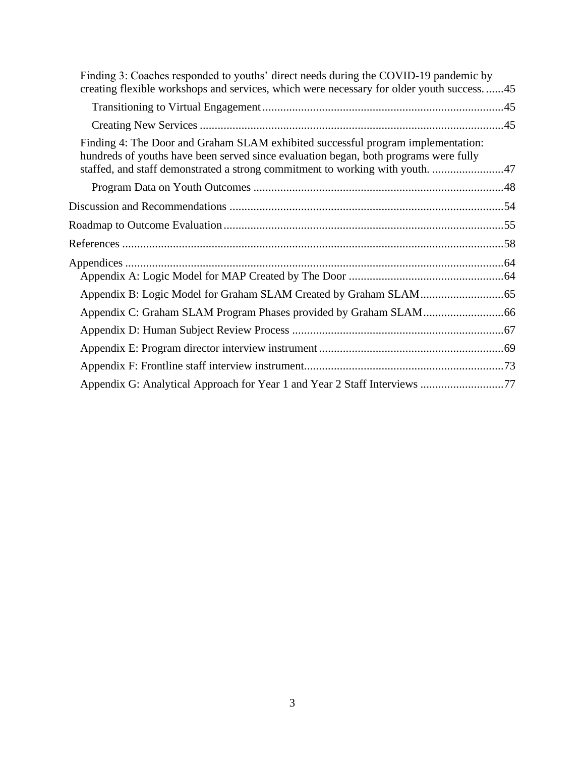Finding 3: Coaches responded to youths' direct needs during the COVID-19 pandemic by creating flexible workshops and services, which were necessary for older youth success. ......45

Transitioning to Virtual Engagement ......45

Creating New Services ......45

Finding 4: The Door and Graham SLAM exhibited successful program implementation: hundreds of youths have been served since evaluation began, both programs were fully staffed, and staff demonstrated a strong commitment to working with youth. ......47

Program Data on Youth Outcomes ......48

Discussion and Recommendations ......54

Roadmap to Outcome Evaluation ......55

References ......58

Appendices ......64

Appendix A: Logic Model for MAP Created by The Door ......64

Appendix B: Logic Model for Graham SLAM Created by Graham SLAM ......65

Appendix C: Graham SLAM Program Phases provided by Graham SLAM ......66

Appendix D: Human Subject Review Process ......67

Appendix E: Program director interview instrument ......69

Appendix F: Frontline staff interview instrument ......73

Appendix G: Analytical Approach for Year 1 and Year 2 Staff Interviews ......77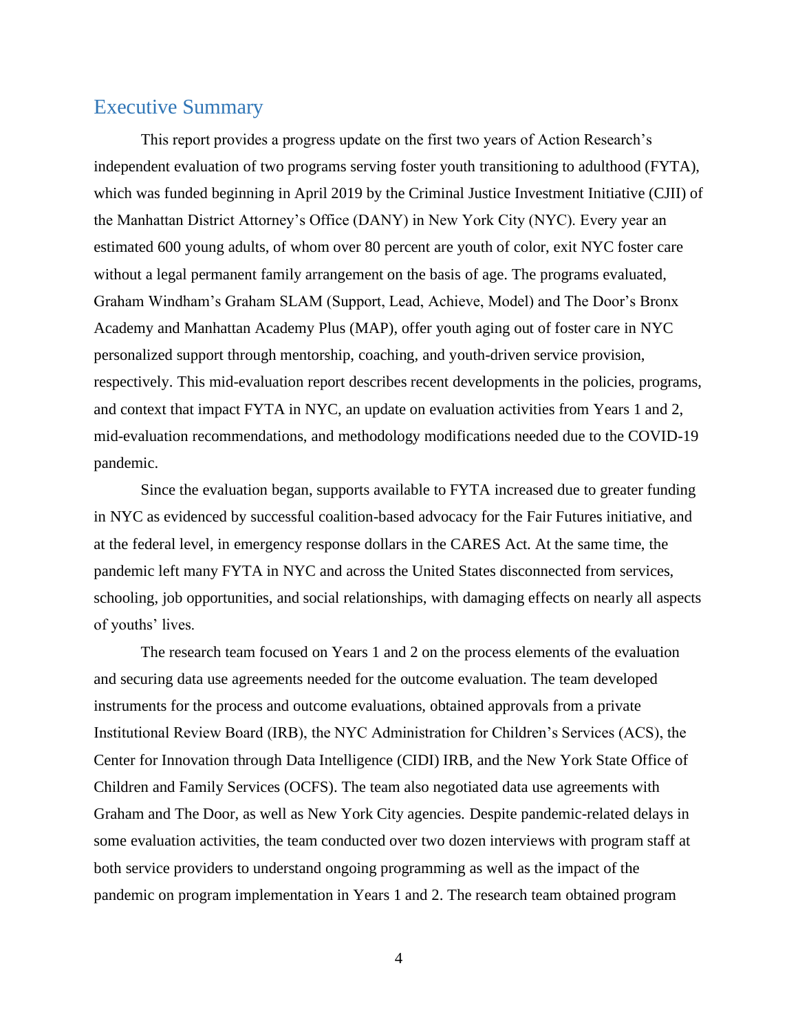## Executive Summary

This report provides a progress update on the first two years of Action Research's independent evaluation of two programs serving foster youth transitioning to adulthood (FYTA), which was funded beginning in April 2019 by the Criminal Justice Investment Initiative (CJII) of the Manhattan District Attorney's Office (DANY) in New York City (NYC). Every year an estimated 600 young adults, of whom over 80 percent are youth of color, exit NYC foster care without a legal permanent family arrangement on the basis of age. The programs evaluated, Graham Windham's Graham SLAM (Support, Lead, Achieve, Model) and The Door's Bronx Academy and Manhattan Academy Plus (MAP), offer youth aging out of foster care in NYC personalized support through mentorship, coaching, and youth-driven service provision, respectively. This mid-evaluation report describes recent developments in the policies, programs, and context that impact FYTA in NYC, an update on evaluation activities from Years 1 and 2, mid-evaluation recommendations, and methodology modifications needed due to the COVID-19 pandemic.

Since the evaluation began, supports available to FYTA increased due to greater funding in NYC as evidenced by successful coalition-based advocacy for the Fair Futures initiative, and at the federal level, in emergency response dollars in the CARES Act. At the same time, the pandemic left many FYTA in NYC and across the United States disconnected from services, schooling, job opportunities, and social relationships, with damaging effects on nearly all aspects of youths' lives.

The research team focused on Years 1 and 2 on the process elements of the evaluation and securing data use agreements needed for the outcome evaluation. The team developed instruments for the process and outcome evaluations, obtained approvals from a private Institutional Review Board (IRB), the NYC Administration for Children's Services (ACS), the Center for Innovation through Data Intelligence (CIDI) IRB, and the New York State Office of Children and Family Services (OCFS). The team also negotiated data use agreements with Graham and The Door, as well as New York City agencies. Despite pandemic-related delays in some evaluation activities, the team conducted over two dozen interviews with program staff at both service providers to understand ongoing programming as well as the impact of the pandemic on program implementation in Years 1 and 2. The research team obtained program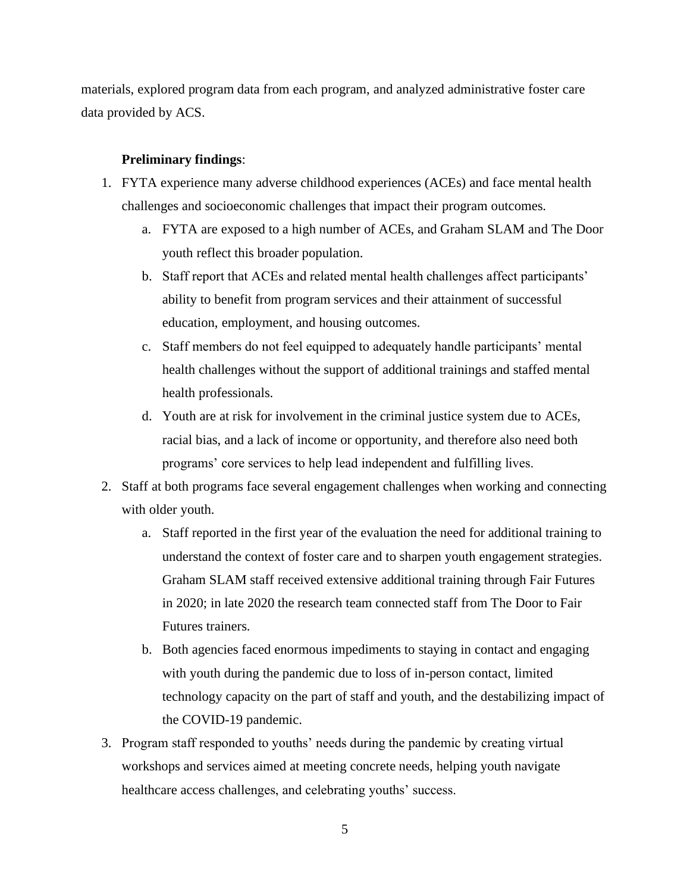materials, explored program data from each program, and analyzed administrative foster care data provided by ACS.

**Preliminary findings**:

1. FYTA experience many adverse childhood experiences (ACEs) and face mental health challenges and socioeconomic challenges that impact their program outcomes.
   a. FYTA are exposed to a high number of ACEs, and Graham SLAM and The Door youth reflect this broader population.
   b. Staff report that ACEs and related mental health challenges affect participants' ability to benefit from program services and their attainment of successful education, employment, and housing outcomes.
   c. Staff members do not feel equipped to adequately handle participants' mental health challenges without the support of additional trainings and staffed mental health professionals.
   d. Youth are at risk for involvement in the criminal justice system due to ACEs, racial bias, and a lack of income or opportunity, and therefore also need both programs' core services to help lead independent and fulfilling lives.
2. Staff at both programs face several engagement challenges when working and connecting with older youth.
   a. Staff reported in the first year of the evaluation the need for additional training to understand the context of foster care and to sharpen youth engagement strategies. Graham SLAM staff received extensive additional training through Fair Futures in 2020; in late 2020 the research team connected staff from The Door to Fair Futures trainers.
   b. Both agencies faced enormous impediments to staying in contact and engaging with youth during the pandemic due to loss of in-person contact, limited technology capacity on the part of staff and youth, and the destabilizing impact of the COVID-19 pandemic.
3. Program staff responded to youths' needs during the pandemic by creating virtual workshops and services aimed at meeting concrete needs, helping youth navigate healthcare access challenges, and celebrating youths' success.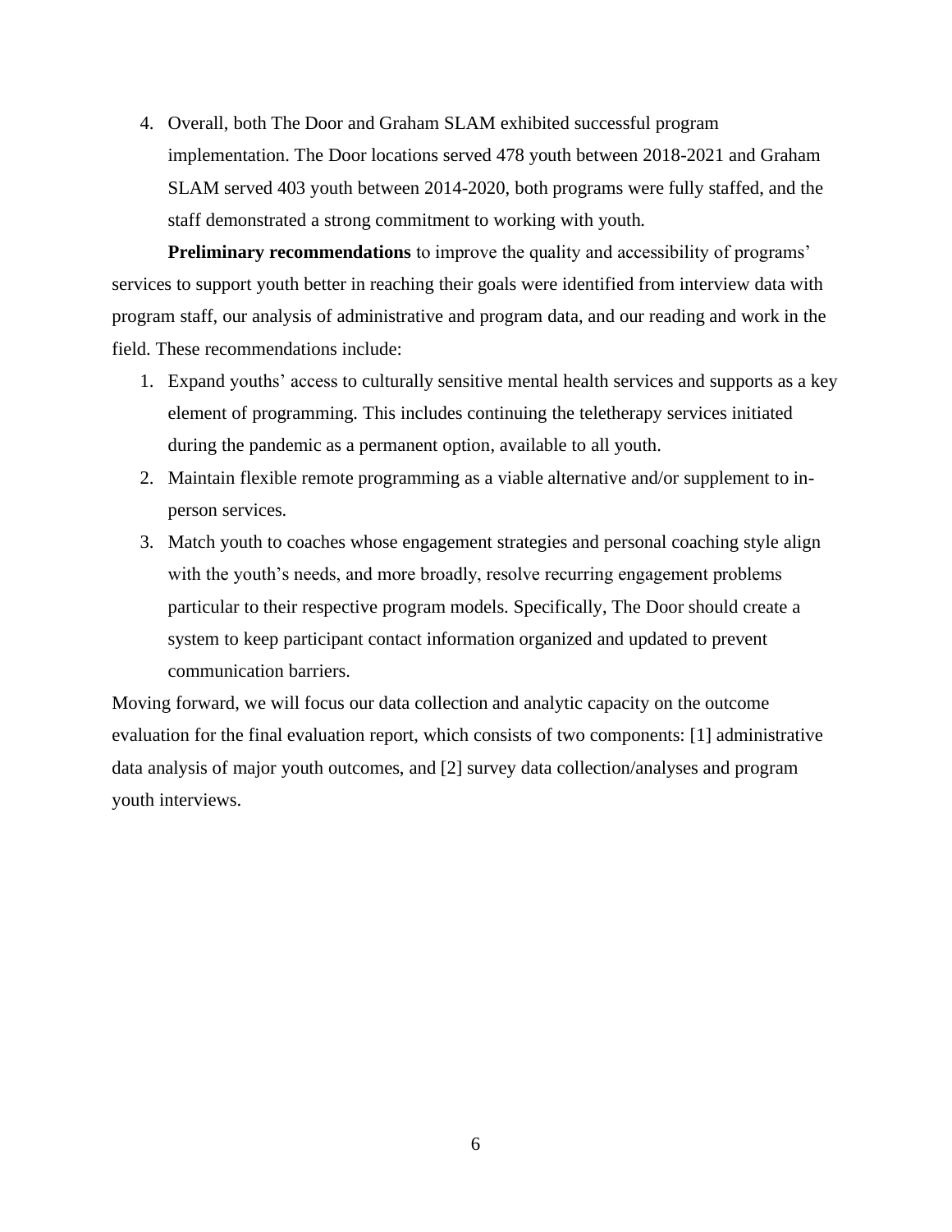4. Overall, both The Door and Graham SLAM exhibited successful program implementation. The Door locations served 478 youth between 2018-2021 and Graham SLAM served 403 youth between 2014-2020, both programs were fully staffed, and the staff demonstrated a strong commitment to working with youth.

**Preliminary recommendations** to improve the quality and accessibility of programs' services to support youth better in reaching their goals were identified from interview data with program staff, our analysis of administrative and program data, and our reading and work in the field. These recommendations include:

1. Expand youths' access to culturally sensitive mental health services and supports as a key element of programming. This includes continuing the teletherapy services initiated during the pandemic as a permanent option, available to all youth.
2. Maintain flexible remote programming as a viable alternative and/or supplement to in-person services.
3. Match youth to coaches whose engagement strategies and personal coaching style align with the youth's needs, and more broadly, resolve recurring engagement problems particular to their respective program models. Specifically, The Door should create a system to keep participant contact information organized and updated to prevent communication barriers.

Moving forward, we will focus our data collection and analytic capacity on the outcome evaluation for the final evaluation report, which consists of two components: [1] administrative data analysis of major youth outcomes, and [2] survey data collection/analyses and program youth interviews.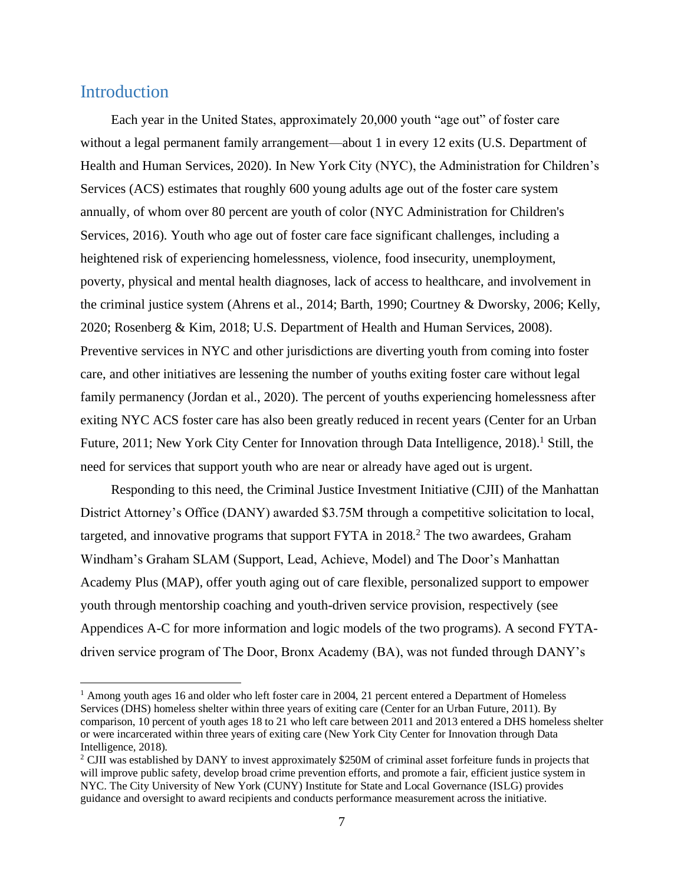## Introduction

Each year in the United States, approximately 20,000 youth "age out" of foster care without a legal permanent family arrangement—about 1 in every 12 exits (U.S. Department of Health and Human Services, 2020). In New York City (NYC), the Administration for Children's Services (ACS) estimates that roughly 600 young adults age out of the foster care system annually, of whom over 80 percent are youth of color (NYC Administration for Children's Services, 2016). Youth who age out of foster care face significant challenges, including a heightened risk of experiencing homelessness, violence, food insecurity, unemployment, poverty, physical and mental health diagnoses, lack of access to healthcare, and involvement in the criminal justice system (Ahrens et al., 2014; Barth, 1990; Courtney & Dworsky, 2006; Kelly, 2020; Rosenberg & Kim, 2018; U.S. Department of Health and Human Services, 2008). Preventive services in NYC and other jurisdictions are diverting youth from coming into foster care, and other initiatives are lessening the number of youths exiting foster care without legal family permanency (Jordan et al., 2020). The percent of youths experiencing homelessness after exiting NYC ACS foster care has also been greatly reduced in recent years (Center for an Urban Future, 2011; New York City Center for Innovation through Data Intelligence, 2018).[1] Still, the need for services that support youth who are near or already have aged out is urgent.

Responding to this need, the Criminal Justice Investment Initiative (CJII) of the Manhattan District Attorney's Office (DANY) awarded $3.75M through a competitive solicitation to local, targeted, and innovative programs that support FYTA in 2018.[2] The two awardees, Graham Windham's Graham SLAM (Support, Lead, Achieve, Model) and The Door's Manhattan Academy Plus (MAP), offer youth aging out of care flexible, personalized support to empower youth through mentorship coaching and youth-driven service provision, respectively (see Appendices A-C for more information and logic models of the two programs). A second FYTA-driven service program of The Door, Bronx Academy (BA), was not funded through DANY's

---

[1] Among youth ages 16 and older who left foster care in 2004, 21 percent entered a Department of Homeless Services (DHS) homeless shelter within three years of exiting care (Center for an Urban Future, 2011). By comparison, 10 percent of youth ages 18 to 21 who left care between 2011 and 2013 entered a DHS homeless shelter or were incarcerated within three years of exiting care (New York City Center for Innovation through Data Intelligence, 2018).

[2] CJII was established by DANY to invest approximately $250M of criminal asset forfeiture funds in projects that will improve public safety, develop broad crime prevention efforts, and promote a fair, efficient justice system in NYC. The City University of New York (CUNY) Institute for State and Local Governance (ISLG) provides guidance and oversight to award recipients and conducts performance measurement across the initiative.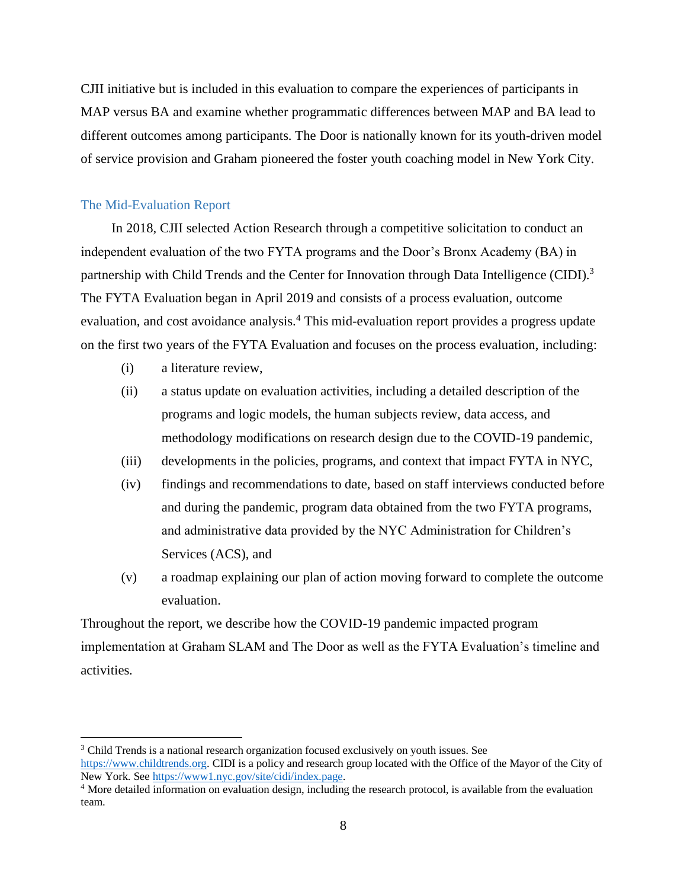CJII initiative but is included in this evaluation to compare the experiences of participants in MAP versus BA and examine whether programmatic differences between MAP and BA lead to different outcomes among participants. The Door is nationally known for its youth-driven model of service provision and Graham pioneered the foster youth coaching model in New York City.

## The Mid-Evaluation Report

In 2018, CJII selected Action Research through a competitive solicitation to conduct an independent evaluation of the two FYTA programs and the Door's Bronx Academy (BA) in partnership with Child Trends and the Center for Innovation through Data Intelligence (CIDI).[3] The FYTA Evaluation began in April 2019 and consists of a process evaluation, outcome evaluation, and cost avoidance analysis.[4] This mid-evaluation report provides a progress update on the first two years of the FYTA Evaluation and focuses on the process evaluation, including:

(i) a literature review,

(ii) a status update on evaluation activities, including a detailed description of the programs and logic models, the human subjects review, data access, and methodology modifications on research design due to the COVID-19 pandemic,

(iii) developments in the policies, programs, and context that impact FYTA in NYC,

(iv) findings and recommendations to date, based on staff interviews conducted before and during the pandemic, program data obtained from the two FYTA programs, and administrative data provided by the NYC Administration for Children's Services (ACS), and

(v) a roadmap explaining our plan of action moving forward to complete the outcome evaluation.

Throughout the report, we describe how the COVID-19 pandemic impacted program implementation at Graham SLAM and The Door as well as the FYTA Evaluation's timeline and activities.

---

[3] Child Trends is a national research organization focused exclusively on youth issues. See https://www.childtrends.org. CIDI is a policy and research group located with the Office of the Mayor of the City of New York. See https://www1.nyc.gov/site/cidi/index.page.

[4] More detailed information on evaluation design, including the research protocol, is available from the evaluation team.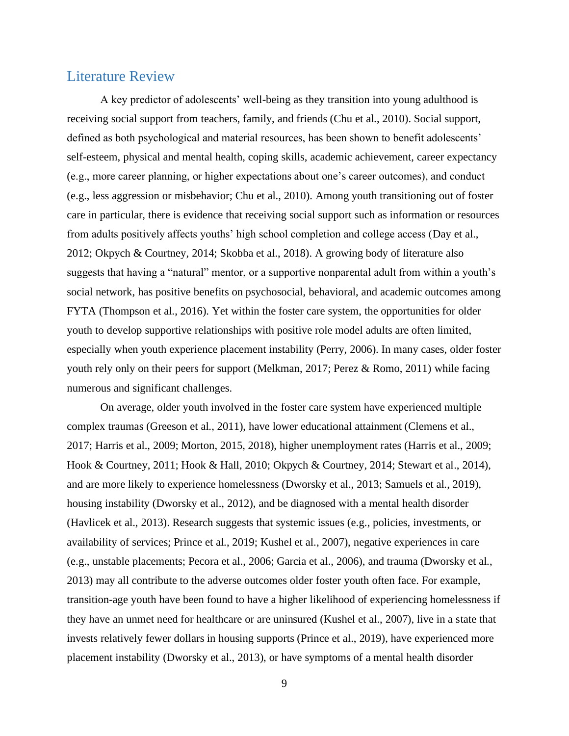## Literature Review

A key predictor of adolescents' well-being as they transition into young adulthood is receiving social support from teachers, family, and friends (Chu et al., 2010). Social support, defined as both psychological and material resources, has been shown to benefit adolescents' self-esteem, physical and mental health, coping skills, academic achievement, career expectancy (e.g., more career planning, or higher expectations about one's career outcomes), and conduct (e.g., less aggression or misbehavior; Chu et al., 2010). Among youth transitioning out of foster care in particular, there is evidence that receiving social support such as information or resources from adults positively affects youths' high school completion and college access (Day et al., 2012; Okpych & Courtney, 2014; Skobba et al., 2018). A growing body of literature also suggests that having a "natural" mentor, or a supportive nonparental adult from within a youth's social network, has positive benefits on psychosocial, behavioral, and academic outcomes among FYTA (Thompson et al., 2016). Yet within the foster care system, the opportunities for older youth to develop supportive relationships with positive role model adults are often limited, especially when youth experience placement instability (Perry, 2006). In many cases, older foster youth rely only on their peers for support (Melkman, 2017; Perez & Romo, 2011) while facing numerous and significant challenges.

On average, older youth involved in the foster care system have experienced multiple complex traumas (Greeson et al., 2011), have lower educational attainment (Clemens et al., 2017; Harris et al., 2009; Morton, 2015, 2018), higher unemployment rates (Harris et al., 2009; Hook & Courtney, 2011; Hook & Hall, 2010; Okpych & Courtney, 2014; Stewart et al., 2014), and are more likely to experience homelessness (Dworsky et al., 2013; Samuels et al., 2019), housing instability (Dworsky et al., 2012), and be diagnosed with a mental health disorder (Havlicek et al., 2013). Research suggests that systemic issues (e.g., policies, investments, or availability of services; Prince et al., 2019; Kushel et al., 2007), negative experiences in care (e.g., unstable placements; Pecora et al., 2006; Garcia et al., 2006), and trauma (Dworsky et al., 2013) may all contribute to the adverse outcomes older foster youth often face. For example, transition-age youth have been found to have a higher likelihood of experiencing homelessness if they have an unmet need for healthcare or are uninsured (Kushel et al., 2007), live in a state that invests relatively fewer dollars in housing supports (Prince et al., 2019), have experienced more placement instability (Dworsky et al., 2013), or have symptoms of a mental health disorder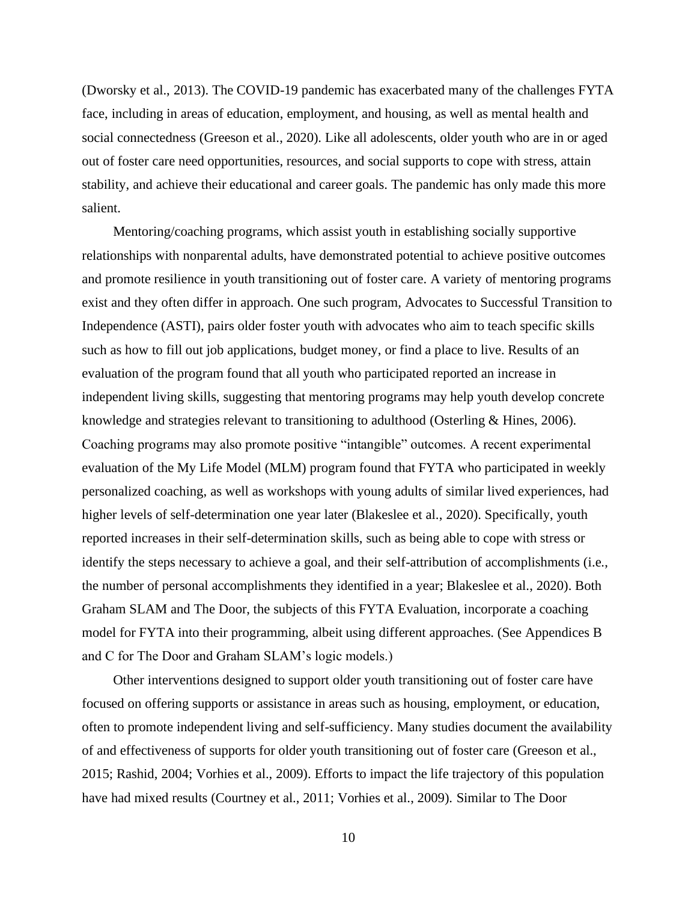(Dworsky et al., 2013). The COVID-19 pandemic has exacerbated many of the challenges FYTA face, including in areas of education, employment, and housing, as well as mental health and social connectedness (Greeson et al., 2020). Like all adolescents, older youth who are in or aged out of foster care need opportunities, resources, and social supports to cope with stress, attain stability, and achieve their educational and career goals. The pandemic has only made this more salient.

Mentoring/coaching programs, which assist youth in establishing socially supportive relationships with nonparental adults, have demonstrated potential to achieve positive outcomes and promote resilience in youth transitioning out of foster care. A variety of mentoring programs exist and they often differ in approach. One such program, Advocates to Successful Transition to Independence (ASTI), pairs older foster youth with advocates who aim to teach specific skills such as how to fill out job applications, budget money, or find a place to live. Results of an evaluation of the program found that all youth who participated reported an increase in independent living skills, suggesting that mentoring programs may help youth develop concrete knowledge and strategies relevant to transitioning to adulthood (Osterling & Hines, 2006). Coaching programs may also promote positive "intangible" outcomes. A recent experimental evaluation of the My Life Model (MLM) program found that FYTA who participated in weekly personalized coaching, as well as workshops with young adults of similar lived experiences, had higher levels of self-determination one year later (Blakeslee et al., 2020). Specifically, youth reported increases in their self-determination skills, such as being able to cope with stress or identify the steps necessary to achieve a goal, and their self-attribution of accomplishments (i.e., the number of personal accomplishments they identified in a year; Blakeslee et al., 2020). Both Graham SLAM and The Door, the subjects of this FYTA Evaluation, incorporate a coaching model for FYTA into their programming, albeit using different approaches. (See Appendices B and C for The Door and Graham SLAM's logic models.)

Other interventions designed to support older youth transitioning out of foster care have focused on offering supports or assistance in areas such as housing, employment, or education, often to promote independent living and self-sufficiency. Many studies document the availability of and effectiveness of supports for older youth transitioning out of foster care (Greeson et al., 2015; Rashid, 2004; Vorhies et al., 2009). Efforts to impact the life trajectory of this population have had mixed results (Courtney et al., 2011; Vorhies et al., 2009). Similar to The Door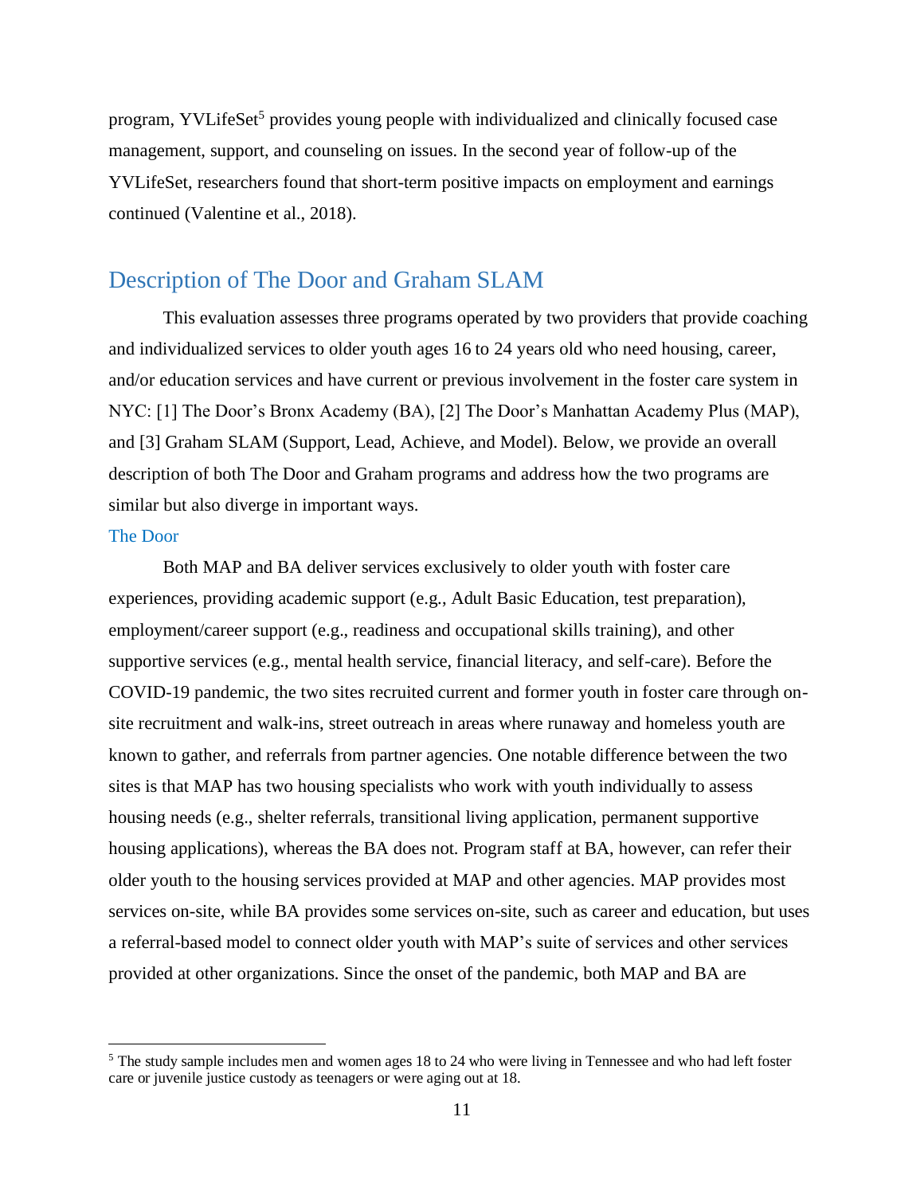program, YVLifeSet[5] provides young people with individualized and clinically focused case management, support, and counseling on issues. In the second year of follow-up of the YVLifeSet, researchers found that short-term positive impacts on employment and earnings continued (Valentine et al., 2018).

## Description of The Door and Graham SLAM

This evaluation assesses three programs operated by two providers that provide coaching and individualized services to older youth ages 16 to 24 years old who need housing, career, and/or education services and have current or previous involvement in the foster care system in NYC: [1] The Door's Bronx Academy (BA), [2] The Door's Manhattan Academy Plus (MAP), and [3] Graham SLAM (Support, Lead, Achieve, and Model). Below, we provide an overall description of both The Door and Graham programs and address how the two programs are similar but also diverge in important ways.

### The Door

Both MAP and BA deliver services exclusively to older youth with foster care experiences, providing academic support (e.g., Adult Basic Education, test preparation), employment/career support (e.g., readiness and occupational skills training), and other supportive services (e.g., mental health service, financial literacy, and self-care). Before the COVID-19 pandemic, the two sites recruited current and former youth in foster care through on-site recruitment and walk-ins, street outreach in areas where runaway and homeless youth are known to gather, and referrals from partner agencies. One notable difference between the two sites is that MAP has two housing specialists who work with youth individually to assess housing needs (e.g., shelter referrals, transitional living application, permanent supportive housing applications), whereas the BA does not. Program staff at BA, however, can refer their older youth to the housing services provided at MAP and other agencies. MAP provides most services on-site, while BA provides some services on-site, such as career and education, but uses a referral-based model to connect older youth with MAP's suite of services and other services provided at other organizations. Since the onset of the pandemic, both MAP and BA are

[5] The study sample includes men and women ages 18 to 24 who were living in Tennessee and who had left foster care or juvenile justice custody as teenagers or were aging out at 18.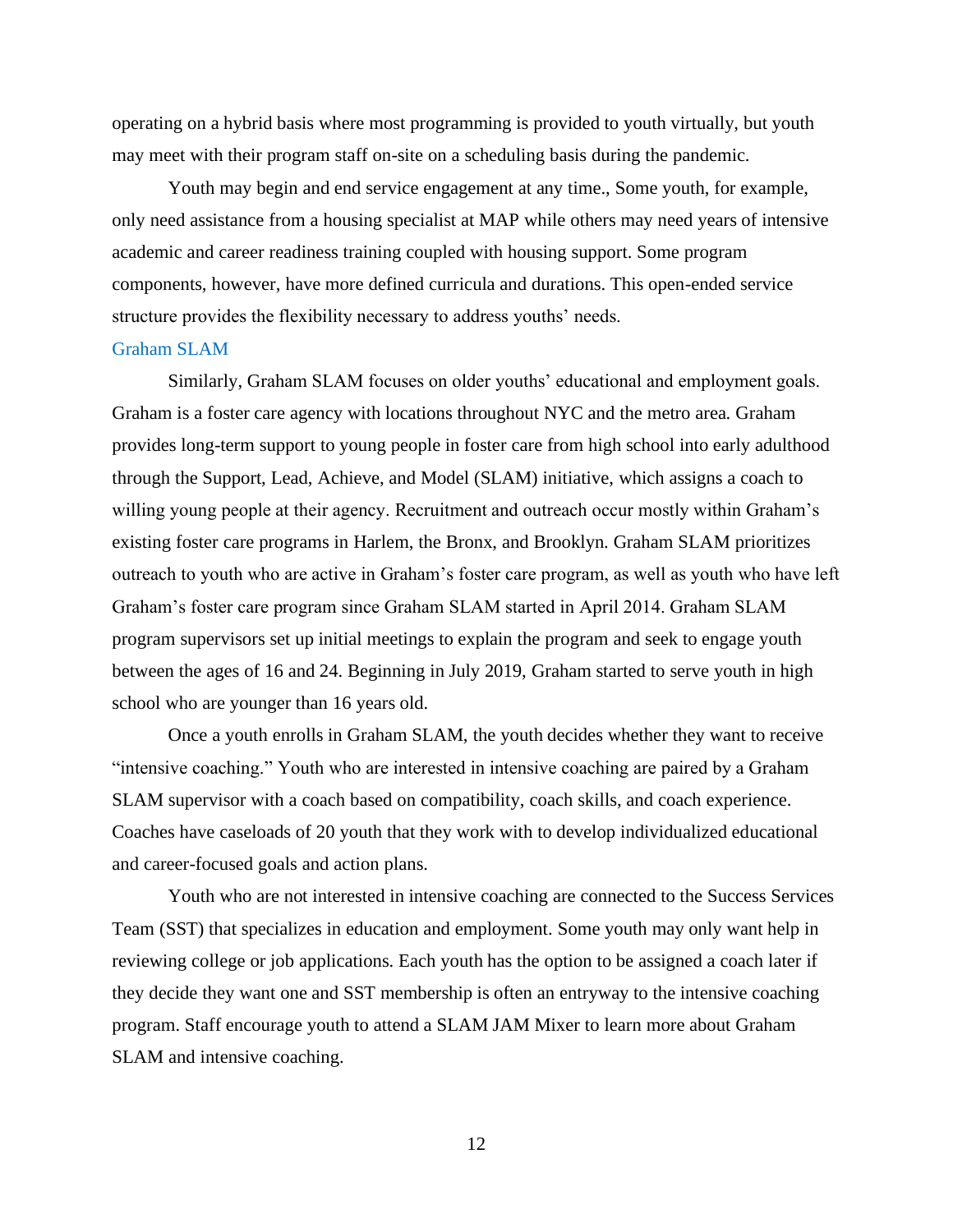operating on a hybrid basis where most programming is provided to youth virtually, but youth may meet with their program staff on-site on a scheduling basis during the pandemic.

Youth may begin and end service engagement at any time., Some youth, for example, only need assistance from a housing specialist at MAP while others may need years of intensive academic and career readiness training coupled with housing support. Some program components, however, have more defined curricula and durations. This open-ended service structure provides the flexibility necessary to address youths' needs.

### Graham SLAM

Similarly, Graham SLAM focuses on older youths' educational and employment goals. Graham is a foster care agency with locations throughout NYC and the metro area. Graham provides long-term support to young people in foster care from high school into early adulthood through the Support, Lead, Achieve, and Model (SLAM) initiative, which assigns a coach to willing young people at their agency. Recruitment and outreach occur mostly within Graham's existing foster care programs in Harlem, the Bronx, and Brooklyn. Graham SLAM prioritizes outreach to youth who are active in Graham's foster care program, as well as youth who have left Graham's foster care program since Graham SLAM started in April 2014. Graham SLAM program supervisors set up initial meetings to explain the program and seek to engage youth between the ages of 16 and 24. Beginning in July 2019, Graham started to serve youth in high school who are younger than 16 years old.

Once a youth enrolls in Graham SLAM, the youth decides whether they want to receive "intensive coaching." Youth who are interested in intensive coaching are paired by a Graham SLAM supervisor with a coach based on compatibility, coach skills, and coach experience. Coaches have caseloads of 20 youth that they work with to develop individualized educational and career-focused goals and action plans.

Youth who are not interested in intensive coaching are connected to the Success Services Team (SST) that specializes in education and employment. Some youth may only want help in reviewing college or job applications. Each youth has the option to be assigned a coach later if they decide they want one and SST membership is often an entryway to the intensive coaching program. Staff encourage youth to attend a SLAM JAM Mixer to learn more about Graham SLAM and intensive coaching.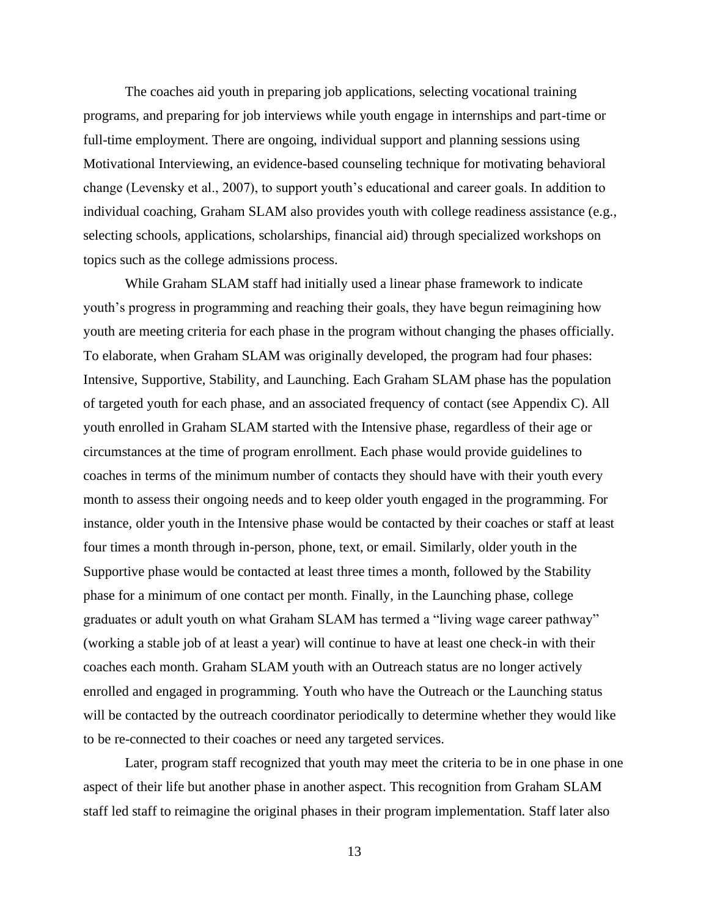The coaches aid youth in preparing job applications, selecting vocational training programs, and preparing for job interviews while youth engage in internships and part-time or full-time employment. There are ongoing, individual support and planning sessions using Motivational Interviewing, an evidence-based counseling technique for motivating behavioral change (Levensky et al., 2007), to support youth's educational and career goals. In addition to individual coaching, Graham SLAM also provides youth with college readiness assistance (e.g., selecting schools, applications, scholarships, financial aid) through specialized workshops on topics such as the college admissions process.

While Graham SLAM staff had initially used a linear phase framework to indicate youth's progress in programming and reaching their goals, they have begun reimagining how youth are meeting criteria for each phase in the program without changing the phases officially. To elaborate, when Graham SLAM was originally developed, the program had four phases: Intensive, Supportive, Stability, and Launching. Each Graham SLAM phase has the population of targeted youth for each phase, and an associated frequency of contact (see Appendix C). All youth enrolled in Graham SLAM started with the Intensive phase, regardless of their age or circumstances at the time of program enrollment. Each phase would provide guidelines to coaches in terms of the minimum number of contacts they should have with their youth every month to assess their ongoing needs and to keep older youth engaged in the programming. For instance, older youth in the Intensive phase would be contacted by their coaches or staff at least four times a month through in-person, phone, text, or email. Similarly, older youth in the Supportive phase would be contacted at least three times a month, followed by the Stability phase for a minimum of one contact per month. Finally, in the Launching phase, college graduates or adult youth on what Graham SLAM has termed a "living wage career pathway" (working a stable job of at least a year) will continue to have at least one check-in with their coaches each month. Graham SLAM youth with an Outreach status are no longer actively enrolled and engaged in programming. Youth who have the Outreach or the Launching status will be contacted by the outreach coordinator periodically to determine whether they would like to be re-connected to their coaches or need any targeted services.

Later, program staff recognized that youth may meet the criteria to be in one phase in one aspect of their life but another phase in another aspect. This recognition from Graham SLAM staff led staff to reimagine the original phases in their program implementation. Staff later also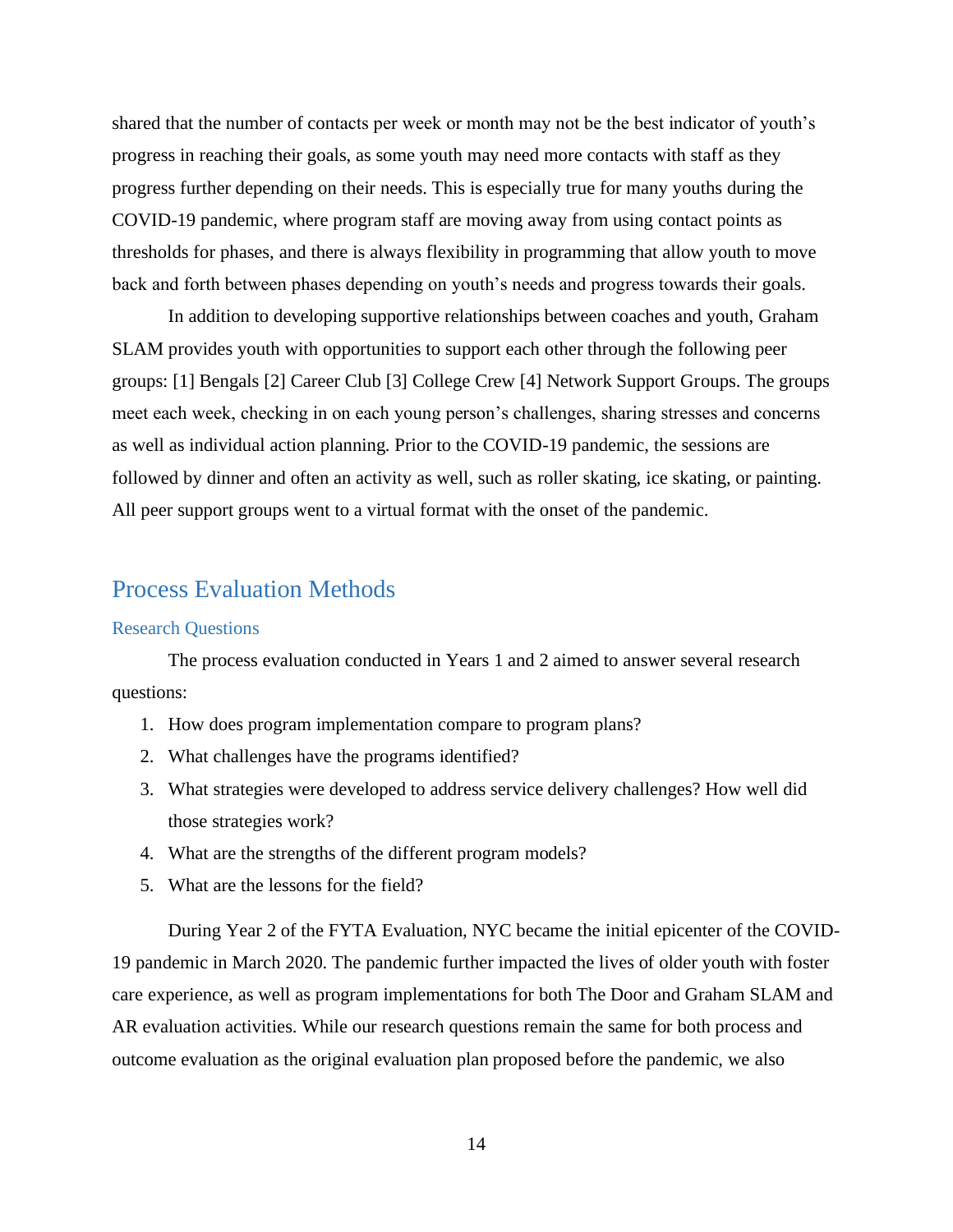shared that the number of contacts per week or month may not be the best indicator of youth's progress in reaching their goals, as some youth may need more contacts with staff as they progress further depending on their needs. This is especially true for many youths during the COVID-19 pandemic, where program staff are moving away from using contact points as thresholds for phases, and there is always flexibility in programming that allow youth to move back and forth between phases depending on youth's needs and progress towards their goals.

In addition to developing supportive relationships between coaches and youth, Graham SLAM provides youth with opportunities to support each other through the following peer groups: [1] Bengals [2] Career Club [3] College Crew [4] Network Support Groups. The groups meet each week, checking in on each young person's challenges, sharing stresses and concerns as well as individual action planning. Prior to the COVID-19 pandemic, the sessions are followed by dinner and often an activity as well, such as roller skating, ice skating, or painting. All peer support groups went to a virtual format with the onset of the pandemic.

## Process Evaluation Methods

### Research Questions

The process evaluation conducted in Years 1 and 2 aimed to answer several research questions:

1. How does program implementation compare to program plans?
2. What challenges have the programs identified?
3. What strategies were developed to address service delivery challenges? How well did those strategies work?
4. What are the strengths of the different program models?
5. What are the lessons for the field?

During Year 2 of the FYTA Evaluation, NYC became the initial epicenter of the COVID-19 pandemic in March 2020. The pandemic further impacted the lives of older youth with foster care experience, as well as program implementations for both The Door and Graham SLAM and AR evaluation activities. While our research questions remain the same for both process and outcome evaluation as the original evaluation plan proposed before the pandemic, we also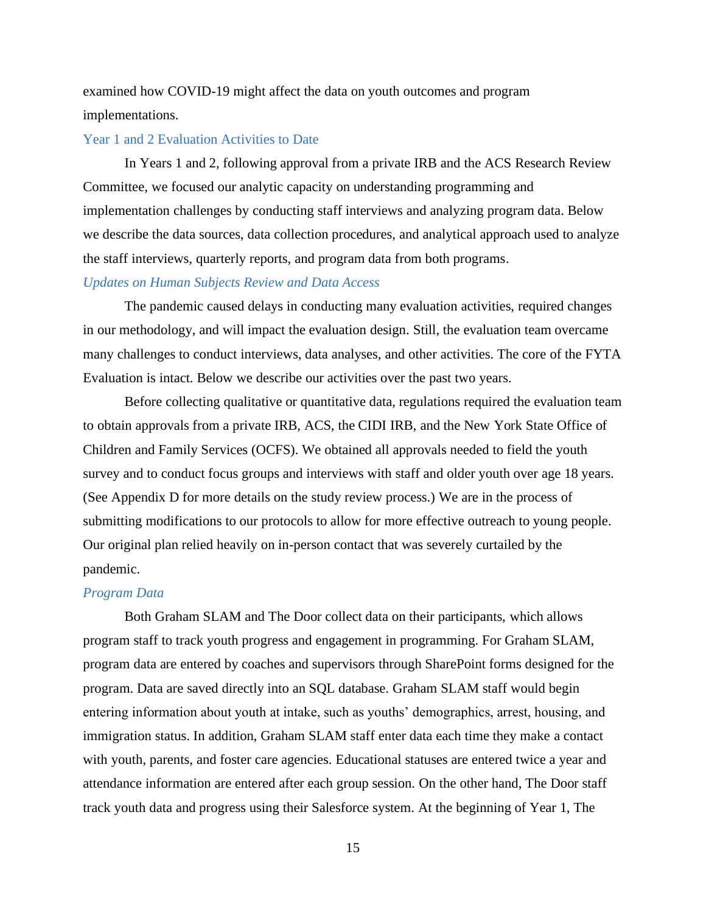examined how COVID-19 might affect the data on youth outcomes and program implementations.

## Year 1 and 2 Evaluation Activities to Date

In Years 1 and 2, following approval from a private IRB and the ACS Research Review Committee, we focused our analytic capacity on understanding programming and implementation challenges by conducting staff interviews and analyzing program data. Below we describe the data sources, data collection procedures, and analytical approach used to analyze the staff interviews, quarterly reports, and program data from both programs.

### *Updates on Human Subjects Review and Data Access*

The pandemic caused delays in conducting many evaluation activities, required changes in our methodology, and will impact the evaluation design. Still, the evaluation team overcame many challenges to conduct interviews, data analyses, and other activities. The core of the FYTA Evaluation is intact. Below we describe our activities over the past two years.

Before collecting qualitative or quantitative data, regulations required the evaluation team to obtain approvals from a private IRB, ACS, the CIDI IRB, and the New York State Office of Children and Family Services (OCFS). We obtained all approvals needed to field the youth survey and to conduct focus groups and interviews with staff and older youth over age 18 years. (See Appendix D for more details on the study review process.) We are in the process of submitting modifications to our protocols to allow for more effective outreach to young people. Our original plan relied heavily on in-person contact that was severely curtailed by the pandemic.

### *Program Data*

Both Graham SLAM and The Door collect data on their participants, which allows program staff to track youth progress and engagement in programming. For Graham SLAM, program data are entered by coaches and supervisors through SharePoint forms designed for the program. Data are saved directly into an SQL database. Graham SLAM staff would begin entering information about youth at intake, such as youths' demographics, arrest, housing, and immigration status. In addition, Graham SLAM staff enter data each time they make a contact with youth, parents, and foster care agencies. Educational statuses are entered twice a year and attendance information are entered after each group session. On the other hand, The Door staff track youth data and progress using their Salesforce system. At the beginning of Year 1, The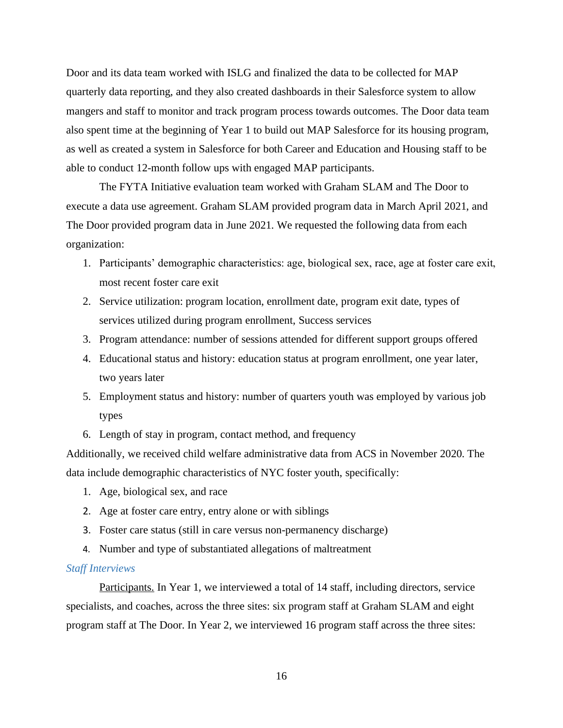Door and its data team worked with ISLG and finalized the data to be collected for MAP quarterly data reporting, and they also created dashboards in their Salesforce system to allow mangers and staff to monitor and track program process towards outcomes. The Door data team also spent time at the beginning of Year 1 to build out MAP Salesforce for its housing program, as well as created a system in Salesforce for both Career and Education and Housing staff to be able to conduct 12-month follow ups with engaged MAP participants.

The FYTA Initiative evaluation team worked with Graham SLAM and The Door to execute a data use agreement. Graham SLAM provided program data in March April 2021, and The Door provided program data in June 2021. We requested the following data from each organization:

1. Participants' demographic characteristics: age, biological sex, race, age at foster care exit, most recent foster care exit
2. Service utilization: program location, enrollment date, program exit date, types of services utilized during program enrollment, Success services
3. Program attendance: number of sessions attended for different support groups offered
4. Educational status and history: education status at program enrollment, one year later, two years later
5. Employment status and history: number of quarters youth was employed by various job types
6. Length of stay in program, contact method, and frequency

Additionally, we received child welfare administrative data from ACS in November 2020. The data include demographic characteristics of NYC foster youth, specifically:

1. Age, biological sex, and race
2. Age at foster care entry, entry alone or with siblings
3. Foster care status (still in care versus non-permanency discharge)
4. Number and type of substantiated allegations of maltreatment

*Staff Interviews*

Participants. In Year 1, we interviewed a total of 14 staff, including directors, service specialists, and coaches, across the three sites: six program staff at Graham SLAM and eight program staff at The Door. In Year 2, we interviewed 16 program staff across the three sites: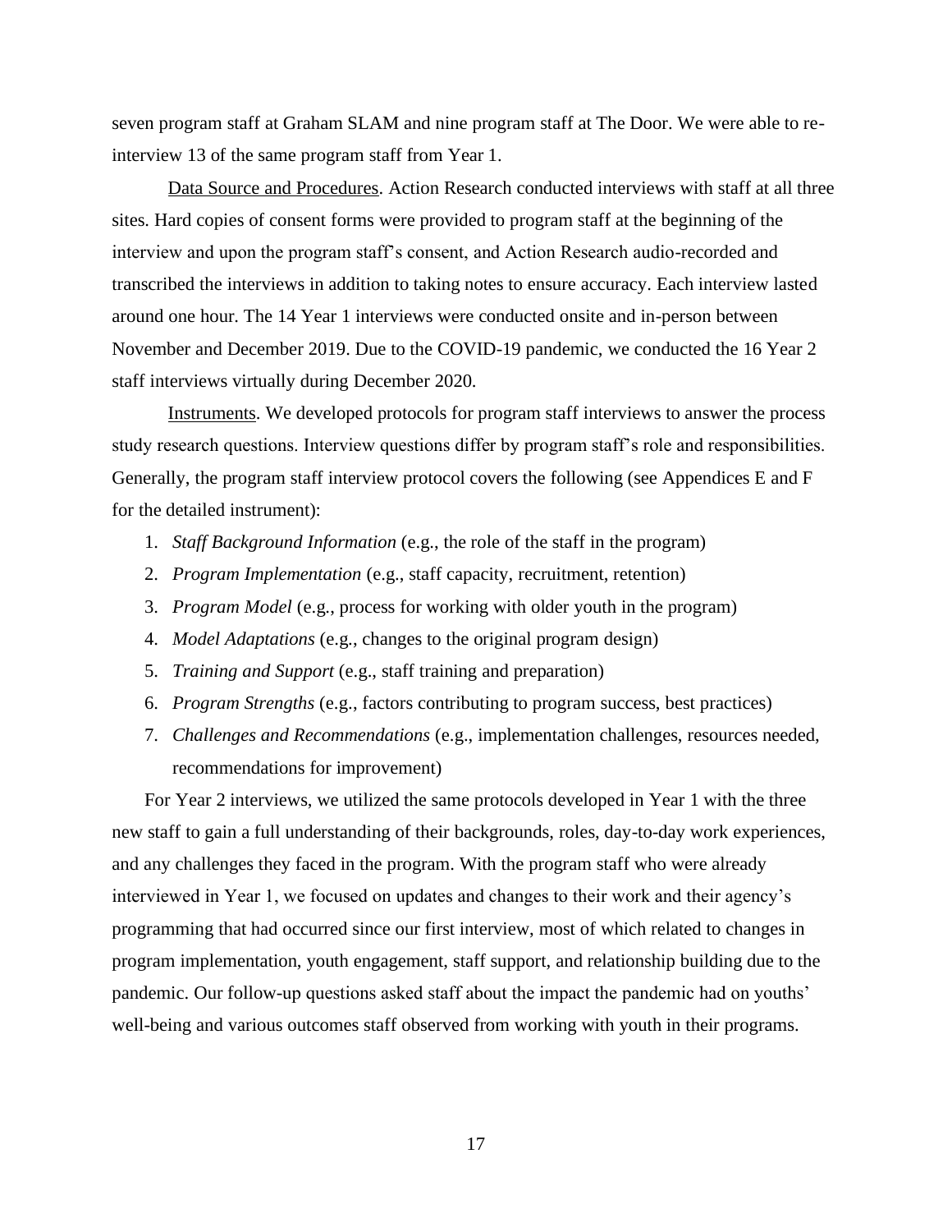seven program staff at Graham SLAM and nine program staff at The Door. We were able to re-interview 13 of the same program staff from Year 1.

Data Source and Procedures. Action Research conducted interviews with staff at all three sites. Hard copies of consent forms were provided to program staff at the beginning of the interview and upon the program staff's consent, and Action Research audio-recorded and transcribed the interviews in addition to taking notes to ensure accuracy. Each interview lasted around one hour. The 14 Year 1 interviews were conducted onsite and in-person between November and December 2019. Due to the COVID-19 pandemic, we conducted the 16 Year 2 staff interviews virtually during December 2020.

Instruments. We developed protocols for program staff interviews to answer the process study research questions. Interview questions differ by program staff's role and responsibilities. Generally, the program staff interview protocol covers the following (see Appendices E and F for the detailed instrument):

1. *Staff Background Information* (e.g., the role of the staff in the program)
2. *Program Implementation* (e.g., staff capacity, recruitment, retention)
3. *Program Model* (e.g., process for working with older youth in the program)
4. *Model Adaptations* (e.g., changes to the original program design)
5. *Training and Support* (e.g., staff training and preparation)
6. *Program Strengths* (e.g., factors contributing to program success, best practices)
7. *Challenges and Recommendations* (e.g., implementation challenges, resources needed, recommendations for improvement)

For Year 2 interviews, we utilized the same protocols developed in Year 1 with the three new staff to gain a full understanding of their backgrounds, roles, day-to-day work experiences, and any challenges they faced in the program. With the program staff who were already interviewed in Year 1, we focused on updates and changes to their work and their agency's programming that had occurred since our first interview, most of which related to changes in program implementation, youth engagement, staff support, and relationship building due to the pandemic. Our follow-up questions asked staff about the impact the pandemic had on youths' well-being and various outcomes staff observed from working with youth in their programs.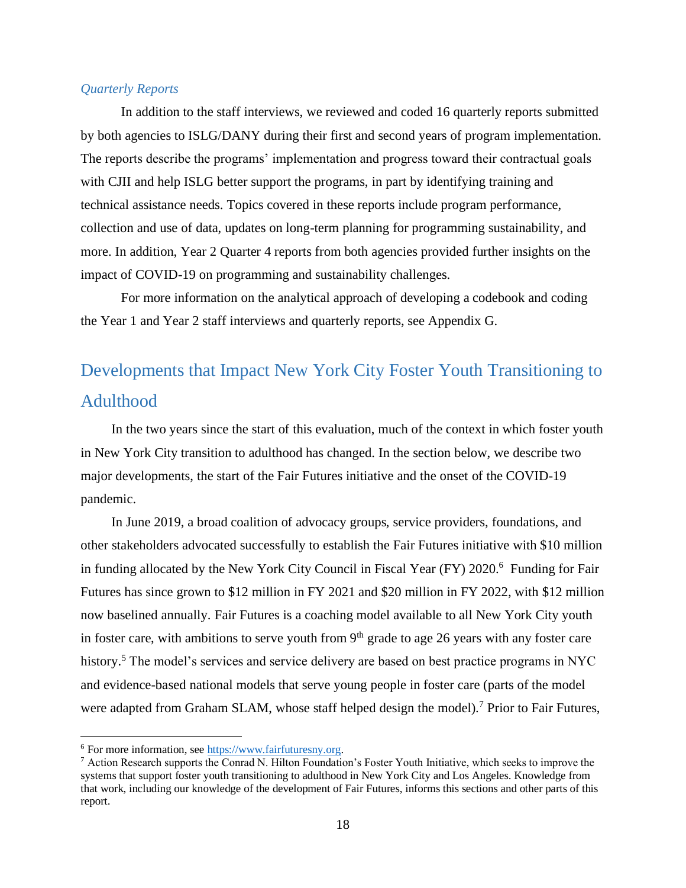### *Quarterly Reports*

In addition to the staff interviews, we reviewed and coded 16 quarterly reports submitted by both agencies to ISLG/DANY during their first and second years of program implementation. The reports describe the programs' implementation and progress toward their contractual goals with CJII and help ISLG better support the programs, in part by identifying training and technical assistance needs. Topics covered in these reports include program performance, collection and use of data, updates on long-term planning for programming sustainability, and more. In addition, Year 2 Quarter 4 reports from both agencies provided further insights on the impact of COVID-19 on programming and sustainability challenges.

For more information on the analytical approach of developing a codebook and coding the Year 1 and Year 2 staff interviews and quarterly reports, see Appendix G.

## Developments that Impact New York City Foster Youth Transitioning to Adulthood

In the two years since the start of this evaluation, much of the context in which foster youth in New York City transition to adulthood has changed. In the section below, we describe two major developments, the start of the Fair Futures initiative and the onset of the COVID-19 pandemic.

In June 2019, a broad coalition of advocacy groups, service providers, foundations, and other stakeholders advocated successfully to establish the Fair Futures initiative with $10 million in funding allocated by the New York City Council in Fiscal Year (FY) 2020.[6] Funding for Fair Futures has since grown to $12 million in FY 2021 and $20 million in FY 2022, with $12 million now baselined annually. Fair Futures is a coaching model available to all New York City youth in foster care, with ambitions to serve youth from 9th grade to age 26 years with any foster care history.[5] The model's services and service delivery are based on best practice programs in NYC and evidence-based national models that serve young people in foster care (parts of the model were adapted from Graham SLAM, whose staff helped design the model).[7] Prior to Fair Futures,

---

[6] For more information, see https://www.fairfuturesny.org.

[7] Action Research supports the Conrad N. Hilton Foundation's Foster Youth Initiative, which seeks to improve the systems that support foster youth transitioning to adulthood in New York City and Los Angeles. Knowledge from that work, including our knowledge of the development of Fair Futures, informs this sections and other parts of this report.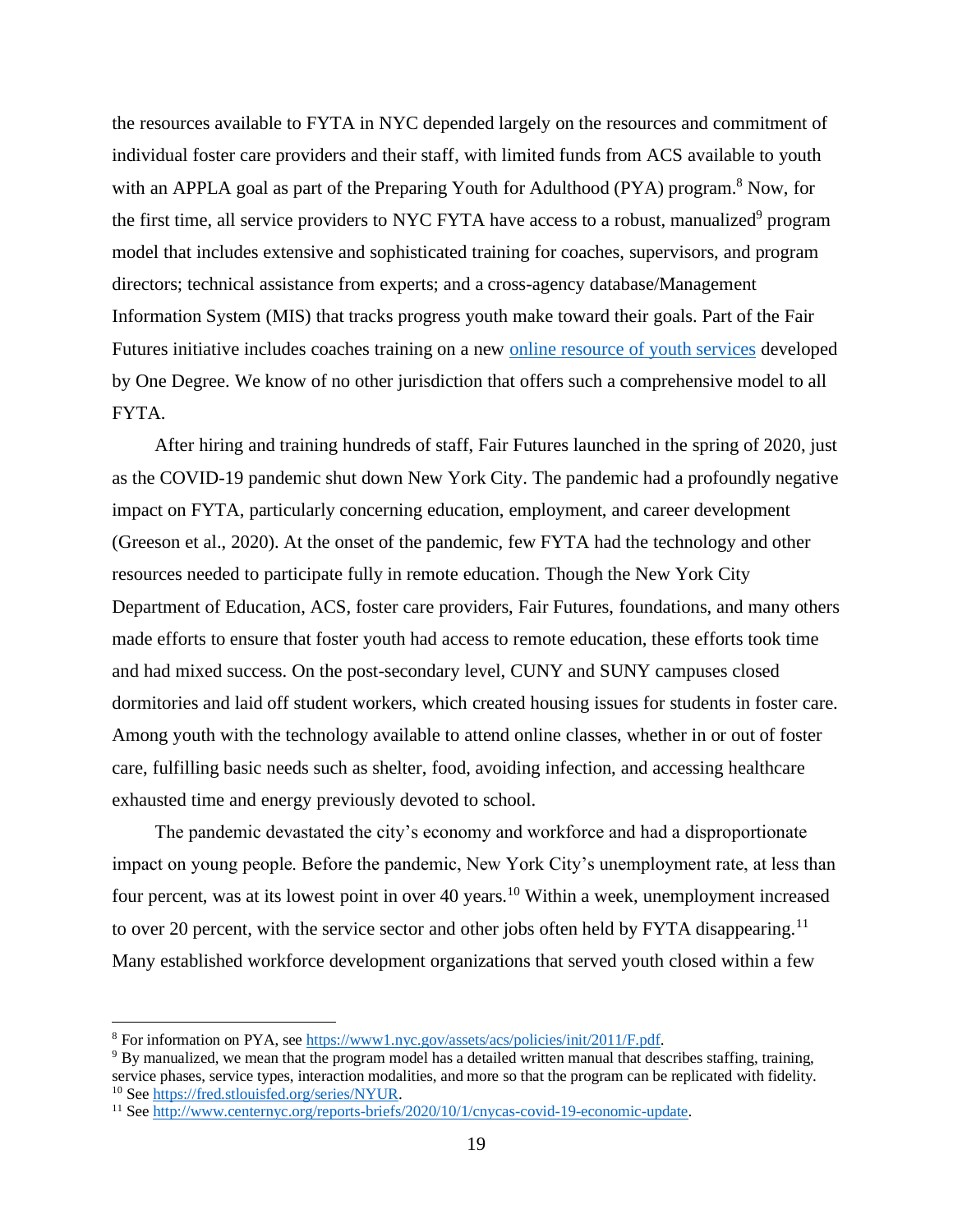the resources available to FYTA in NYC depended largely on the resources and commitment of individual foster care providers and their staff, with limited funds from ACS available to youth with an APPLA goal as part of the Preparing Youth for Adulthood (PYA) program.[8] Now, for the first time, all service providers to NYC FYTA have access to a robust, manualized[9] program model that includes extensive and sophisticated training for coaches, supervisors, and program directors; technical assistance from experts; and a cross-agency database/Management Information System (MIS) that tracks progress youth make toward their goals. Part of the Fair Futures initiative includes coaches training on a new [online resource of youth services]() developed by One Degree. We know of no other jurisdiction that offers such a comprehensive model to all FYTA.

After hiring and training hundreds of staff, Fair Futures launched in the spring of 2020, just as the COVID-19 pandemic shut down New York City. The pandemic had a profoundly negative impact on FYTA, particularly concerning education, employment, and career development (Greeson et al., 2020). At the onset of the pandemic, few FYTA had the technology and other resources needed to participate fully in remote education. Though the New York City Department of Education, ACS, foster care providers, Fair Futures, foundations, and many others made efforts to ensure that foster youth had access to remote education, these efforts took time and had mixed success. On the post-secondary level, CUNY and SUNY campuses closed dormitories and laid off student workers, which created housing issues for students in foster care. Among youth with the technology available to attend online classes, whether in or out of foster care, fulfilling basic needs such as shelter, food, avoiding infection, and accessing healthcare exhausted time and energy previously devoted to school.

The pandemic devastated the city's economy and workforce and had a disproportionate impact on young people. Before the pandemic, New York City's unemployment rate, at less than four percent, was at its lowest point in over 40 years.[10] Within a week, unemployment increased to over 20 percent, with the service sector and other jobs often held by FYTA disappearing.[11] Many established workforce development organizations that served youth closed within a few

---

[8] For information on PYA, see https://www1.nyc.gov/assets/acs/policies/init/2011/F.pdf.

[9] By manualized, we mean that the program model has a detailed written manual that describes staffing, training, service phases, service types, interaction modalities, and more so that the program can be replicated with fidelity.

[10] See https://fred.stlouisfed.org/series/NYUR.

[11] See http://www.centernyc.org/reports-briefs/2020/10/1/cnycas-covid-19-economic-update.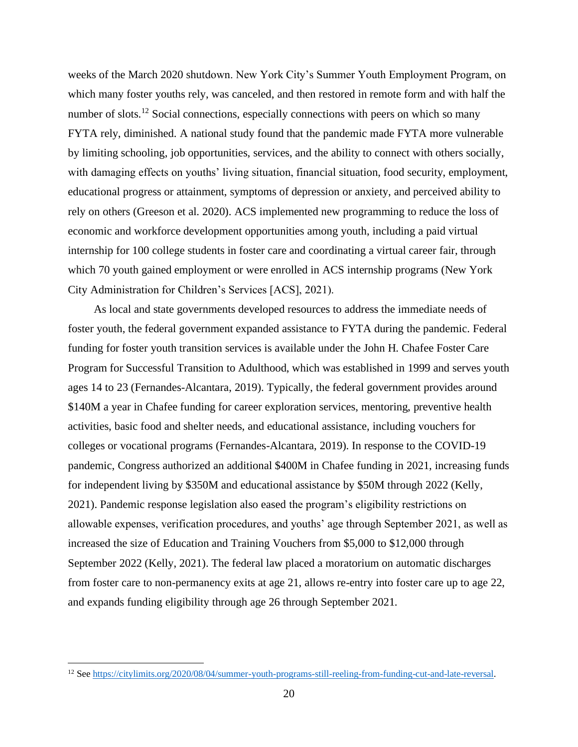weeks of the March 2020 shutdown. New York City's Summer Youth Employment Program, on which many foster youths rely, was canceled, and then restored in remote form and with half the number of slots.[12] Social connections, especially connections with peers on which so many FYTA rely, diminished. A national study found that the pandemic made FYTA more vulnerable by limiting schooling, job opportunities, services, and the ability to connect with others socially, with damaging effects on youths' living situation, financial situation, food security, employment, educational progress or attainment, symptoms of depression or anxiety, and perceived ability to rely on others (Greeson et al. 2020). ACS implemented new programming to reduce the loss of economic and workforce development opportunities among youth, including a paid virtual internship for 100 college students in foster care and coordinating a virtual career fair, through which 70 youth gained employment or were enrolled in ACS internship programs (New York City Administration for Children's Services [ACS], 2021).

As local and state governments developed resources to address the immediate needs of foster youth, the federal government expanded assistance to FYTA during the pandemic. Federal funding for foster youth transition services is available under the John H. Chafee Foster Care Program for Successful Transition to Adulthood, which was established in 1999 and serves youth ages 14 to 23 (Fernandes-Alcantara, 2019). Typically, the federal government provides around $140M a year in Chafee funding for career exploration services, mentoring, preventive health activities, basic food and shelter needs, and educational assistance, including vouchers for colleges or vocational programs (Fernandes-Alcantara, 2019). In response to the COVID-19 pandemic, Congress authorized an additional $400M in Chafee funding in 2021, increasing funds for independent living by $350M and educational assistance by $50M through 2022 (Kelly, 2021). Pandemic response legislation also eased the program's eligibility restrictions on allowable expenses, verification procedures, and youths' age through September 2021, as well as increased the size of Education and Training Vouchers from $5,000 to $12,000 through September 2022 (Kelly, 2021). The federal law placed a moratorium on automatic discharges from foster care to non-permanency exits at age 21, allows re-entry into foster care up to age 22, and expands funding eligibility through age 26 through September 2021.

---

[12] See https://citylimits.org/2020/08/04/summer-youth-programs-still-reeling-from-funding-cut-and-late-reversal.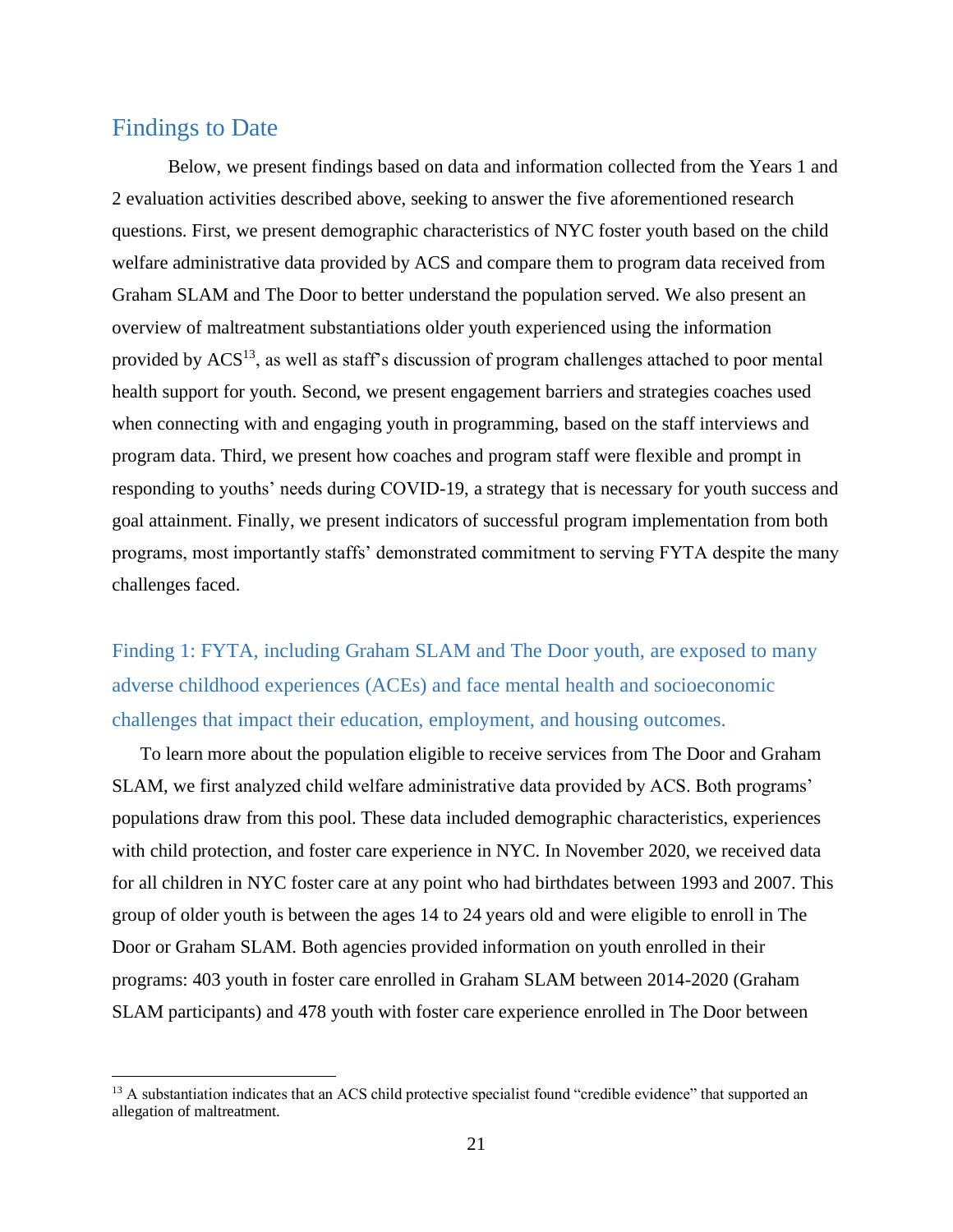## Findings to Date

Below, we present findings based on data and information collected from the Years 1 and 2 evaluation activities described above, seeking to answer the five aforementioned research questions. First, we present demographic characteristics of NYC foster youth based on the child welfare administrative data provided by ACS and compare them to program data received from Graham SLAM and The Door to better understand the population served. We also present an overview of maltreatment substantiations older youth experienced using the information provided by ACS[13], as well as staff's discussion of program challenges attached to poor mental health support for youth. Second, we present engagement barriers and strategies coaches used when connecting with and engaging youth in programming, based on the staff interviews and program data. Third, we present how coaches and program staff were flexible and prompt in responding to youths' needs during COVID-19, a strategy that is necessary for youth success and goal attainment. Finally, we present indicators of successful program implementation from both programs, most importantly staffs' demonstrated commitment to serving FYTA despite the many challenges faced.

### Finding 1: FYTA, including Graham SLAM and The Door youth, are exposed to many adverse childhood experiences (ACEs) and face mental health and socioeconomic challenges that impact their education, employment, and housing outcomes.

To learn more about the population eligible to receive services from The Door and Graham SLAM, we first analyzed child welfare administrative data provided by ACS. Both programs' populations draw from this pool. These data included demographic characteristics, experiences with child protection, and foster care experience in NYC. In November 2020, we received data for all children in NYC foster care at any point who had birthdates between 1993 and 2007. This group of older youth is between the ages 14 to 24 years old and were eligible to enroll in The Door or Graham SLAM. Both agencies provided information on youth enrolled in their programs: 403 youth in foster care enrolled in Graham SLAM between 2014-2020 (Graham SLAM participants) and 478 youth with foster care experience enrolled in The Door between

[13] A substantiation indicates that an ACS child protective specialist found "credible evidence" that supported an allegation of maltreatment.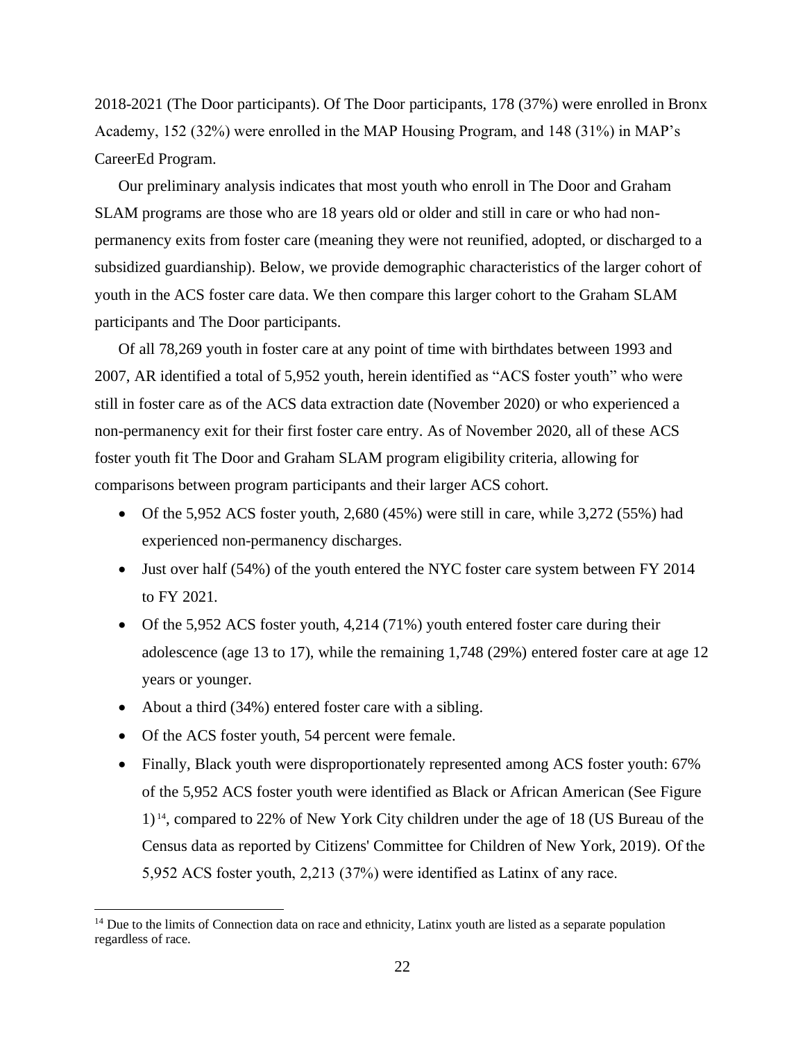2018-2021 (The Door participants). Of The Door participants, 178 (37%) were enrolled in Bronx Academy, 152 (32%) were enrolled in the MAP Housing Program, and 148 (31%) in MAP's CareerEd Program.

Our preliminary analysis indicates that most youth who enroll in The Door and Graham SLAM programs are those who are 18 years old or older and still in care or who had non-permanency exits from foster care (meaning they were not reunified, adopted, or discharged to a subsidized guardianship). Below, we provide demographic characteristics of the larger cohort of youth in the ACS foster care data. We then compare this larger cohort to the Graham SLAM participants and The Door participants.

Of all 78,269 youth in foster care at any point of time with birthdates between 1993 and 2007, AR identified a total of 5,952 youth, herein identified as "ACS foster youth" who were still in foster care as of the ACS data extraction date (November 2020) or who experienced a non-permanency exit for their first foster care entry. As of November 2020, all of these ACS foster youth fit The Door and Graham SLAM program eligibility criteria, allowing for comparisons between program participants and their larger ACS cohort.

- Of the 5,952 ACS foster youth, 2,680 (45%) were still in care, while 3,272 (55%) had experienced non-permanency discharges.
- Just over half (54%) of the youth entered the NYC foster care system between FY 2014 to FY 2021.
- Of the 5,952 ACS foster youth, 4,214 (71%) youth entered foster care during their adolescence (age 13 to 17), while the remaining 1,748 (29%) entered foster care at age 12 years or younger.
- About a third (34%) entered foster care with a sibling.
- Of the ACS foster youth, 54 percent were female.
- Finally, Black youth were disproportionately represented among ACS foster youth: 67% of the 5,952 ACS foster youth were identified as Black or African American (See Figure 1)[14], compared to 22% of New York City children under the age of 18 (US Bureau of the Census data as reported by Citizens' Committee for Children of New York, 2019). Of the 5,952 ACS foster youth, 2,213 (37%) were identified as Latinx of any race.

[14] Due to the limits of Connection data on race and ethnicity, Latinx youth are listed as a separate population regardless of race.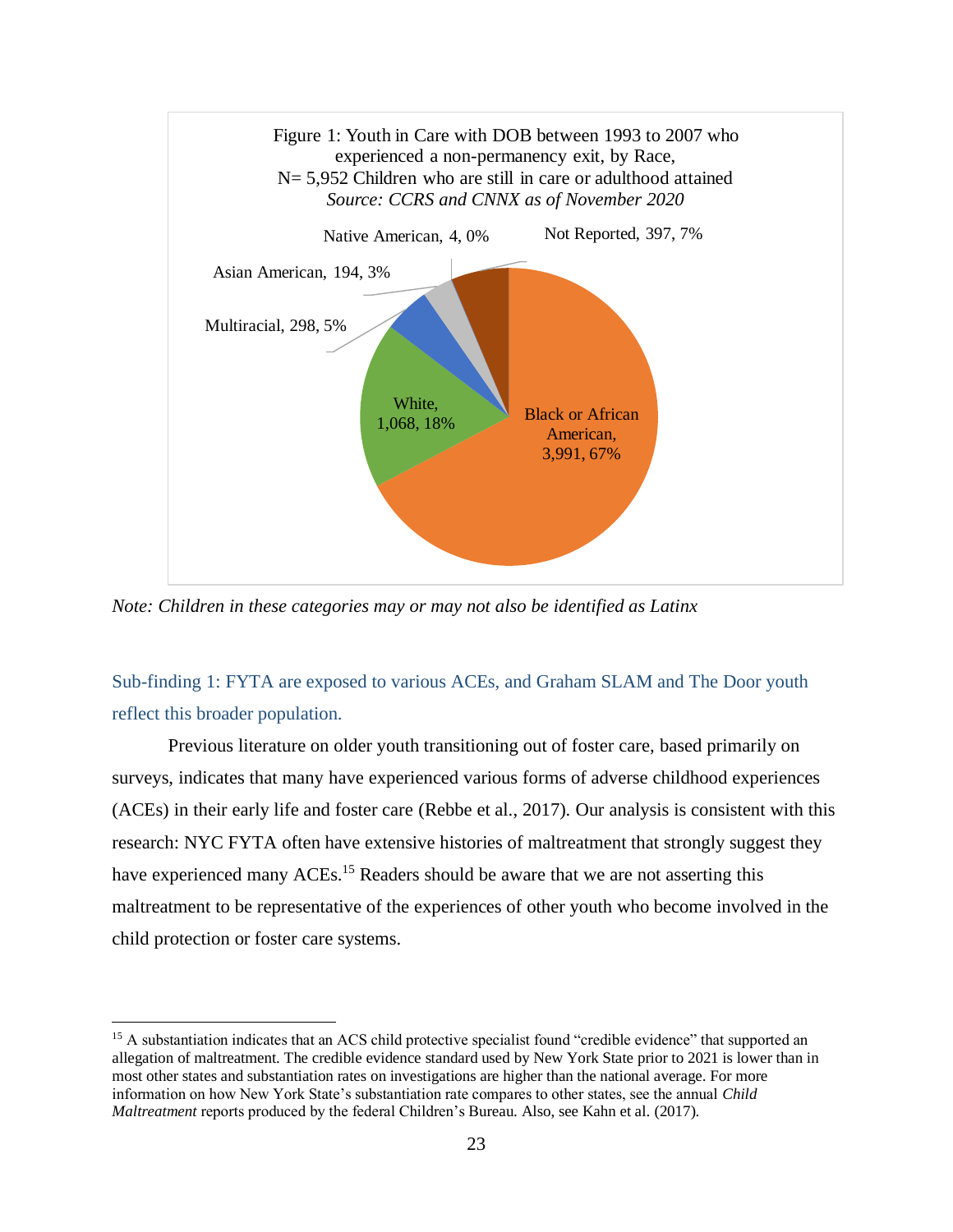Figure 1: Youth in Care with DOB between 1993 to 2007 who experienced a non-permanency exit, by Race,
N= 5,952 Children who are still in care or adulthood attained
*Source: CCRS and CNNX as of November 2020*

| Race | Count | Percent |
| --- | --- | --- |
| Black or African American | 3,991 | 67% |
| White | 1,068 | 18% |
| Multiracial | 298 | 5% |
| Asian American | 194 | 3% |
| Native American | 4 | 0% |
| Not Reported | 397 | 7% |

*Note: Children in these categories may or may not also be identified as Latinx*

### Sub-finding 1: FYTA are exposed to various ACEs, and Graham SLAM and The Door youth reflect this broader population.

Previous literature on older youth transitioning out of foster care, based primarily on surveys, indicates that many have experienced various forms of adverse childhood experiences (ACEs) in their early life and foster care (Rebbe et al., 2017). Our analysis is consistent with this research: NYC FYTA often have extensive histories of maltreatment that strongly suggest they have experienced many ACEs.[15] Readers should be aware that we are not asserting this maltreatment to be representative of the experiences of other youth who become involved in the child protection or foster care systems.

[15] A substantiation indicates that an ACS child protective specialist found "credible evidence" that supported an allegation of maltreatment. The credible evidence standard used by New York State prior to 2021 is lower than in most other states and substantiation rates on investigations are higher than the national average. For more information on how New York State's substantiation rate compares to other states, see the annual *Child Maltreatment* reports produced by the federal Children's Bureau. Also, see Kahn et al. (2017).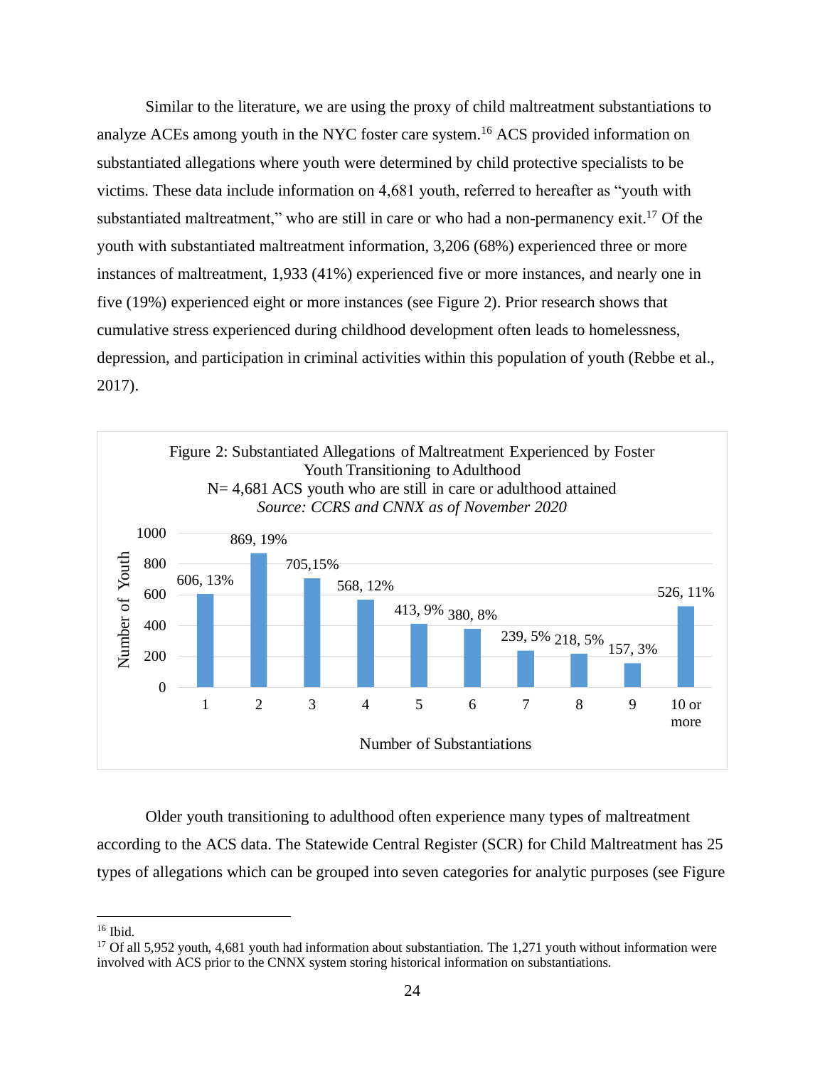Similar to the literature, we are using the proxy of child maltreatment substantiations to analyze ACEs among youth in the NYC foster care system.[16] ACS provided information on substantiated allegations where youth were determined by child protective specialists to be victims. These data include information on 4,681 youth, referred to hereafter as "youth with substantiated maltreatment," who are still in care or who had a non-permanency exit.[17] Of the youth with substantiated maltreatment information, 3,206 (68%) experienced three or more instances of maltreatment, 1,933 (41%) experienced five or more instances, and nearly one in five (19%) experienced eight or more instances (see Figure 2). Prior research shows that cumulative stress experienced during childhood development often leads to homelessness, depression, and participation in criminal activities within this population of youth (Rebbe et al., 2017).

Figure 2: Substantiated Allegations of Maltreatment Experienced by Foster Youth Transitioning to Adulthood
N= 4,681 ACS youth who are still in care or adulthood attained
*Source: CCRS and CNNX as of November 2020*

| Number of Substantiations | Number of Youth | Percent |
|---|---|---|
| 1 | 606 | 13% |
| 2 | 869 | 19% |
| 3 | 705 | 15% |
| 4 | 568 | 12% |
| 5 | 413 | 9% |
| 6 | 380 | 8% |
| 7 | 239 | 5% |
| 8 | 218 | 5% |
| 9 | 157 | 3% |
| 10 or more | 526 | 11% |

Older youth transitioning to adulthood often experience many types of maltreatment according to the ACS data. The Statewide Central Register (SCR) for Child Maltreatment has 25 types of allegations which can be grouped into seven categories for analytic purposes (see Figure

---

[16] Ibid.

[17] Of all 5,952 youth, 4,681 youth had information about substantiation. The 1,271 youth without information were involved with ACS prior to the CNNX system storing historical information on substantiations.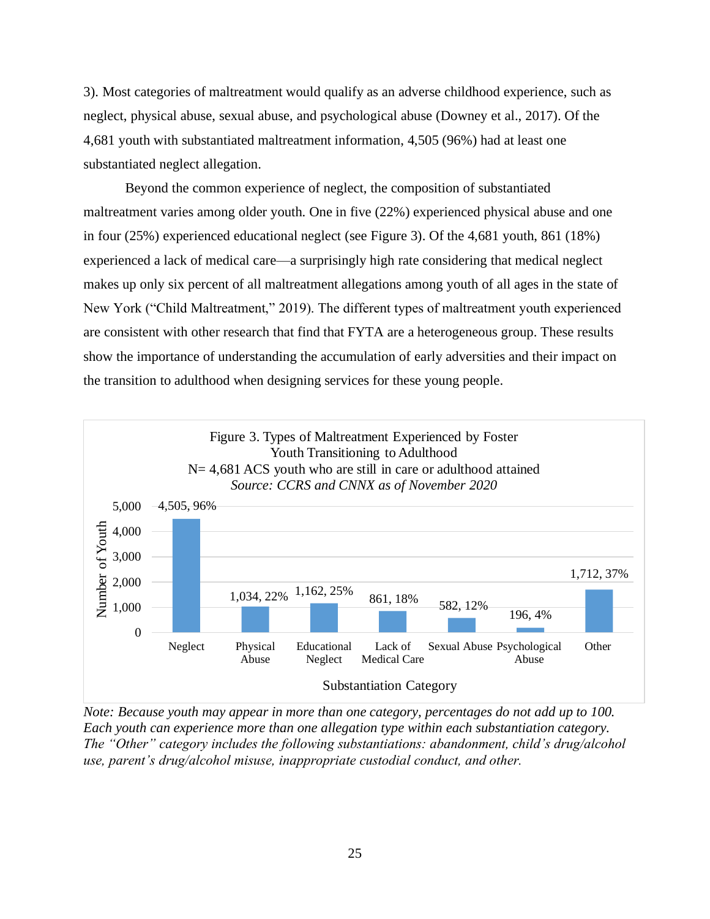3). Most categories of maltreatment would qualify as an adverse childhood experience, such as neglect, physical abuse, sexual abuse, and psychological abuse (Downey et al., 2017). Of the 4,681 youth with substantiated maltreatment information, 4,505 (96%) had at least one substantiated neglect allegation.

Beyond the common experience of neglect, the composition of substantiated maltreatment varies among older youth. One in five (22%) experienced physical abuse and one in four (25%) experienced educational neglect (see Figure 3). Of the 4,681 youth, 861 (18%) experienced a lack of medical care—a surprisingly high rate considering that medical neglect makes up only six percent of all maltreatment allegations among youth of all ages in the state of New York ("Child Maltreatment," 2019). The different types of maltreatment youth experienced are consistent with other research that find that FYTA are a heterogeneous group. These results show the importance of understanding the accumulation of early adversities and their impact on the transition to adulthood when designing services for these young people.

Figure 3. Types of Maltreatment Experienced by Foster Youth Transitioning to Adulthood
N= 4,681 ACS youth who are still in care or adulthood attained
*Source: CCRS and CNNX as of November 2020*

| Substantiation Category | Number of Youth, % |
|---|---|
| Neglect | 4,505, 96% |
| Physical Abuse | 1,034, 22% |
| Educational Neglect | 1,162, 25% |
| Lack of Medical Care | 861, 18% |
| Sexual Abuse | 582, 12% |
| Psychological Abuse | 196, 4% |
| Other | 1,712, 37% |

*Note: Because youth may appear in more than one category, percentages do not add up to 100. Each youth can experience more than one allegation type within each substantiation category. The "Other" category includes the following substantiations: abandonment, child's drug/alcohol use, parent's drug/alcohol misuse, inappropriate custodial conduct, and other.*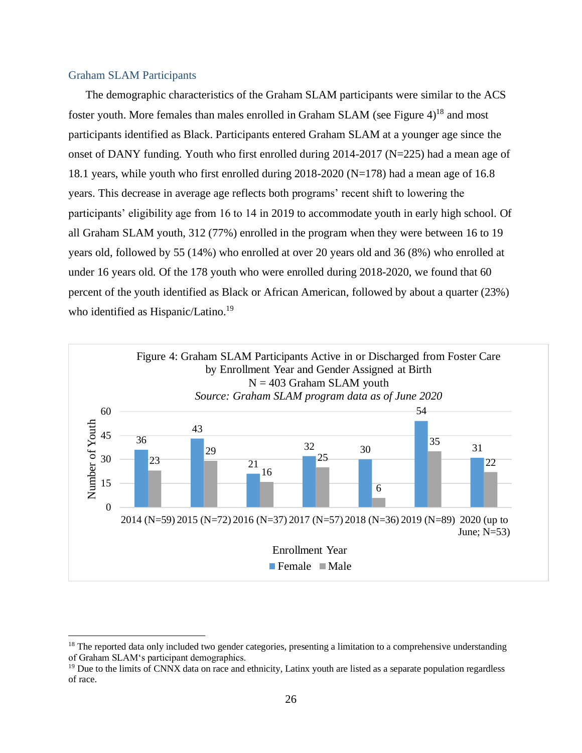## Graham SLAM Participants

The demographic characteristics of the Graham SLAM participants were similar to the ACS foster youth. More females than males enrolled in Graham SLAM (see Figure 4)[18] and most participants identified as Black. Participants entered Graham SLAM at a younger age since the onset of DANY funding. Youth who first enrolled during 2014-2017 (N=225) had a mean age of 18.1 years, while youth who first enrolled during 2018-2020 (N=178) had a mean age of 16.8 years. This decrease in average age reflects both programs' recent shift to lowering the participants' eligibility age from 16 to 14 in 2019 to accommodate youth in early high school. Of all Graham SLAM youth, 312 (77%) enrolled in the program when they were between 16 to 19 years old, followed by 55 (14%) who enrolled at over 20 years old and 36 (8%) who enrolled at under 16 years old. Of the 178 youth who were enrolled during 2018-2020, we found that 60 percent of the youth identified as Black or African American, followed by about a quarter (23%) who identified as Hispanic/Latino.[19]

Figure 4: Graham SLAM Participants Active in or Discharged from Foster Care by Enrollment Year and Gender Assigned at Birth
N = 403 Graham SLAM youth
*Source: Graham SLAM program data as of June 2020*

| Enrollment Year | Female | Male |
|---|---|---|
| 2014 (N=59) | 36 | 23 |
| 2015 (N=72) | 43 | 29 |
| 2016 (N=37) | 21 | 16 |
| 2017 (N=57) | 32 | 25 |
| 2018 (N=36) | 30 | 6 |
| 2019 (N=89) | 54 | 35 |
| 2020 (up to June; N=53) | 31 | 22 |

---

[18] The reported data only included two gender categories, presenting a limitation to a comprehensive understanding of Graham SLAM's participant demographics.

[19] Due to the limits of CNNX data on race and ethnicity, Latinx youth are listed as a separate population regardless of race.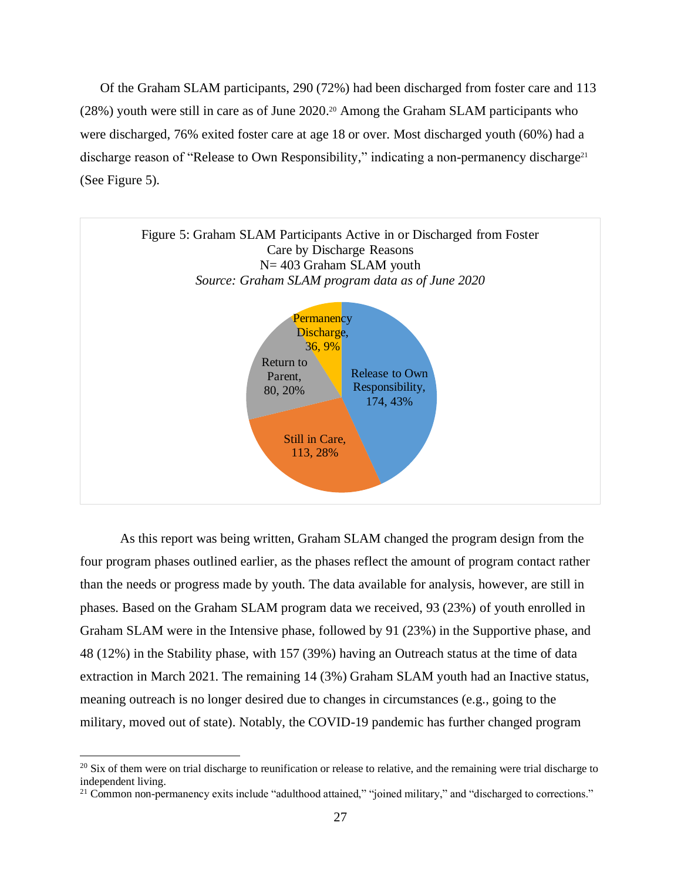Of the Graham SLAM participants, 290 (72%) had been discharged from foster care and 113 (28%) youth were still in care as of June 2020.[20] Among the Graham SLAM participants who were discharged, 76% exited foster care at age 18 or over. Most discharged youth (60%) had a discharge reason of "Release to Own Responsibility," indicating a non-permanency discharge[21] (See Figure 5).

Figure 5: Graham SLAM Participants Active in or Discharged from Foster Care by Discharge Reasons
N= 403 Graham SLAM youth
*Source: Graham SLAM program data as of June 2020*

| Category | Number | Percent |
|---|---|---|
| Release to Own Responsibility | 174 | 43% |
| Still in Care | 113 | 28% |
| Return to Parent | 80 | 20% |
| Permanency Discharge | 36 | 9% |

As this report was being written, Graham SLAM changed the program design from the four program phases outlined earlier, as the phases reflect the amount of program contact rather than the needs or progress made by youth. The data available for analysis, however, are still in phases. Based on the Graham SLAM program data we received, 93 (23%) of youth enrolled in Graham SLAM were in the Intensive phase, followed by 91 (23%) in the Supportive phase, and 48 (12%) in the Stability phase, with 157 (39%) having an Outreach status at the time of data extraction in March 2021. The remaining 14 (3%) Graham SLAM youth had an Inactive status, meaning outreach is no longer desired due to changes in circumstances (e.g., going to the military, moved out of state). Notably, the COVID-19 pandemic has further changed program

[20] Six of them were on trial discharge to reunification or release to relative, and the remaining were trial discharge to independent living.

[21] Common non-permanency exits include "adulthood attained," "joined military," and "discharged to corrections."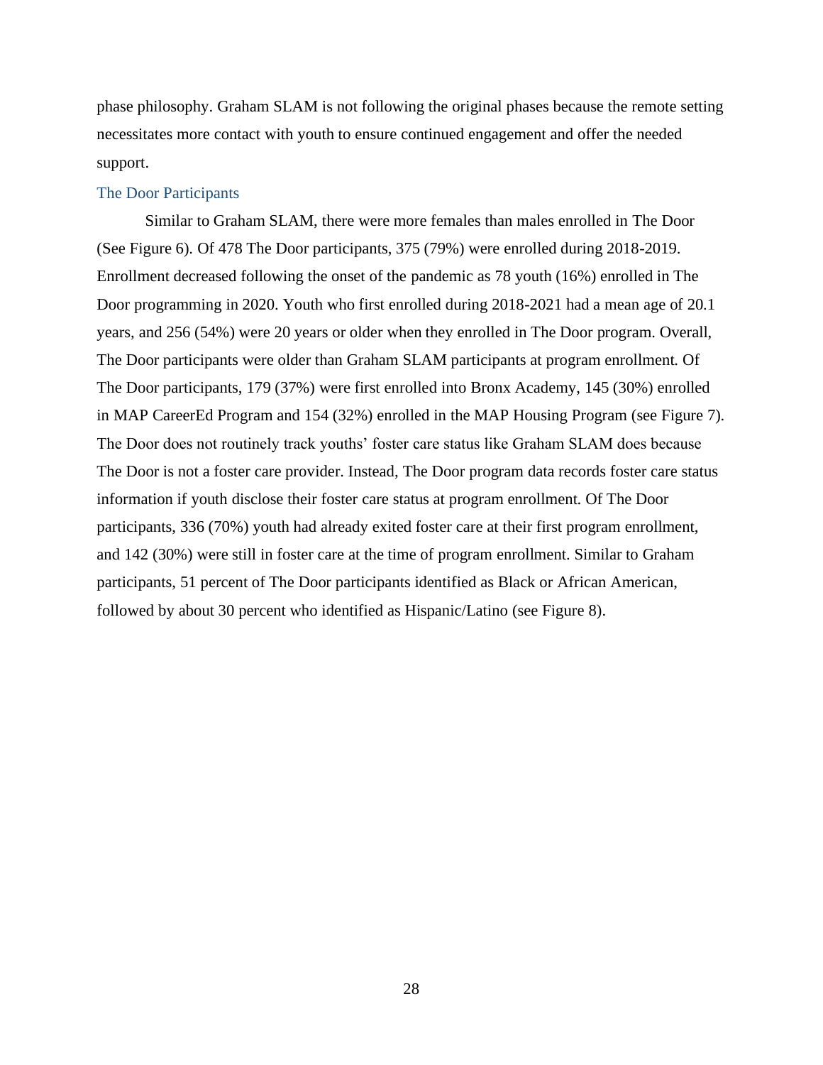phase philosophy. Graham SLAM is not following the original phases because the remote setting necessitates more contact with youth to ensure continued engagement and offer the needed support.

### The Door Participants

Similar to Graham SLAM, there were more females than males enrolled in The Door (See Figure 6). Of 478 The Door participants, 375 (79%) were enrolled during 2018-2019. Enrollment decreased following the onset of the pandemic as 78 youth (16%) enrolled in The Door programming in 2020. Youth who first enrolled during 2018-2021 had a mean age of 20.1 years, and 256 (54%) were 20 years or older when they enrolled in The Door program. Overall, The Door participants were older than Graham SLAM participants at program enrollment. Of The Door participants, 179 (37%) were first enrolled into Bronx Academy, 145 (30%) enrolled in MAP CareerEd Program and 154 (32%) enrolled in the MAP Housing Program (see Figure 7). The Door does not routinely track youths' foster care status like Graham SLAM does because The Door is not a foster care provider. Instead, The Door program data records foster care status information if youth disclose their foster care status at program enrollment. Of The Door participants, 336 (70%) youth had already exited foster care at their first program enrollment, and 142 (30%) were still in foster care at the time of program enrollment. Similar to Graham participants, 51 percent of The Door participants identified as Black or African American, followed by about 30 percent who identified as Hispanic/Latino (see Figure 8).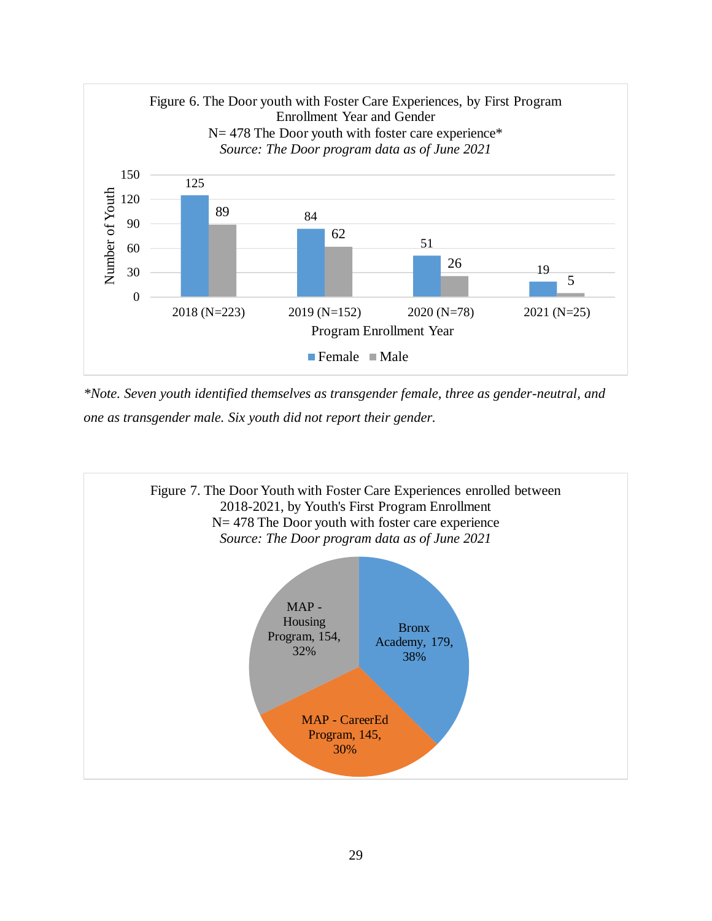Figure 6. The Door youth with Foster Care Experiences, by First Program Enrollment Year and Gender

N= 478 The Door youth with foster care experience*

*Source: The Door program data as of June 2021*

| Program Enrollment Year | Female | Male |
|---|---|---|
| 2018 (N=223) | 125 | 89 |
| 2019 (N=152) | 84 | 62 |
| 2020 (N=78) | 51 | 26 |
| 2021 (N=25) | 19 | 5 |

*\*Note. Seven youth identified themselves as transgender female, three as gender-neutral, and one as transgender male. Six youth did not report their gender.*

Figure 7. The Door Youth with Foster Care Experiences enrolled between 2018-2021, by Youth's First Program Enrollment

N= 478 The Door youth with foster care experience

*Source: The Door program data as of June 2021*

| First Program Enrollment | Number | Percent |
|---|---|---|
| Bronx Academy | 179 | 38% |
| MAP - Housing Program | 154 | 32% |
| MAP - CareerEd Program | 145 | 30% |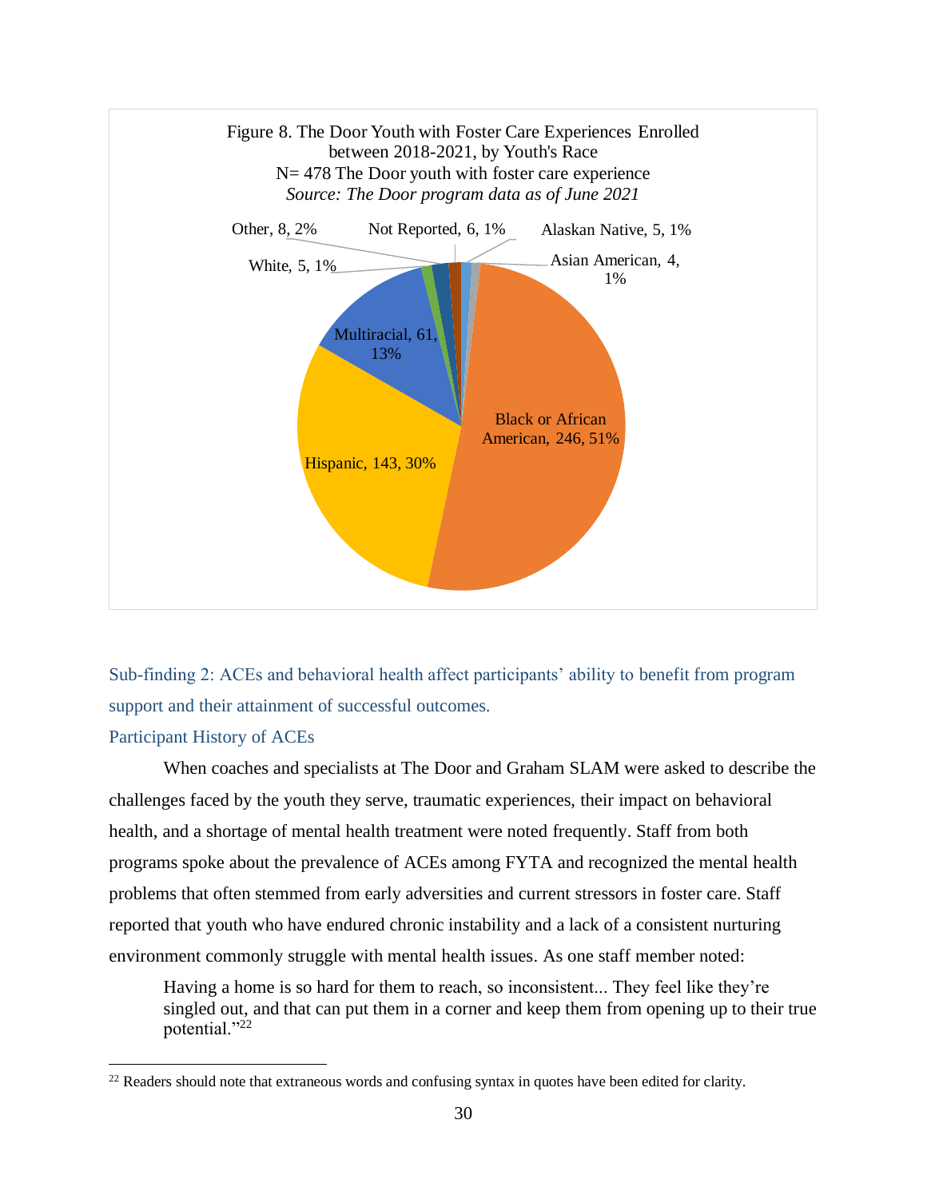Figure 8. The Door Youth with Foster Care Experiences Enrolled between 2018-2021, by Youth's Race
N= 478 The Door youth with foster care experience
*Source: The Door program data as of June 2021*

| Race | Count | Percent |
|---|---|---|
| Black or African American | 246 | 51% |
| Hispanic | 143 | 30% |
| Multiracial | 61 | 13% |
| White | 5 | 1% |
| Other | 8 | 2% |
| Not Reported | 6 | 1% |
| Alaskan Native | 5 | 1% |
| Asian American | 4 | 1% |

### Sub-finding 2: ACEs and behavioral health affect participants' ability to benefit from program support and their attainment of successful outcomes.

#### Participant History of ACEs

When coaches and specialists at The Door and Graham SLAM were asked to describe the challenges faced by the youth they serve, traumatic experiences, their impact on behavioral health, and a shortage of mental health treatment were noted frequently. Staff from both programs spoke about the prevalence of ACEs among FYTA and recognized the mental health problems that often stemmed from early adversities and current stressors in foster care. Staff reported that youth who have endured chronic instability and a lack of a consistent nurturing environment commonly struggle with mental health issues. As one staff member noted:

> Having a home is so hard for them to reach, so inconsistent... They feel like they're singled out, and that can put them in a corner and keep them from opening up to their true potential."[22]

[22] Readers should note that extraneous words and confusing syntax in quotes have been edited for clarity.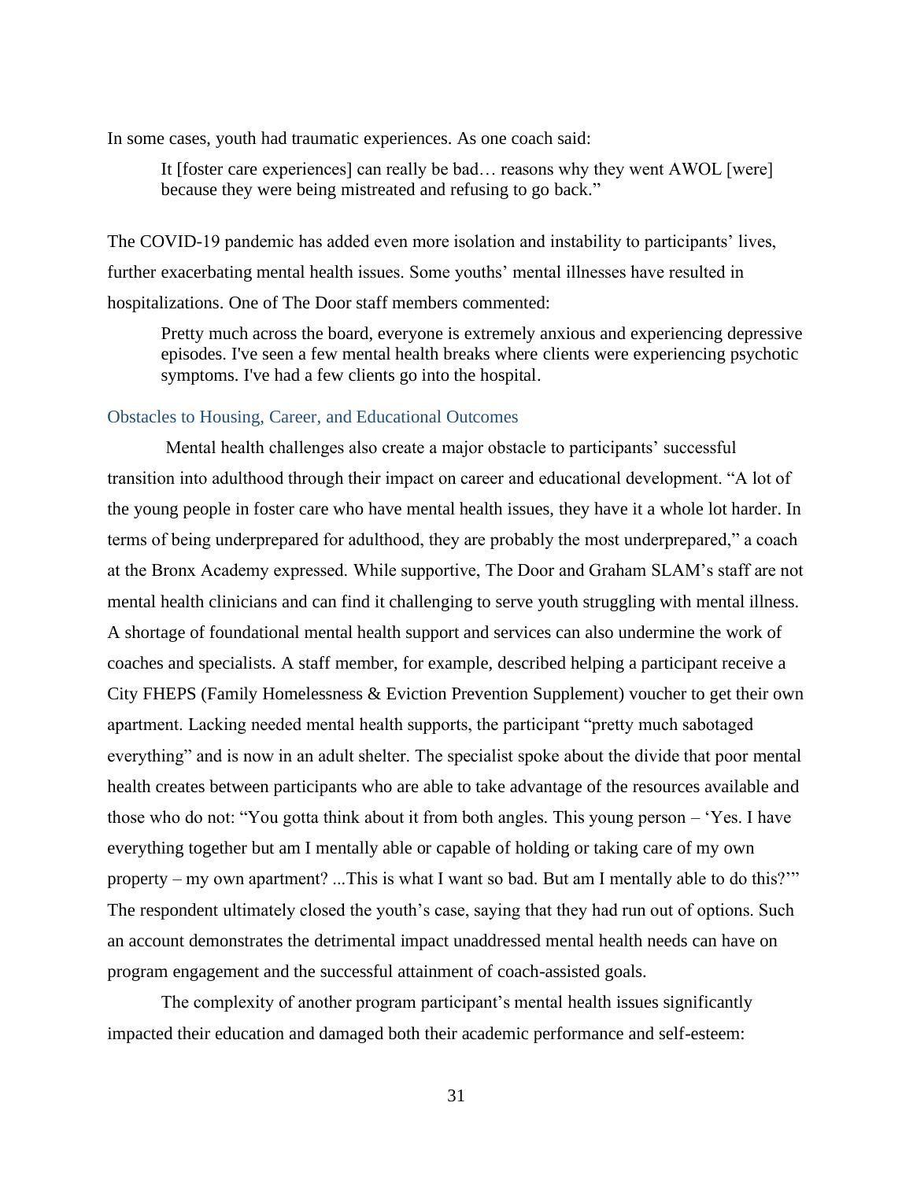In some cases, youth had traumatic experiences. As one coach said:

> It [foster care experiences] can really be bad… reasons why they went AWOL [were] because they were being mistreated and refusing to go back."

The COVID-19 pandemic has added even more isolation and instability to participants' lives, further exacerbating mental health issues. Some youths' mental illnesses have resulted in hospitalizations. One of The Door staff members commented:

> Pretty much across the board, everyone is extremely anxious and experiencing depressive episodes. I've seen a few mental health breaks where clients were experiencing psychotic symptoms. I've had a few clients go into the hospital.

### Obstacles to Housing, Career, and Educational Outcomes

Mental health challenges also create a major obstacle to participants' successful transition into adulthood through their impact on career and educational development. "A lot of the young people in foster care who have mental health issues, they have it a whole lot harder. In terms of being underprepared for adulthood, they are probably the most underprepared," a coach at the Bronx Academy expressed. While supportive, The Door and Graham SLAM's staff are not mental health clinicians and can find it challenging to serve youth struggling with mental illness. A shortage of foundational mental health support and services can also undermine the work of coaches and specialists. A staff member, for example, described helping a participant receive a City FHEPS (Family Homelessness & Eviction Prevention Supplement) voucher to get their own apartment. Lacking needed mental health supports, the participant "pretty much sabotaged everything" and is now in an adult shelter. The specialist spoke about the divide that poor mental health creates between participants who are able to take advantage of the resources available and those who do not: "You gotta think about it from both angles. This young person – 'Yes. I have everything together but am I mentally able or capable of holding or taking care of my own property – my own apartment? ...This is what I want so bad. But am I mentally able to do this?'" The respondent ultimately closed the youth's case, saying that they had run out of options. Such an account demonstrates the detrimental impact unaddressed mental health needs can have on program engagement and the successful attainment of coach-assisted goals.

The complexity of another program participant's mental health issues significantly impacted their education and damaged both their academic performance and self-esteem: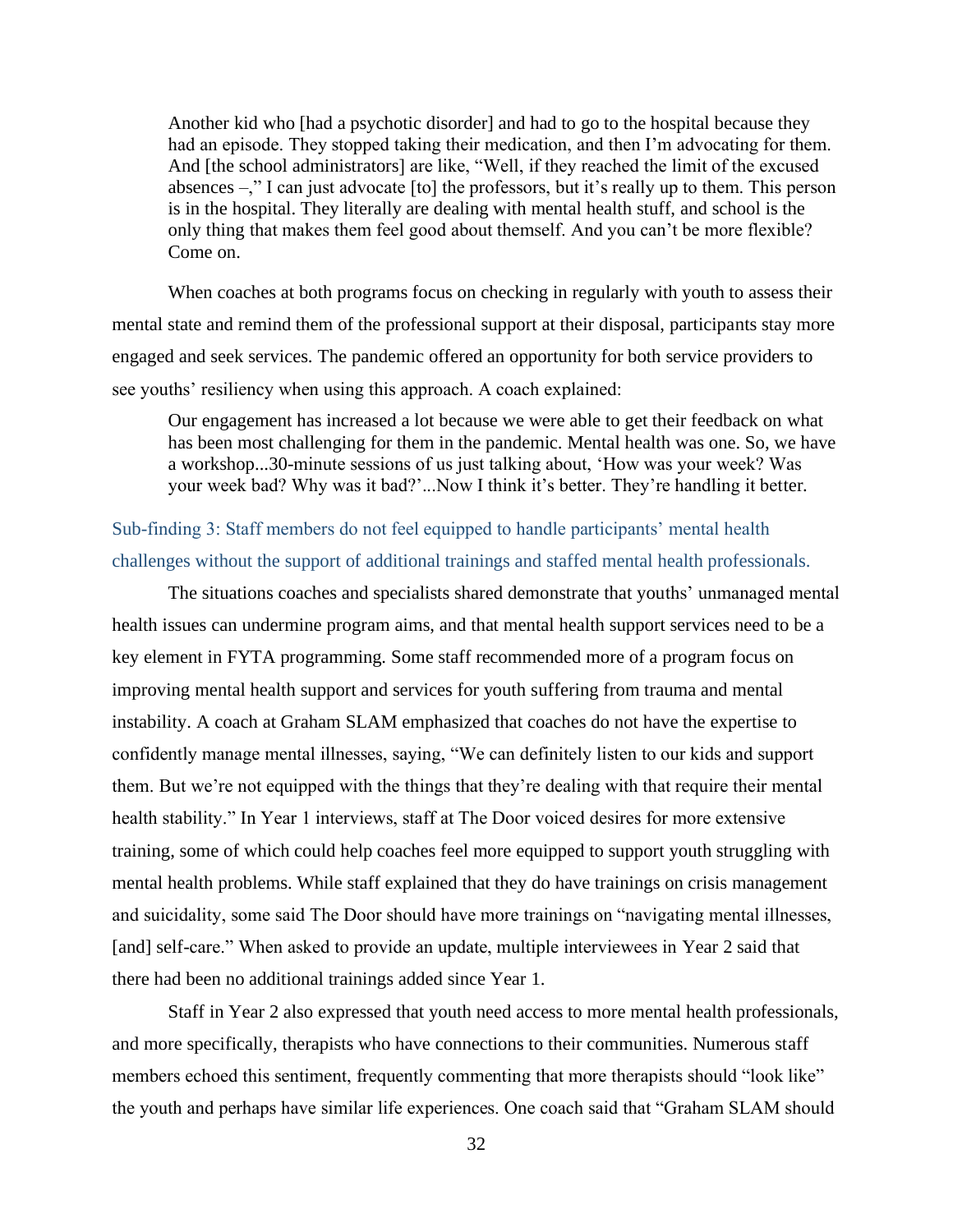> Another kid who [had a psychotic disorder] and had to go to the hospital because they had an episode. They stopped taking their medication, and then I'm advocating for them. And [the school administrators] are like, "Well, if they reached the limit of the excused absences –," I can just advocate [to] the professors, but it's really up to them. This person is in the hospital. They literally are dealing with mental health stuff, and school is the only thing that makes them feel good about themself. And you can't be more flexible? Come on.

When coaches at both programs focus on checking in regularly with youth to assess their mental state and remind them of the professional support at their disposal, participants stay more engaged and seek services. The pandemic offered an opportunity for both service providers to see youths' resiliency when using this approach. A coach explained:

> Our engagement has increased a lot because we were able to get their feedback on what has been most challenging for them in the pandemic. Mental health was one. So, we have a workshop...30-minute sessions of us just talking about, 'How was your week? Was your week bad? Why was it bad?'...Now I think it's better. They're handling it better.

### Sub-finding 3: Staff members do not feel equipped to handle participants' mental health challenges without the support of additional trainings and staffed mental health professionals.

The situations coaches and specialists shared demonstrate that youths' unmanaged mental health issues can undermine program aims, and that mental health support services need to be a key element in FYTA programming. Some staff recommended more of a program focus on improving mental health support and services for youth suffering from trauma and mental instability. A coach at Graham SLAM emphasized that coaches do not have the expertise to confidently manage mental illnesses, saying, "We can definitely listen to our kids and support them. But we're not equipped with the things that they're dealing with that require their mental health stability." In Year 1 interviews, staff at The Door voiced desires for more extensive training, some of which could help coaches feel more equipped to support youth struggling with mental health problems. While staff explained that they do have trainings on crisis management and suicidality, some said The Door should have more trainings on "navigating mental illnesses, [and] self-care." When asked to provide an update, multiple interviewees in Year 2 said that there had been no additional trainings added since Year 1.

Staff in Year 2 also expressed that youth need access to more mental health professionals, and more specifically, therapists who have connections to their communities. Numerous staff members echoed this sentiment, frequently commenting that more therapists should "look like" the youth and perhaps have similar life experiences. One coach said that "Graham SLAM should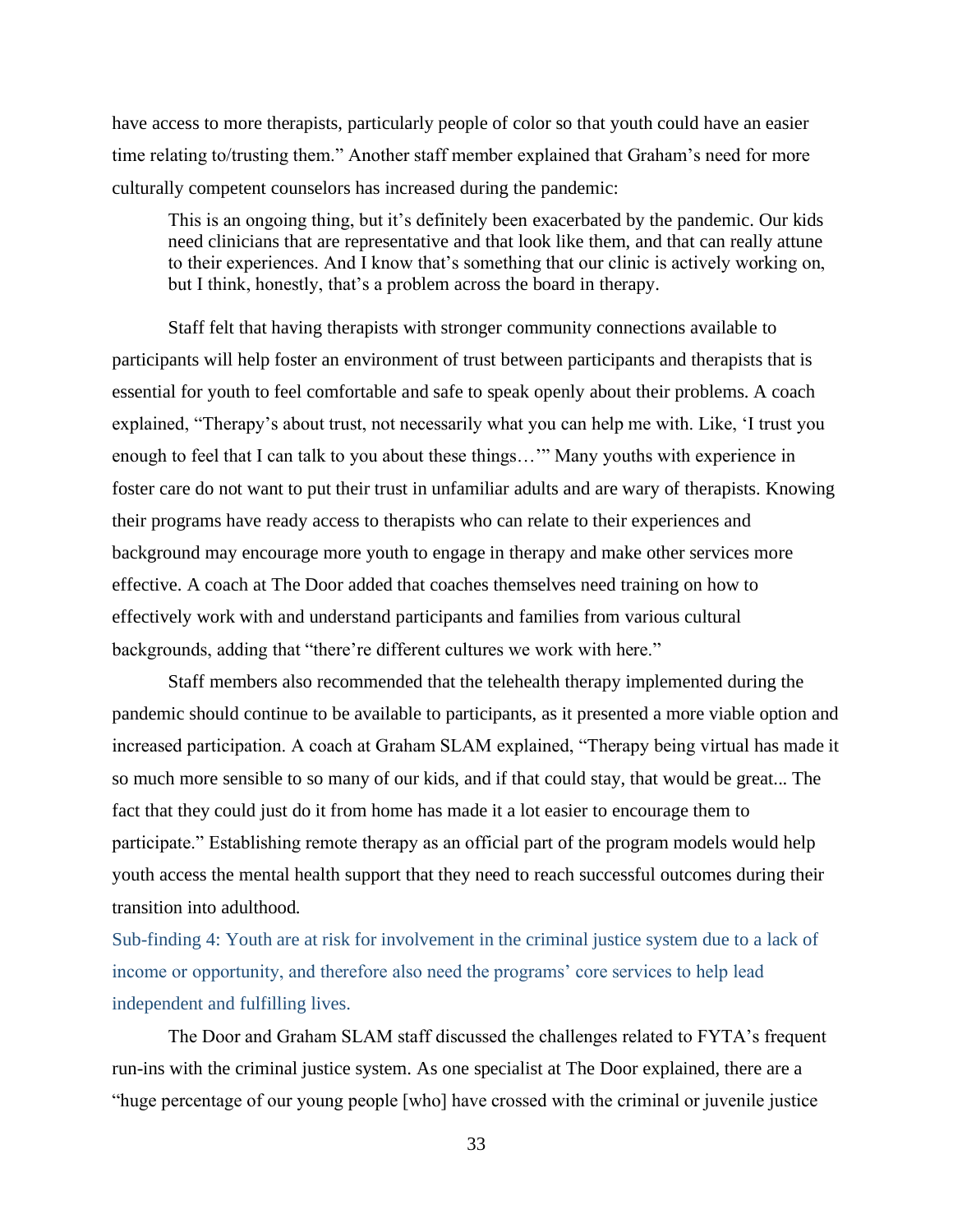have access to more therapists, particularly people of color so that youth could have an easier time relating to/trusting them." Another staff member explained that Graham's need for more culturally competent counselors has increased during the pandemic:

> This is an ongoing thing, but it's definitely been exacerbated by the pandemic. Our kids need clinicians that are representative and that look like them, and that can really attune to their experiences. And I know that's something that our clinic is actively working on, but I think, honestly, that's a problem across the board in therapy.

Staff felt that having therapists with stronger community connections available to participants will help foster an environment of trust between participants and therapists that is essential for youth to feel comfortable and safe to speak openly about their problems. A coach explained, "Therapy's about trust, not necessarily what you can help me with. Like, 'I trust you enough to feel that I can talk to you about these things…'" Many youths with experience in foster care do not want to put their trust in unfamiliar adults and are wary of therapists. Knowing their programs have ready access to therapists who can relate to their experiences and background may encourage more youth to engage in therapy and make other services more effective. A coach at The Door added that coaches themselves need training on how to effectively work with and understand participants and families from various cultural backgrounds, adding that "there're different cultures we work with here."

Staff members also recommended that the telehealth therapy implemented during the pandemic should continue to be available to participants, as it presented a more viable option and increased participation. A coach at Graham SLAM explained, "Therapy being virtual has made it so much more sensible to so many of our kids, and if that could stay, that would be great... The fact that they could just do it from home has made it a lot easier to encourage them to participate." Establishing remote therapy as an official part of the program models would help youth access the mental health support that they need to reach successful outcomes during their transition into adulthood.

### Sub-finding 4: Youth are at risk for involvement in the criminal justice system due to a lack of income or opportunity, and therefore also need the programs' core services to help lead independent and fulfilling lives.

The Door and Graham SLAM staff discussed the challenges related to FYTA's frequent run-ins with the criminal justice system. As one specialist at The Door explained, there are a "huge percentage of our young people [who] have crossed with the criminal or juvenile justice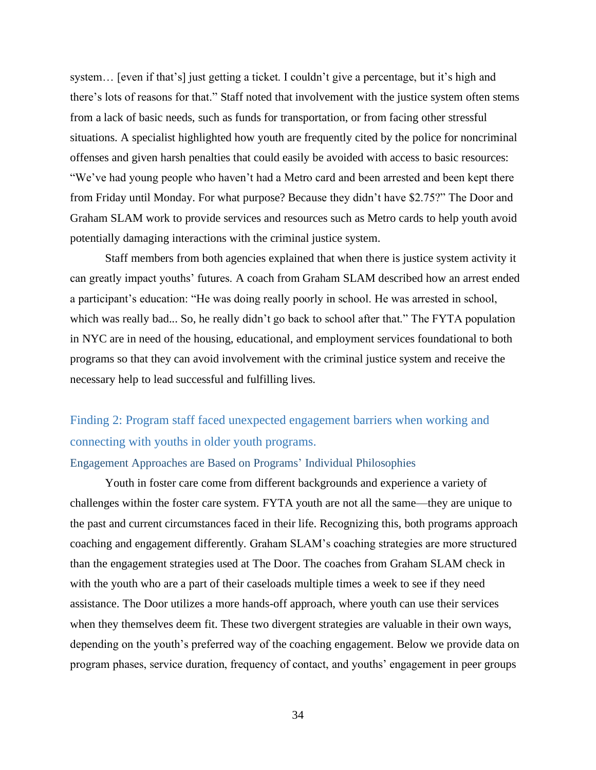system… [even if that's] just getting a ticket. I couldn't give a percentage, but it's high and there's lots of reasons for that." Staff noted that involvement with the justice system often stems from a lack of basic needs, such as funds for transportation, or from facing other stressful situations. A specialist highlighted how youth are frequently cited by the police for noncriminal offenses and given harsh penalties that could easily be avoided with access to basic resources: "We've had young people who haven't had a Metro card and been arrested and been kept there from Friday until Monday. For what purpose? Because they didn't have $2.75?" The Door and Graham SLAM work to provide services and resources such as Metro cards to help youth avoid potentially damaging interactions with the criminal justice system.

Staff members from both agencies explained that when there is justice system activity it can greatly impact youths' futures. A coach from Graham SLAM described how an arrest ended a participant's education: "He was doing really poorly in school. He was arrested in school, which was really bad... So, he really didn't go back to school after that." The FYTA population in NYC are in need of the housing, educational, and employment services foundational to both programs so that they can avoid involvement with the criminal justice system and receive the necessary help to lead successful and fulfilling lives.

## Finding 2: Program staff faced unexpected engagement barriers when working and connecting with youths in older youth programs.

### Engagement Approaches are Based on Programs' Individual Philosophies

Youth in foster care come from different backgrounds and experience a variety of challenges within the foster care system. FYTA youth are not all the same—they are unique to the past and current circumstances faced in their life. Recognizing this, both programs approach coaching and engagement differently. Graham SLAM's coaching strategies are more structured than the engagement strategies used at The Door. The coaches from Graham SLAM check in with the youth who are a part of their caseloads multiple times a week to see if they need assistance. The Door utilizes a more hands-off approach, where youth can use their services when they themselves deem fit. These two divergent strategies are valuable in their own ways, depending on the youth's preferred way of the coaching engagement. Below we provide data on program phases, service duration, frequency of contact, and youths' engagement in peer groups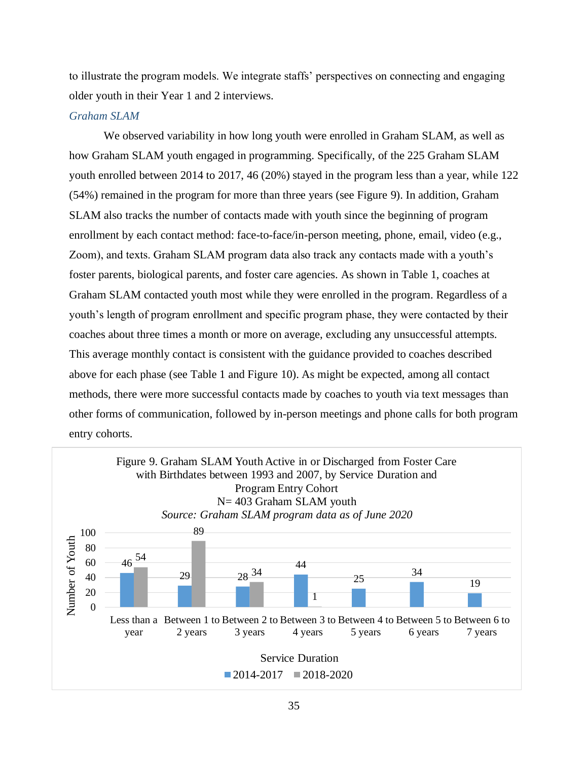to illustrate the program models. We integrate staffs' perspectives on connecting and engaging older youth in their Year 1 and 2 interviews.

### *Graham SLAM*

We observed variability in how long youth were enrolled in Graham SLAM, as well as how Graham SLAM youth engaged in programming. Specifically, of the 225 Graham SLAM youth enrolled between 2014 to 2017, 46 (20%) stayed in the program less than a year, while 122 (54%) remained in the program for more than three years (see Figure 9). In addition, Graham SLAM also tracks the number of contacts made with youth since the beginning of program enrollment by each contact method: face-to-face/in-person meeting, phone, email, video (e.g., Zoom), and texts. Graham SLAM program data also track any contacts made with a youth's foster parents, biological parents, and foster care agencies. As shown in Table 1, coaches at Graham SLAM contacted youth most while they were enrolled in the program. Regardless of a youth's length of program enrollment and specific program phase, they were contacted by their coaches about three times a month or more on average, excluding any unsuccessful attempts. This average monthly contact is consistent with the guidance provided to coaches described above for each phase (see Table 1 and Figure 10). As might be expected, among all contact methods, there were more successful contacts made by coaches to youth via text messages than other forms of communication, followed by in-person meetings and phone calls for both program entry cohorts.

Figure 9. Graham SLAM Youth Active in or Discharged from Foster Care with Birthdates between 1993 and 2007, by Service Duration and Program Entry Cohort
N= 403 Graham SLAM youth
*Source: Graham SLAM program data as of June 2020*

| Service Duration | 2014-2017 | 2018-2020 |
|---|---|---|
| Less than a year | 46 | 54 |
| Between 1 to 2 years | 29 | 89 |
| Between 2 to 3 years | 28 | 34 |
| Between 3 to 4 years | 44 | 1 |
| Between 4 to 5 years | 25 | |
| Between 5 to 6 years | 34 | |
| Between 6 to 7 years | 19 | |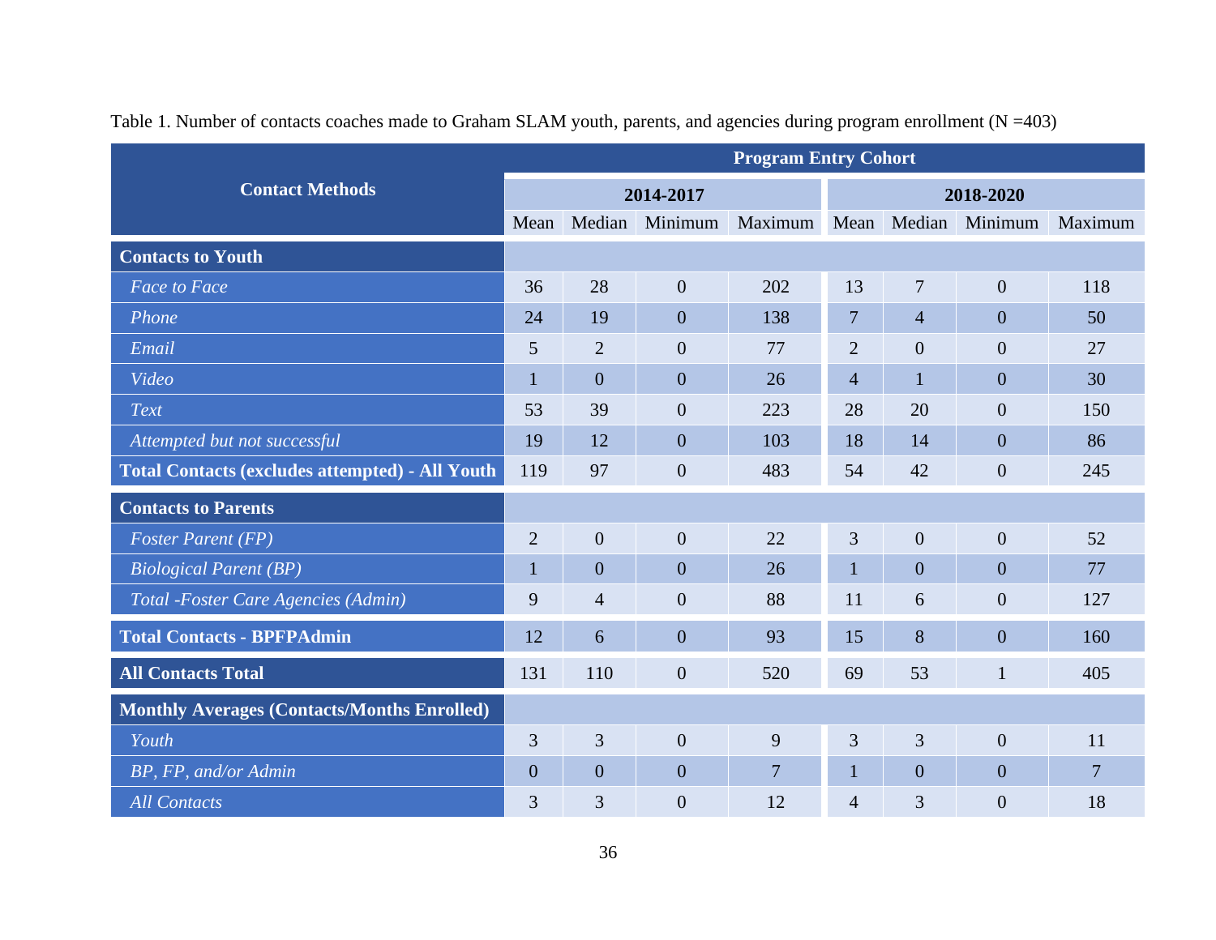Table 1. Number of contacts coaches made to Graham SLAM youth, parents, and agencies during program enrollment (N =403)

| Contact Methods | Program Entry Cohort | | | | | | | |
|---|---|---|---|---|---|---|---|---|
| | 2014-2017 | | | | 2018-2020 | | | |
| | Mean | Median | Minimum | Maximum | Mean | Median | Minimum | Maximum |
| **Contacts to Youth** | | | | | | | | |
| *Face to Face* | 36 | 28 | 0 | 202 | 13 | 7 | 0 | 118 |
| *Phone* | 24 | 19 | 0 | 138 | 7 | 4 | 0 | 50 |
| *Email* | 5 | 2 | 0 | 77 | 2 | 0 | 0 | 27 |
| *Video* | 1 | 0 | 0 | 26 | 4 | 1 | 0 | 30 |
| *Text* | 53 | 39 | 0 | 223 | 28 | 20 | 0 | 150 |
| *Attempted but not successful* | 19 | 12 | 0 | 103 | 18 | 14 | 0 | 86 |
| **Total Contacts (excludes attempted) - All Youth** | 119 | 97 | 0 | 483 | 54 | 42 | 0 | 245 |
| **Contacts to Parents** | | | | | | | | |
| *Foster Parent (FP)* | 2 | 0 | 0 | 22 | 3 | 0 | 0 | 52 |
| *Biological Parent (BP)* | 1 | 0 | 0 | 26 | 1 | 0 | 0 | 77 |
| *Total -Foster Care Agencies (Admin)* | 9 | 4 | 0 | 88 | 11 | 6 | 0 | 127 |
| **Total Contacts - BPFPAdmin** | 12 | 6 | 0 | 93 | 15 | 8 | 0 | 160 |
| **All Contacts Total** | 131 | 110 | 0 | 520 | 69 | 53 | 1 | 405 |
| **Monthly Averages (Contacts/Months Enrolled)** | | | | | | | | |
| *Youth* | 3 | 3 | 0 | 9 | 3 | 3 | 0 | 11 |
| *BP, FP, and/or Admin* | 0 | 0 | 0 | 7 | 1 | 0 | 0 | 7 |
| *All Contacts* | 3 | 3 | 0 | 12 | 4 | 3 | 0 | 18 |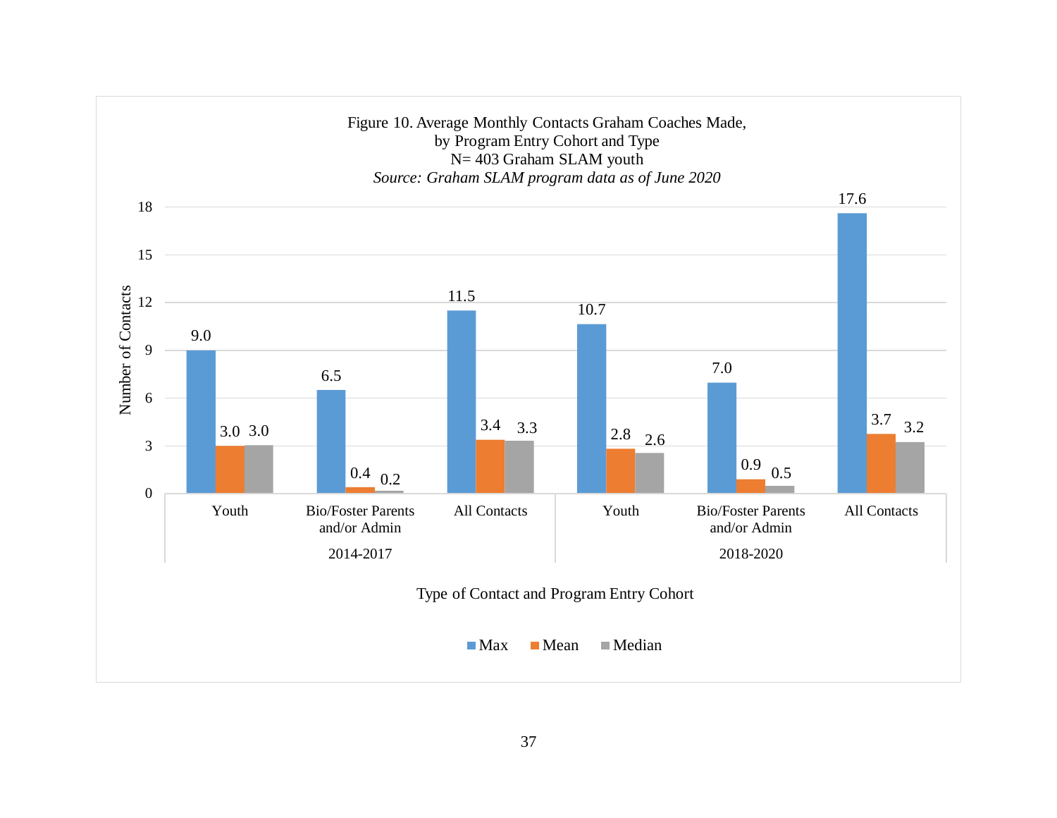Figure 10. Average Monthly Contacts Graham Coaches Made, by Program Entry Cohort and Type
N= 403 Graham SLAM youth
*Source: Graham SLAM program data as of June 2020*

| Program Entry Cohort | Type of Contact | Max | Mean | Median |
|---|---|---|---|---|
| 2014-2017 | Youth | 9.0 | 3.0 | 3.0 |
| 2014-2017 | Bio/Foster Parents and/or Admin | 6.5 | 0.4 | 0.2 |
| 2014-2017 | All Contacts | 11.5 | 3.4 | 3.3 |
| 2018-2020 | Youth | 10.7 | 2.8 | 2.6 |
| 2018-2020 | Bio/Foster Parents and/or Admin | 7.0 | 0.9 | 0.5 |
| 2018-2020 | All Contacts | 17.6 | 3.7 | 3.2 |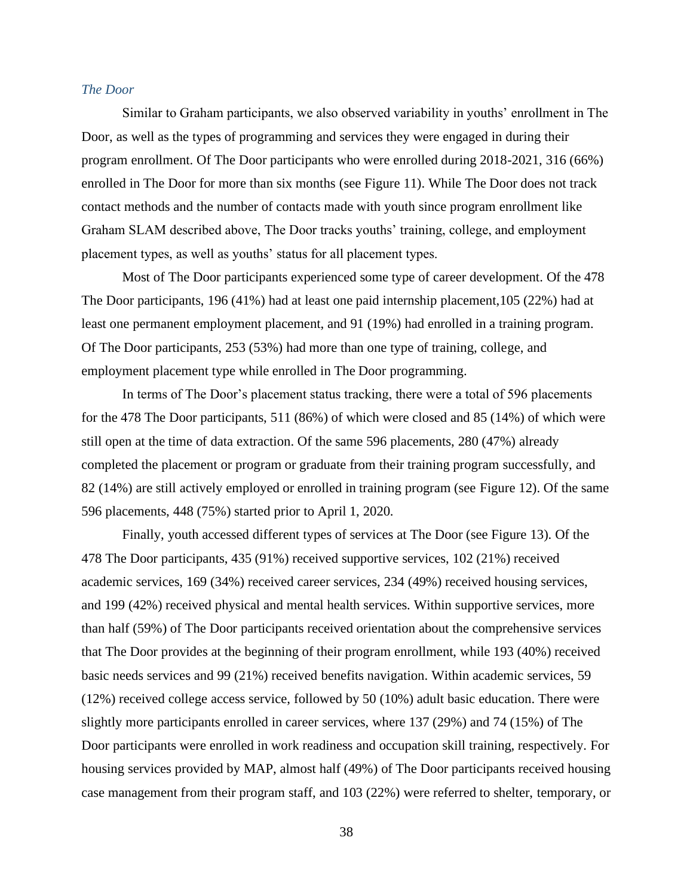### *The Door*

Similar to Graham participants, we also observed variability in youths' enrollment in The Door, as well as the types of programming and services they were engaged in during their program enrollment. Of The Door participants who were enrolled during 2018-2021, 316 (66%) enrolled in The Door for more than six months (see Figure 11). While The Door does not track contact methods and the number of contacts made with youth since program enrollment like Graham SLAM described above, The Door tracks youths' training, college, and employment placement types, as well as youths' status for all placement types.

Most of The Door participants experienced some type of career development. Of the 478 The Door participants, 196 (41%) had at least one paid internship placement,105 (22%) had at least one permanent employment placement, and 91 (19%) had enrolled in a training program. Of The Door participants, 253 (53%) had more than one type of training, college, and employment placement type while enrolled in The Door programming.

In terms of The Door's placement status tracking, there were a total of 596 placements for the 478 The Door participants, 511 (86%) of which were closed and 85 (14%) of which were still open at the time of data extraction. Of the same 596 placements, 280 (47%) already completed the placement or program or graduate from their training program successfully, and 82 (14%) are still actively employed or enrolled in training program (see Figure 12). Of the same 596 placements, 448 (75%) started prior to April 1, 2020.

Finally, youth accessed different types of services at The Door (see Figure 13). Of the 478 The Door participants, 435 (91%) received supportive services, 102 (21%) received academic services, 169 (34%) received career services, 234 (49%) received housing services, and 199 (42%) received physical and mental health services. Within supportive services, more than half (59%) of The Door participants received orientation about the comprehensive services that The Door provides at the beginning of their program enrollment, while 193 (40%) received basic needs services and 99 (21%) received benefits navigation. Within academic services, 59 (12%) received college access service, followed by 50 (10%) adult basic education. There were slightly more participants enrolled in career services, where 137 (29%) and 74 (15%) of The Door participants were enrolled in work readiness and occupation skill training, respectively. For housing services provided by MAP, almost half (49%) of The Door participants received housing case management from their program staff, and 103 (22%) were referred to shelter, temporary, or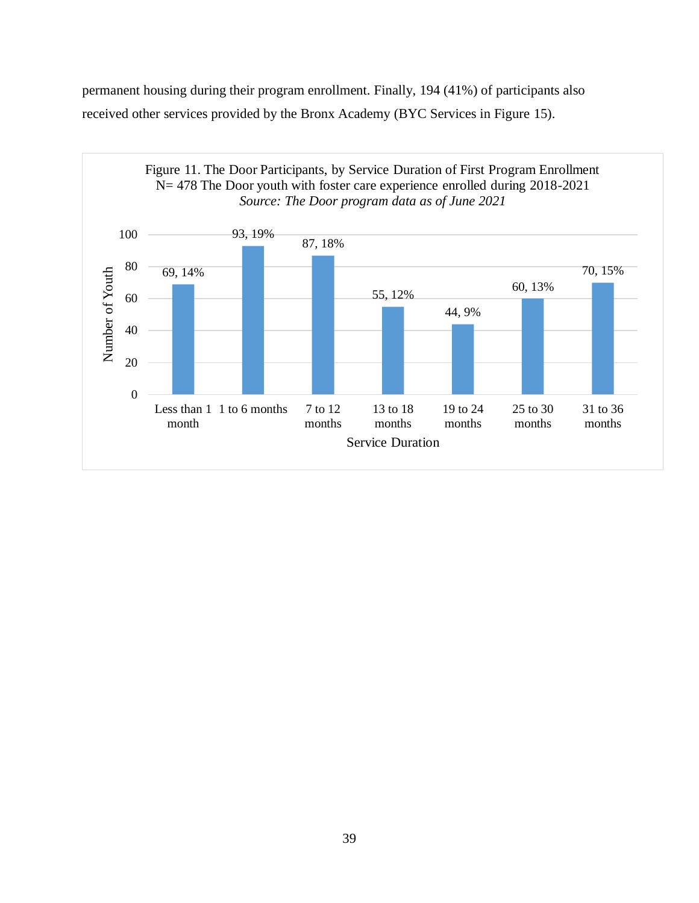permanent housing during their program enrollment. Finally, 194 (41%) of participants also received other services provided by the Bronx Academy (BYC Services in Figure 15).

Figure 11. The Door Participants, by Service Duration of First Program Enrollment
N= 478 The Door youth with foster care experience enrolled during 2018-2021
*Source: The Door program data as of June 2021*

| Service Duration | Number of Youth | Percent |
| --- | --- | --- |
| Less than 1 month | 69 | 14% |
| 1 to 6 months | 93 | 19% |
| 7 to 12 months | 87 | 18% |
| 13 to 18 months | 55 | 12% |
| 19 to 24 months | 44 | 9% |
| 25 to 30 months | 60 | 13% |
| 31 to 36 months | 70 | 15% |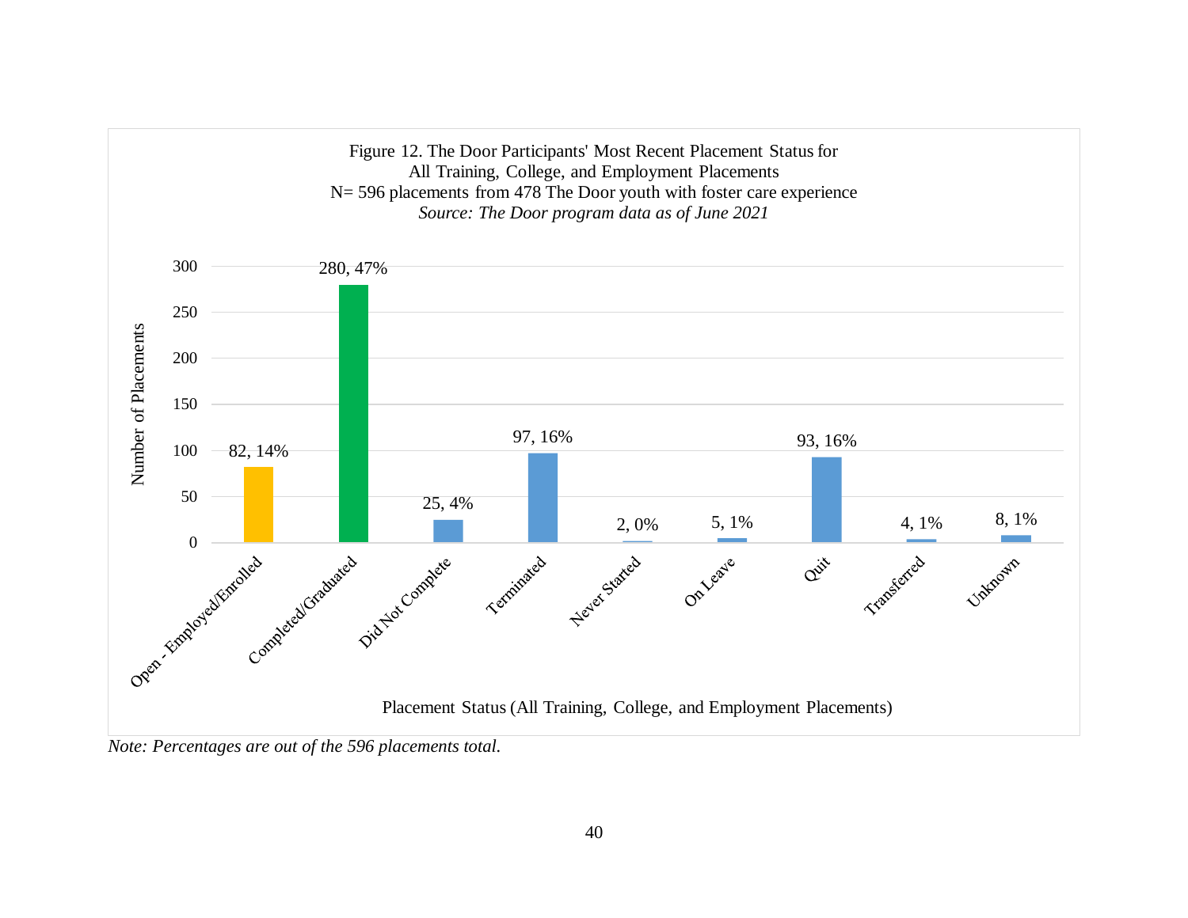Figure 12. The Door Participants' Most Recent Placement Status for All Training, College, and Employment Placements
N= 596 placements from 478 The Door youth with foster care experience
*Source: The Door program data as of June 2021*

| Placement Status (All Training, College, and Employment Placements) | Number of Placements |
|---|---|
| Open - Employed/Enrolled | 82, 14% |
| Completed/Graduated | 280, 47% |
| Did Not Complete | 25, 4% |
| Terminated | 97, 16% |
| Never Started | 2, 0% |
| On Leave | 5, 1% |
| Quit | 93, 16% |
| Transferred | 4, 1% |
| Unknown | 8, 1% |

*Note: Percentages are out of the 596 placements total.*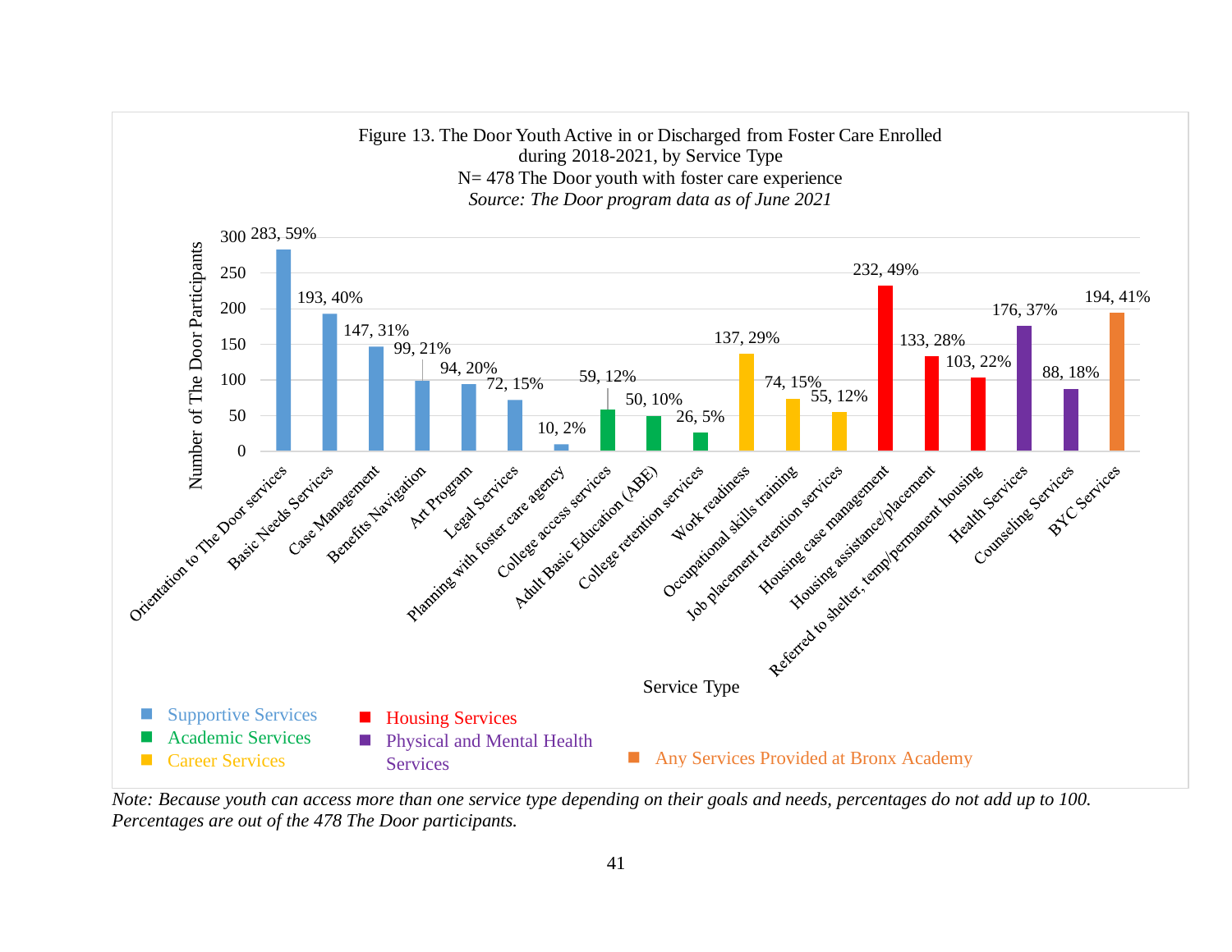Figure 13. The Door Youth Active in or Discharged from Foster Care Enrolled during 2018-2021, by Service Type
N= 478 The Door youth with foster care experience
*Source: The Door program data as of June 2021*

| Service Type | Category | Number of The Door Participants | Percent |
|---|---|---|---|
| Orientation to The Door services | Supportive Services | 283 | 59% |
| Basic Needs Services | Supportive Services | 193 | 40% |
| Case Management | Supportive Services | 147 | 31% |
| Benefits Navigation | Supportive Services | 99 | 21% |
| Art Program | Supportive Services | 94 | 20% |
| Legal Services | Supportive Services | 72 | 15% |
| Planning with foster care agency | Supportive Services | 10 | 2% |
| College access services | Academic Services | 59 | 12% |
| Adult Basic Education (ABE) | Academic Services | 50 | 10% |
| College retention services | Academic Services | 26 | 5% |
| Work readiness | Career Services | 137 | 29% |
| Occupational skills training | Career Services | 74 | 15% |
| Job placement retention services | Career Services | 55 | 12% |
| Housing case management | Housing Services | 232 | 49% |
| Housing assistance/placement | Housing Services | 133 | 28% |
| Referred to shelter, temp/permanent housing | Housing Services | 103 | 22% |
| Health Services | Physical and Mental Health Services | 176 | 37% |
| Counseling Services | Physical and Mental Health Services | 88 | 18% |
| BYC Services | Any Services Provided at Bronx Academy | 194 | 41% |

*Note: Because youth can access more than one service type depending on their goals and needs, percentages do not add up to 100. Percentages are out of the 478 The Door participants.*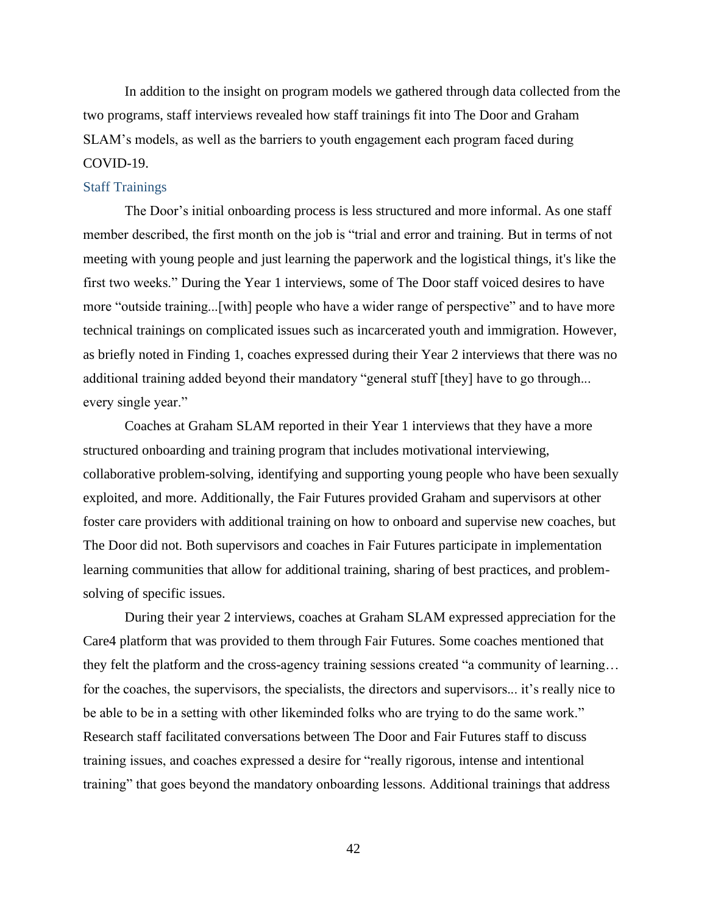In addition to the insight on program models we gathered through data collected from the two programs, staff interviews revealed how staff trainings fit into The Door and Graham SLAM's models, as well as the barriers to youth engagement each program faced during COVID-19.

### Staff Trainings

The Door's initial onboarding process is less structured and more informal. As one staff member described, the first month on the job is "trial and error and training. But in terms of not meeting with young people and just learning the paperwork and the logistical things, it's like the first two weeks." During the Year 1 interviews, some of The Door staff voiced desires to have more "outside training...[with] people who have a wider range of perspective" and to have more technical trainings on complicated issues such as incarcerated youth and immigration. However, as briefly noted in Finding 1, coaches expressed during their Year 2 interviews that there was no additional training added beyond their mandatory "general stuff [they] have to go through... every single year."

Coaches at Graham SLAM reported in their Year 1 interviews that they have a more structured onboarding and training program that includes motivational interviewing, collaborative problem-solving, identifying and supporting young people who have been sexually exploited, and more. Additionally, the Fair Futures provided Graham and supervisors at other foster care providers with additional training on how to onboard and supervise new coaches, but The Door did not. Both supervisors and coaches in Fair Futures participate in implementation learning communities that allow for additional training, sharing of best practices, and problem-solving of specific issues.

During their year 2 interviews, coaches at Graham SLAM expressed appreciation for the Care4 platform that was provided to them through Fair Futures. Some coaches mentioned that they felt the platform and the cross-agency training sessions created "a community of learning… for the coaches, the supervisors, the specialists, the directors and supervisors... it's really nice to be able to be in a setting with other likeminded folks who are trying to do the same work." Research staff facilitated conversations between The Door and Fair Futures staff to discuss training issues, and coaches expressed a desire for "really rigorous, intense and intentional training" that goes beyond the mandatory onboarding lessons. Additional trainings that address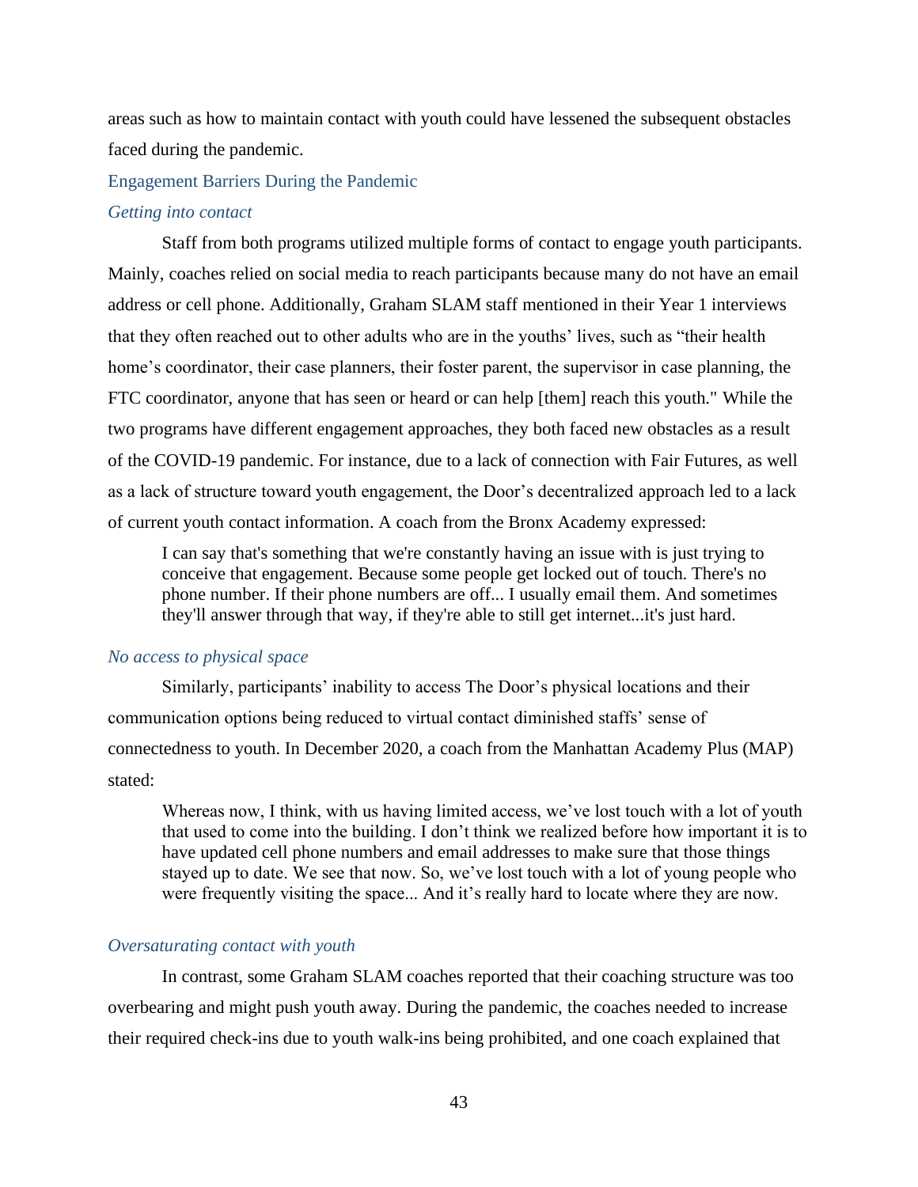areas such as how to maintain contact with youth could have lessened the subsequent obstacles faced during the pandemic.

### Engagement Barriers During the Pandemic

#### *Getting into contact*

Staff from both programs utilized multiple forms of contact to engage youth participants. Mainly, coaches relied on social media to reach participants because many do not have an email address or cell phone. Additionally, Graham SLAM staff mentioned in their Year 1 interviews that they often reached out to other adults who are in the youths' lives, such as "their health home's coordinator, their case planners, their foster parent, the supervisor in case planning, the FTC coordinator, anyone that has seen or heard or can help [them] reach this youth." While the two programs have different engagement approaches, they both faced new obstacles as a result of the COVID-19 pandemic. For instance, due to a lack of connection with Fair Futures, as well as a lack of structure toward youth engagement, the Door's decentralized approach led to a lack of current youth contact information. A coach from the Bronx Academy expressed:

> I can say that's something that we're constantly having an issue with is just trying to conceive that engagement. Because some people get locked out of touch. There's no phone number. If their phone numbers are off... I usually email them. And sometimes they'll answer through that way, if they're able to still get internet...it's just hard.

#### *No access to physical space*

Similarly, participants' inability to access The Door's physical locations and their communication options being reduced to virtual contact diminished staffs' sense of connectedness to youth. In December 2020, a coach from the Manhattan Academy Plus (MAP) stated:

> Whereas now, I think, with us having limited access, we've lost touch with a lot of youth that used to come into the building. I don't think we realized before how important it is to have updated cell phone numbers and email addresses to make sure that those things stayed up to date. We see that now. So, we've lost touch with a lot of young people who were frequently visiting the space... And it's really hard to locate where they are now.

#### *Oversaturating contact with youth*

In contrast, some Graham SLAM coaches reported that their coaching structure was too overbearing and might push youth away. During the pandemic, the coaches needed to increase their required check-ins due to youth walk-ins being prohibited, and one coach explained that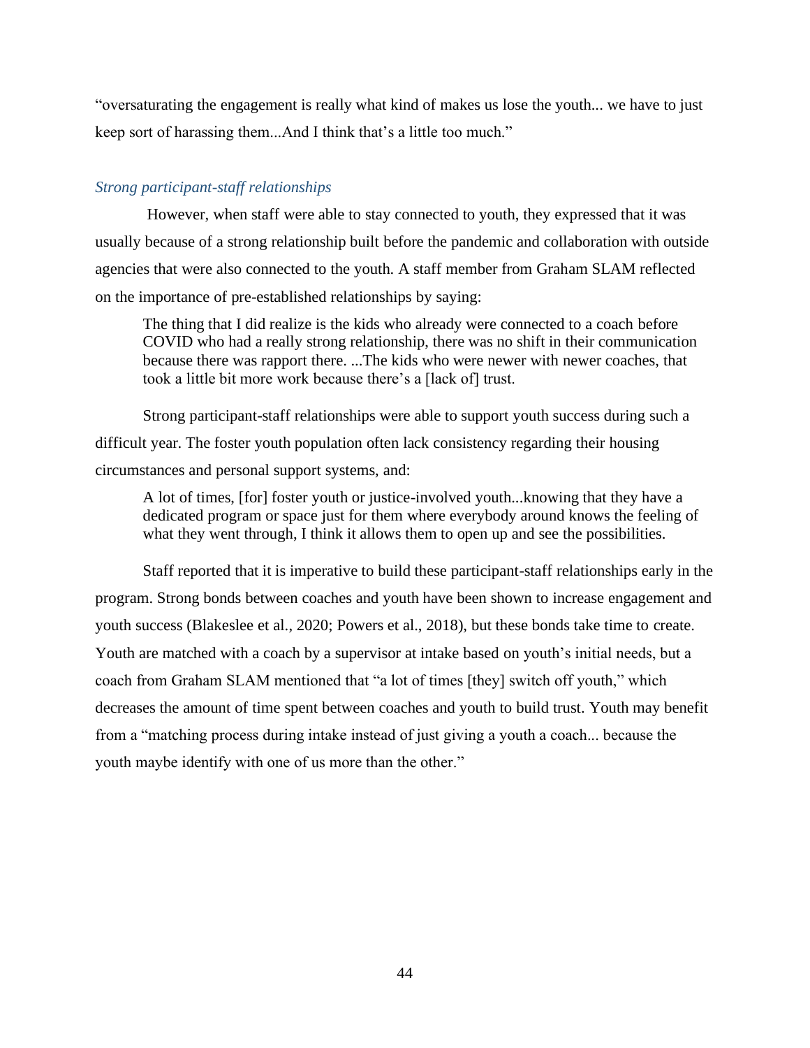"oversaturating the engagement is really what kind of makes us lose the youth... we have to just keep sort of harassing them...And I think that's a little too much."

### *Strong participant-staff relationships*

However, when staff were able to stay connected to youth, they expressed that it was usually because of a strong relationship built before the pandemic and collaboration with outside agencies that were also connected to the youth. A staff member from Graham SLAM reflected on the importance of pre-established relationships by saying:

> The thing that I did realize is the kids who already were connected to a coach before COVID who had a really strong relationship, there was no shift in their communication because there was rapport there. ...The kids who were newer with newer coaches, that took a little bit more work because there's a [lack of] trust.

Strong participant-staff relationships were able to support youth success during such a difficult year. The foster youth population often lack consistency regarding their housing circumstances and personal support systems, and:

> A lot of times, [for] foster youth or justice-involved youth...knowing that they have a dedicated program or space just for them where everybody around knows the feeling of what they went through, I think it allows them to open up and see the possibilities.

Staff reported that it is imperative to build these participant-staff relationships early in the program. Strong bonds between coaches and youth have been shown to increase engagement and youth success (Blakeslee et al., 2020; Powers et al., 2018), but these bonds take time to create. Youth are matched with a coach by a supervisor at intake based on youth's initial needs, but a coach from Graham SLAM mentioned that "a lot of times [they] switch off youth," which decreases the amount of time spent between coaches and youth to build trust. Youth may benefit from a "matching process during intake instead of just giving a youth a coach... because the youth maybe identify with one of us more than the other."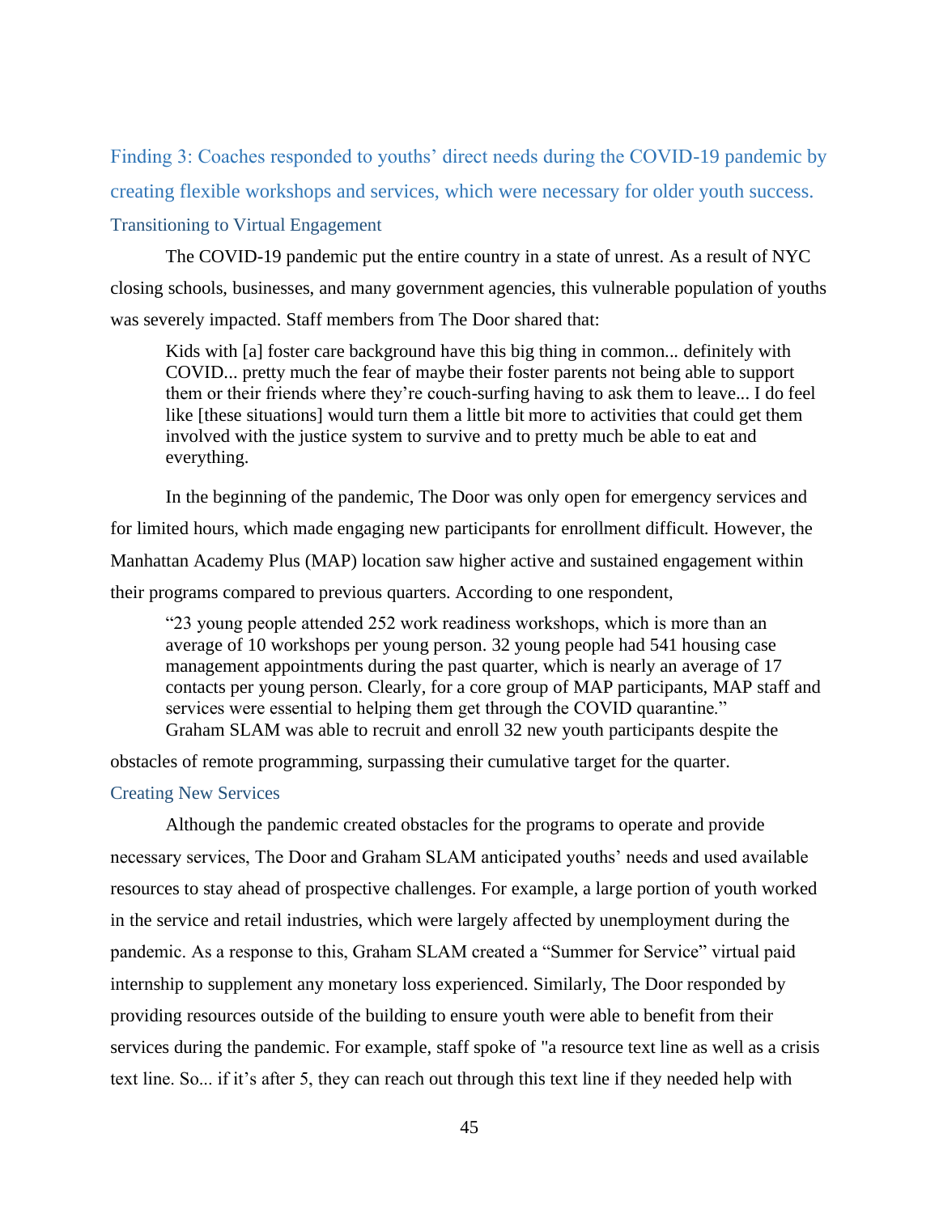## Finding 3: Coaches responded to youths' direct needs during the COVID-19 pandemic by creating flexible workshops and services, which were necessary for older youth success.

### Transitioning to Virtual Engagement

The COVID-19 pandemic put the entire country in a state of unrest. As a result of NYC closing schools, businesses, and many government agencies, this vulnerable population of youths was severely impacted. Staff members from The Door shared that:

> Kids with [a] foster care background have this big thing in common... definitely with COVID... pretty much the fear of maybe their foster parents not being able to support them or their friends where they're couch-surfing having to ask them to leave... I do feel like [these situations] would turn them a little bit more to activities that could get them involved with the justice system to survive and to pretty much be able to eat and everything.

In the beginning of the pandemic, The Door was only open for emergency services and for limited hours, which made engaging new participants for enrollment difficult. However, the Manhattan Academy Plus (MAP) location saw higher active and sustained engagement within their programs compared to previous quarters. According to one respondent,

> "23 young people attended 252 work readiness workshops, which is more than an average of 10 workshops per young person. 32 young people had 541 housing case management appointments during the past quarter, which is nearly an average of 17 contacts per young person. Clearly, for a core group of MAP participants, MAP staff and services were essential to helping them get through the COVID quarantine."

Graham SLAM was able to recruit and enroll 32 new youth participants despite the obstacles of remote programming, surpassing their cumulative target for the quarter.

### Creating New Services

Although the pandemic created obstacles for the programs to operate and provide necessary services, The Door and Graham SLAM anticipated youths' needs and used available resources to stay ahead of prospective challenges. For example, a large portion of youth worked in the service and retail industries, which were largely affected by unemployment during the pandemic. As a response to this, Graham SLAM created a "Summer for Service" virtual paid internship to supplement any monetary loss experienced. Similarly, The Door responded by providing resources outside of the building to ensure youth were able to benefit from their services during the pandemic. For example, staff spoke of "a resource text line as well as a crisis text line. So... if it's after 5, they can reach out through this text line if they needed help with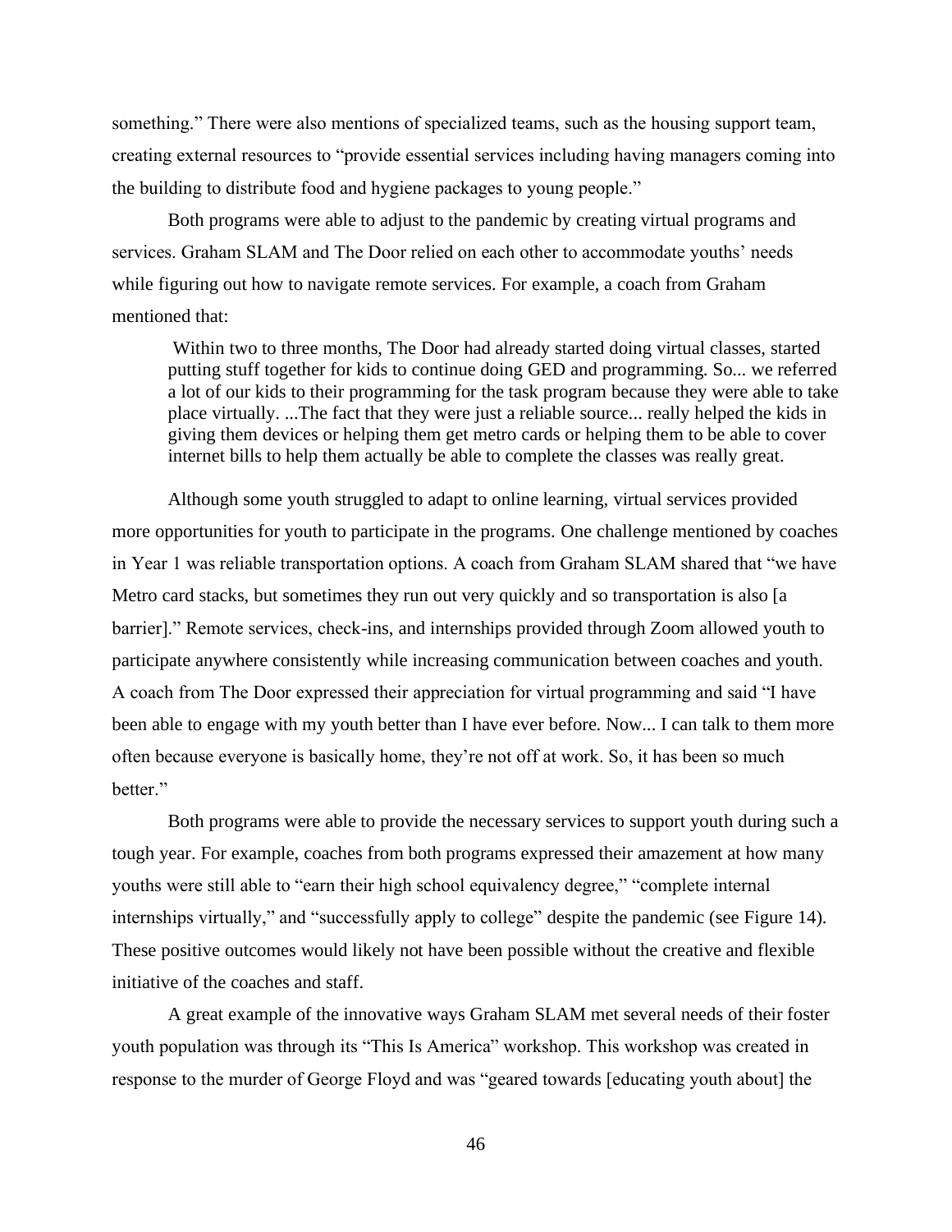something." There were also mentions of specialized teams, such as the housing support team, creating external resources to "provide essential services including having managers coming into the building to distribute food and hygiene packages to young people."

Both programs were able to adjust to the pandemic by creating virtual programs and services. Graham SLAM and The Door relied on each other to accommodate youths' needs while figuring out how to navigate remote services. For example, a coach from Graham mentioned that:

> Within two to three months, The Door had already started doing virtual classes, started putting stuff together for kids to continue doing GED and programming. So... we referred a lot of our kids to their programming for the task program because they were able to take place virtually. ...The fact that they were just a reliable source... really helped the kids in giving them devices or helping them get metro cards or helping them to be able to cover internet bills to help them actually be able to complete the classes was really great.

Although some youth struggled to adapt to online learning, virtual services provided more opportunities for youth to participate in the programs. One challenge mentioned by coaches in Year 1 was reliable transportation options. A coach from Graham SLAM shared that "we have Metro card stacks, but sometimes they run out very quickly and so transportation is also [a barrier]." Remote services, check-ins, and internships provided through Zoom allowed youth to participate anywhere consistently while increasing communication between coaches and youth. A coach from The Door expressed their appreciation for virtual programming and said "I have been able to engage with my youth better than I have ever before. Now... I can talk to them more often because everyone is basically home, they're not off at work. So, it has been so much better."

Both programs were able to provide the necessary services to support youth during such a tough year. For example, coaches from both programs expressed their amazement at how many youths were still able to "earn their high school equivalency degree," "complete internal internships virtually," and "successfully apply to college" despite the pandemic (see Figure 14). These positive outcomes would likely not have been possible without the creative and flexible initiative of the coaches and staff.

A great example of the innovative ways Graham SLAM met several needs of their foster youth population was through its "This Is America" workshop. This workshop was created in response to the murder of George Floyd and was "geared towards [educating youth about] the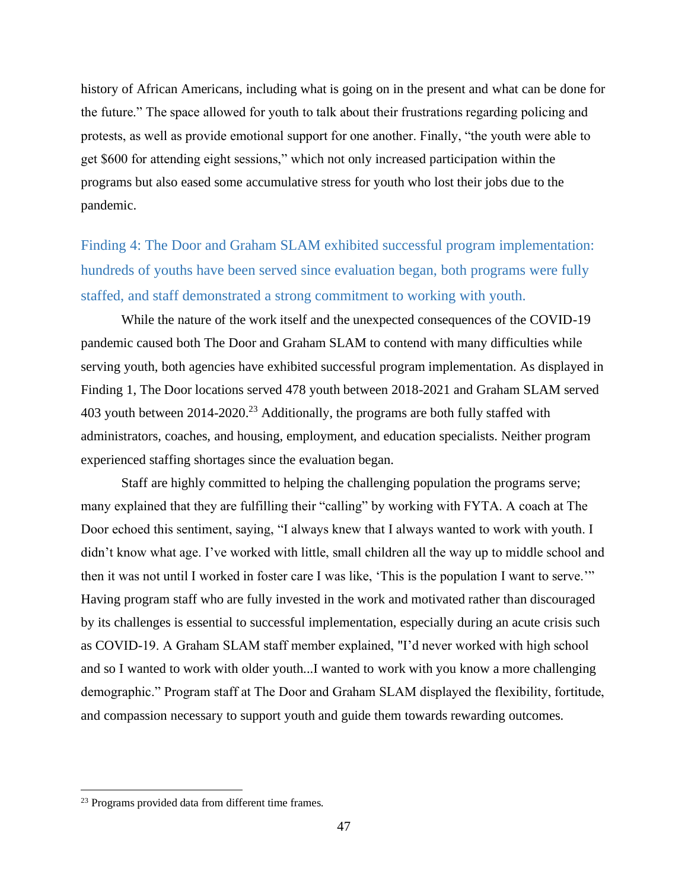history of African Americans, including what is going on in the present and what can be done for the future." The space allowed for youth to talk about their frustrations regarding policing and protests, as well as provide emotional support for one another. Finally, "the youth were able to get $600 for attending eight sessions," which not only increased participation within the programs but also eased some accumulative stress for youth who lost their jobs due to the pandemic.

### Finding 4: The Door and Graham SLAM exhibited successful program implementation: hundreds of youths have been served since evaluation began, both programs were fully staffed, and staff demonstrated a strong commitment to working with youth.

While the nature of the work itself and the unexpected consequences of the COVID-19 pandemic caused both The Door and Graham SLAM to contend with many difficulties while serving youth, both agencies have exhibited successful program implementation. As displayed in Finding 1, The Door locations served 478 youth between 2018-2021 and Graham SLAM served 403 youth between 2014-2020.[23] Additionally, the programs are both fully staffed with administrators, coaches, and housing, employment, and education specialists. Neither program experienced staffing shortages since the evaluation began.

Staff are highly committed to helping the challenging population the programs serve; many explained that they are fulfilling their "calling" by working with FYTA. A coach at The Door echoed this sentiment, saying, "I always knew that I always wanted to work with youth. I didn't know what age. I've worked with little, small children all the way up to middle school and then it was not until I worked in foster care I was like, 'This is the population I want to serve.'" Having program staff who are fully invested in the work and motivated rather than discouraged by its challenges is essential to successful implementation, especially during an acute crisis such as COVID-19. A Graham SLAM staff member explained, "I'd never worked with high school and so I wanted to work with older youth...I wanted to work with you know a more challenging demographic." Program staff at The Door and Graham SLAM displayed the flexibility, fortitude, and compassion necessary to support youth and guide them towards rewarding outcomes.

---

[23] Programs provided data from different time frames.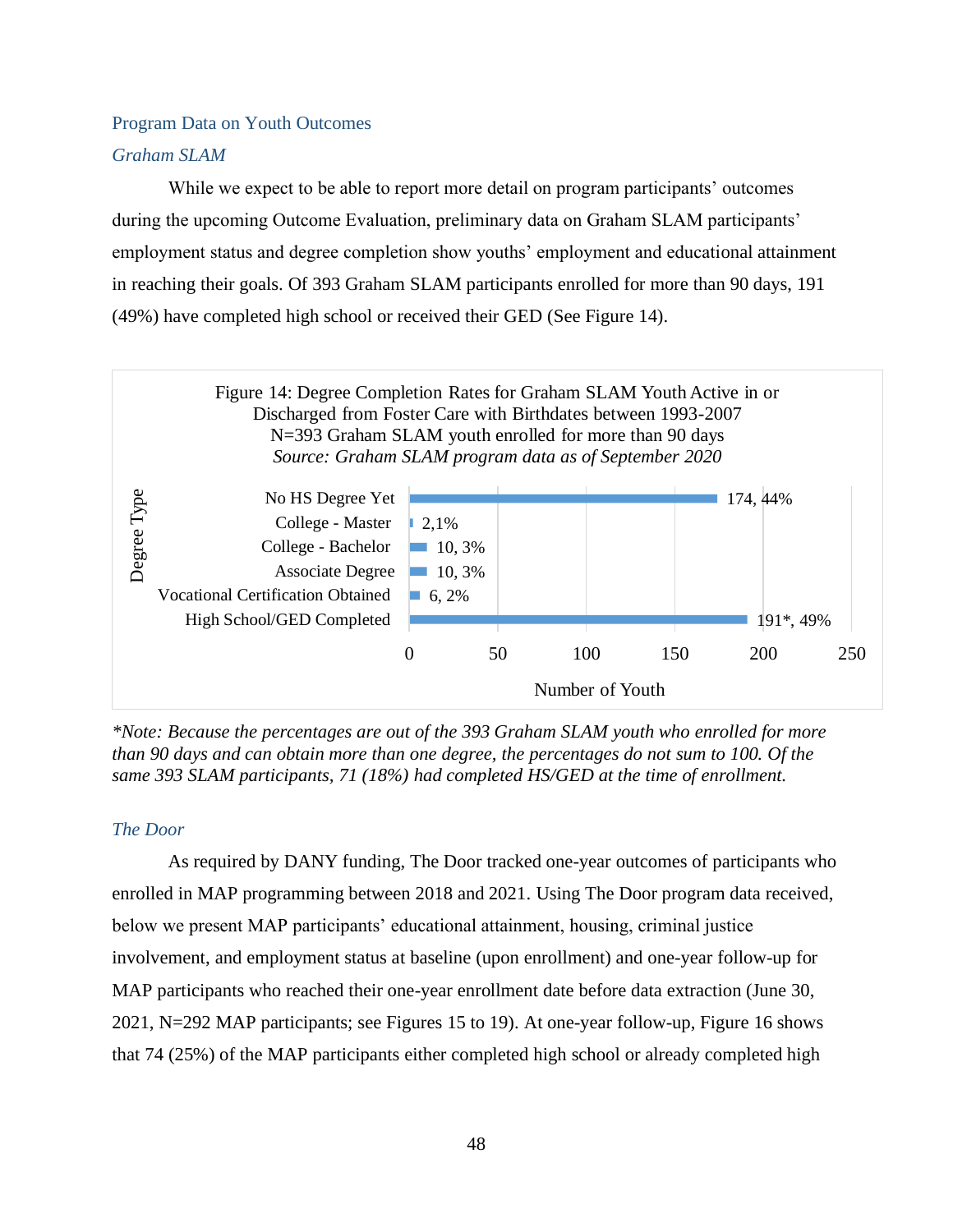## Program Data on Youth Outcomes

### *Graham SLAM*

While we expect to be able to report more detail on program participants' outcomes during the upcoming Outcome Evaluation, preliminary data on Graham SLAM participants' employment status and degree completion show youths' employment and educational attainment in reaching their goals. Of 393 Graham SLAM participants enrolled for more than 90 days, 191 (49%) have completed high school or received their GED (See Figure 14).

Figure 14: Degree Completion Rates for Graham SLAM Youth Active in or Discharged from Foster Care with Birthdates between 1993-2007
N=393 Graham SLAM youth enrolled for more than 90 days
*Source: Graham SLAM program data as of September 2020*

| Degree Type | Number of Youth, % |
|---|---|
| No HS Degree Yet | 174, 44% |
| College - Master | 2,1% |
| College - Bachelor | 10, 3% |
| Associate Degree | 10, 3% |
| Vocational Certification Obtained | 6, 2% |
| High School/GED Completed | 191*, 49% |

*\*Note: Because the percentages are out of the 393 Graham SLAM youth who enrolled for more than 90 days and can obtain more than one degree, the percentages do not sum to 100. Of the same 393 SLAM participants, 71 (18%) had completed HS/GED at the time of enrollment.*

### *The Door*

As required by DANY funding, The Door tracked one-year outcomes of participants who enrolled in MAP programming between 2018 and 2021. Using The Door program data received, below we present MAP participants' educational attainment, housing, criminal justice involvement, and employment status at baseline (upon enrollment) and one-year follow-up for MAP participants who reached their one-year enrollment date before data extraction (June 30, 2021, N=292 MAP participants; see Figures 15 to 19). At one-year follow-up, Figure 16 shows that 74 (25%) of the MAP participants either completed high school or already completed high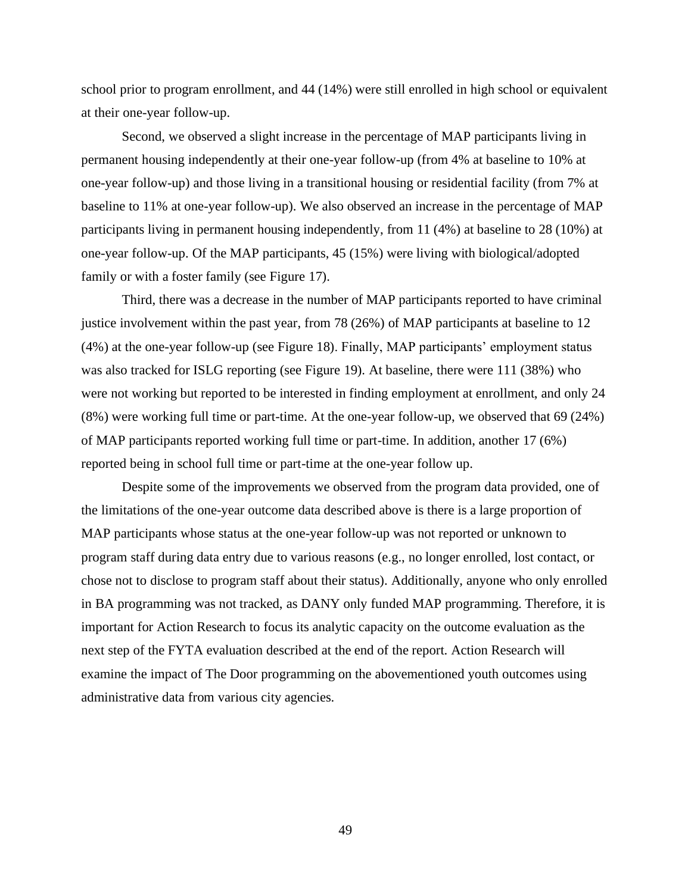school prior to program enrollment, and 44 (14%) were still enrolled in high school or equivalent at their one-year follow-up.

Second, we observed a slight increase in the percentage of MAP participants living in permanent housing independently at their one-year follow-up (from 4% at baseline to 10% at one-year follow-up) and those living in a transitional housing or residential facility (from 7% at baseline to 11% at one-year follow-up). We also observed an increase in the percentage of MAP participants living in permanent housing independently, from 11 (4%) at baseline to 28 (10%) at one-year follow-up. Of the MAP participants, 45 (15%) were living with biological/adopted family or with a foster family (see Figure 17).

Third, there was a decrease in the number of MAP participants reported to have criminal justice involvement within the past year, from 78 (26%) of MAP participants at baseline to 12 (4%) at the one-year follow-up (see Figure 18). Finally, MAP participants' employment status was also tracked for ISLG reporting (see Figure 19). At baseline, there were 111 (38%) who were not working but reported to be interested in finding employment at enrollment, and only 24 (8%) were working full time or part-time. At the one-year follow-up, we observed that 69 (24%) of MAP participants reported working full time or part-time. In addition, another 17 (6%) reported being in school full time or part-time at the one-year follow up.

Despite some of the improvements we observed from the program data provided, one of the limitations of the one-year outcome data described above is there is a large proportion of MAP participants whose status at the one-year follow-up was not reported or unknown to program staff during data entry due to various reasons (e.g., no longer enrolled, lost contact, or chose not to disclose to program staff about their status). Additionally, anyone who only enrolled in BA programming was not tracked, as DANY only funded MAP programming. Therefore, it is important for Action Research to focus its analytic capacity on the outcome evaluation as the next step of the FYTA evaluation described at the end of the report. Action Research will examine the impact of The Door programming on the abovementioned youth outcomes using administrative data from various city agencies.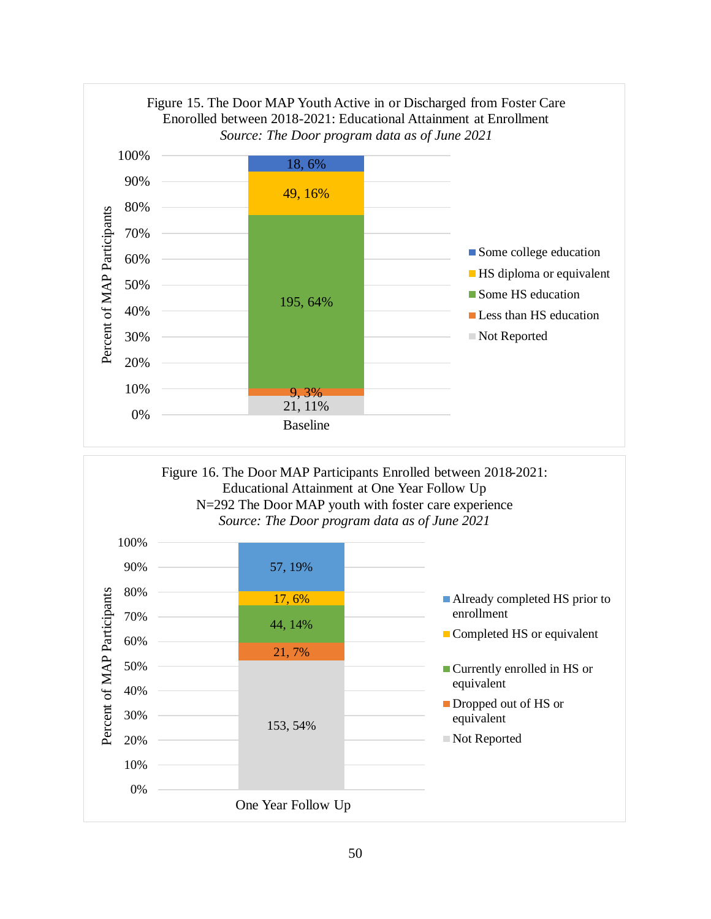Figure 15. The Door MAP Youth Active in or Discharged from Foster Care Enorolled between 2018-2021: Educational Attainment at Enrollment
*Source: The Door program data as of June 2021*

| Baseline | Count, Percent |
|---|---|
| Some college education | 18, 6% |
| HS diploma or equivalent | 49, 16% |
| Some HS education | 195, 64% |
| Less than HS education | 9, 3% |
| Not Reported | 21, 11% |

Figure 16. The Door MAP Participants Enrolled between 2018-2021: Educational Attainment at One Year Follow Up
N=292 The Door MAP youth with foster care experience
*Source: The Door program data as of June 2021*

| One Year Follow Up | Count, Percent |
|---|---|
| Already completed HS prior to enrollment | 57, 19% |
| Completed HS or equivalent | 17, 6% |
| Currently enrolled in HS or equivalent | 44, 14% |
| Dropped out of HS or equivalent | 21, 7% |
| Not Reported | 153, 54% |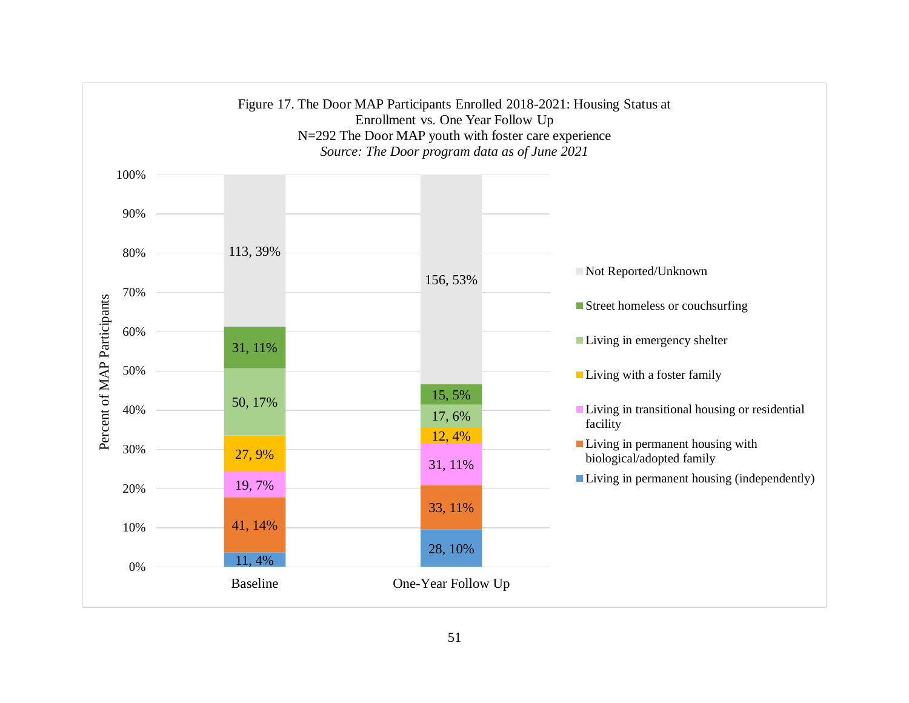Figure 17. The Door MAP Participants Enrolled 2018-2021: Housing Status at Enrollment vs. One Year Follow Up
N=292 The Door MAP youth with foster care experience
*Source: The Door program data as of June 2021*

| Housing Status | Baseline | One-Year Follow Up |
|---|---|---|
| Not Reported/Unknown | 113, 39% | 156, 53% |
| Street homeless or couchsurfing | 31, 11% | 15, 5% |
| Living in emergency shelter | 50, 17% | 17, 6% |
| Living with a foster family | 27, 9% | 12, 4% |
| Living in transitional housing or residential facility | 19, 7% | 31, 11% |
| Living in permanent housing with biological/adopted family | 41, 14% | 33, 11% |
| Living in permanent housing (independently) | 11, 4% | 28, 10% |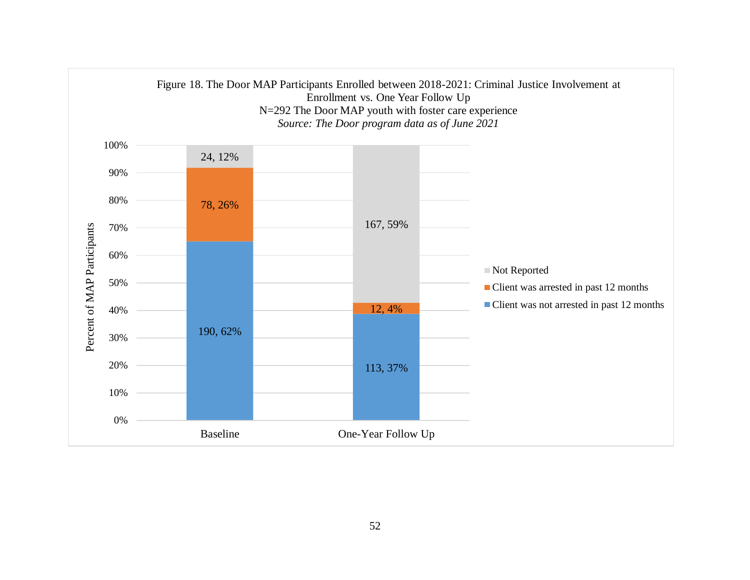Figure 18. The Door MAP Participants Enrolled between 2018-2021: Criminal Justice Involvement at Enrollment vs. One Year Follow Up
N=292 The Door MAP youth with foster care experience
*Source: The Door program data as of June 2021*

| | Baseline | One-Year Follow Up |
|---|---|---|
| Not Reported | 24, 12% | 167, 59% |
| Client was arrested in past 12 months | 78, 26% | 12, 4% |
| Client was not arrested in past 12 months | 190, 62% | 113, 37% |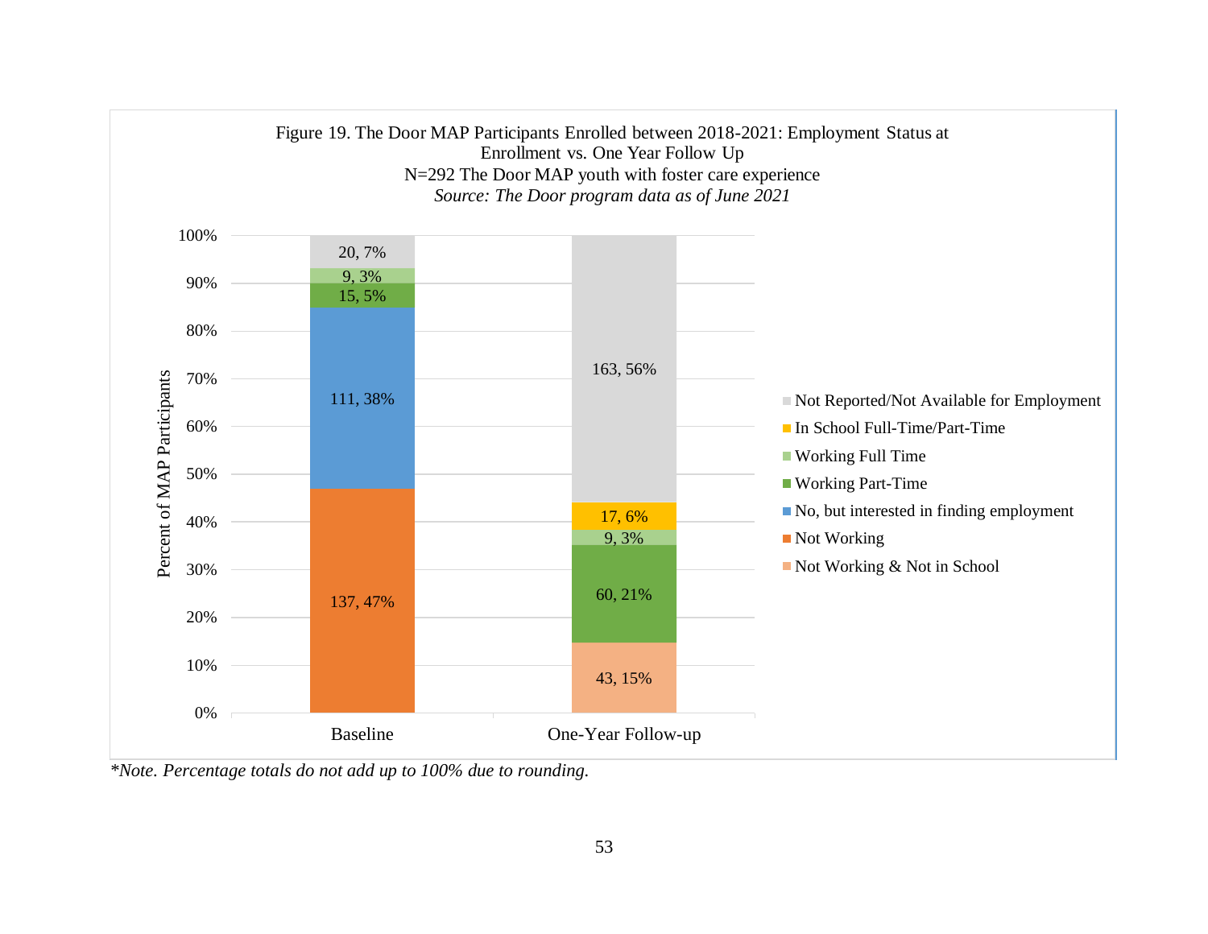Figure 19. The Door MAP Participants Enrolled between 2018-2021: Employment Status at Enrollment vs. One Year Follow Up
N=292 The Door MAP youth with foster care experience
*Source: The Door program data as of June 2021*

| Employment Status | Baseline | One-Year Follow-up |
|---|---|---|
| Not Reported/Not Available for Employment | 20, 7% | 163, 56% |
| In School Full-Time/Part-Time | | 17, 6% |
| Working Full Time | 9, 3% | 9, 3% |
| Working Part-Time | 15, 5% | 60, 21% |
| No, but interested in finding employment | 111, 38% | |
| Not Working | 137, 47% | |
| Not Working & Not in School | | 43, 15% |

*\*Note. Percentage totals do not add up to 100% due to rounding.*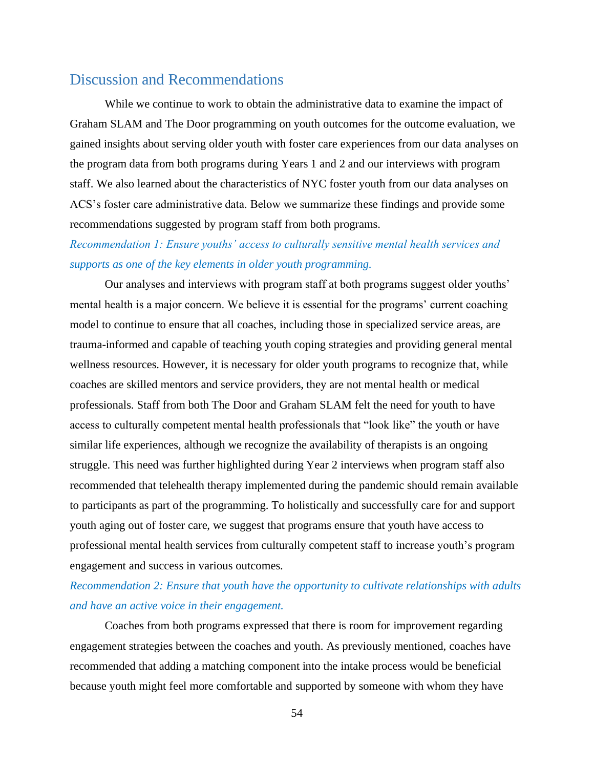## Discussion and Recommendations

While we continue to work to obtain the administrative data to examine the impact of Graham SLAM and The Door programming on youth outcomes for the outcome evaluation, we gained insights about serving older youth with foster care experiences from our data analyses on the program data from both programs during Years 1 and 2 and our interviews with program staff. We also learned about the characteristics of NYC foster youth from our data analyses on ACS's foster care administrative data. Below we summarize these findings and provide some recommendations suggested by program staff from both programs.

*Recommendation 1: Ensure youths' access to culturally sensitive mental health services and supports as one of the key elements in older youth programming.*

Our analyses and interviews with program staff at both programs suggest older youths' mental health is a major concern. We believe it is essential for the programs' current coaching model to continue to ensure that all coaches, including those in specialized service areas, are trauma-informed and capable of teaching youth coping strategies and providing general mental wellness resources. However, it is necessary for older youth programs to recognize that, while coaches are skilled mentors and service providers, they are not mental health or medical professionals. Staff from both The Door and Graham SLAM felt the need for youth to have access to culturally competent mental health professionals that "look like" the youth or have similar life experiences, although we recognize the availability of therapists is an ongoing struggle. This need was further highlighted during Year 2 interviews when program staff also recommended that telehealth therapy implemented during the pandemic should remain available to participants as part of the programming. To holistically and successfully care for and support youth aging out of foster care, we suggest that programs ensure that youth have access to professional mental health services from culturally competent staff to increase youth's program engagement and success in various outcomes.

*Recommendation 2: Ensure that youth have the opportunity to cultivate relationships with adults and have an active voice in their engagement.*

Coaches from both programs expressed that there is room for improvement regarding engagement strategies between the coaches and youth. As previously mentioned, coaches have recommended that adding a matching component into the intake process would be beneficial because youth might feel more comfortable and supported by someone with whom they have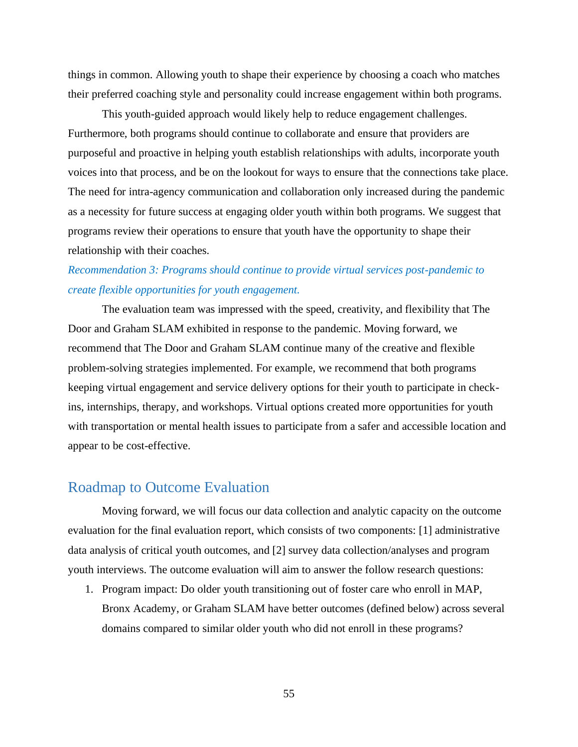things in common. Allowing youth to shape their experience by choosing a coach who matches their preferred coaching style and personality could increase engagement within both programs.

This youth-guided approach would likely help to reduce engagement challenges. Furthermore, both programs should continue to collaborate and ensure that providers are purposeful and proactive in helping youth establish relationships with adults, incorporate youth voices into that process, and be on the lookout for ways to ensure that the connections take place. The need for intra-agency communication and collaboration only increased during the pandemic as a necessity for future success at engaging older youth within both programs. We suggest that programs review their operations to ensure that youth have the opportunity to shape their relationship with their coaches.

*Recommendation 3: Programs should continue to provide virtual services post-pandemic to create flexible opportunities for youth engagement.*

The evaluation team was impressed with the speed, creativity, and flexibility that The Door and Graham SLAM exhibited in response to the pandemic. Moving forward, we recommend that The Door and Graham SLAM continue many of the creative and flexible problem-solving strategies implemented. For example, we recommend that both programs keeping virtual engagement and service delivery options for their youth to participate in check-ins, internships, therapy, and workshops. Virtual options created more opportunities for youth with transportation or mental health issues to participate from a safer and accessible location and appear to be cost-effective.

## Roadmap to Outcome Evaluation

Moving forward, we will focus our data collection and analytic capacity on the outcome evaluation for the final evaluation report, which consists of two components: [1] administrative data analysis of critical youth outcomes, and [2] survey data collection/analyses and program youth interviews. The outcome evaluation will aim to answer the follow research questions:

1. Program impact: Do older youth transitioning out of foster care who enroll in MAP, Bronx Academy, or Graham SLAM have better outcomes (defined below) across several domains compared to similar older youth who did not enroll in these programs?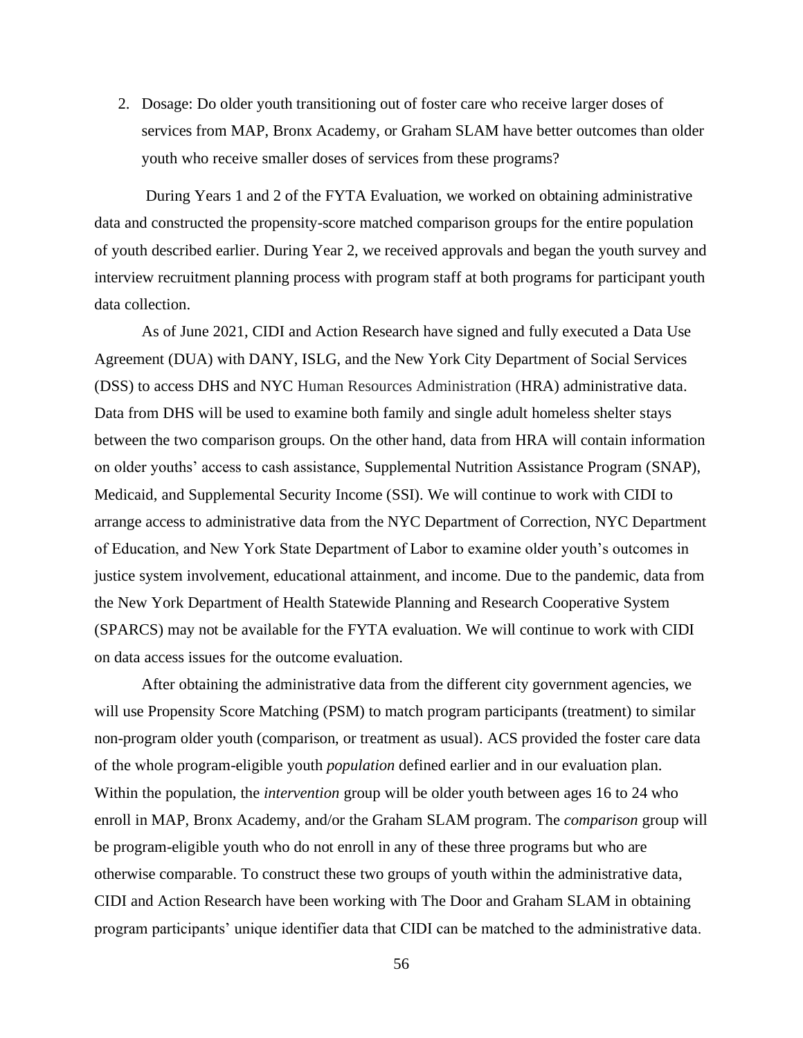2. Dosage: Do older youth transitioning out of foster care who receive larger doses of services from MAP, Bronx Academy, or Graham SLAM have better outcomes than older youth who receive smaller doses of services from these programs?

During Years 1 and 2 of the FYTA Evaluation, we worked on obtaining administrative data and constructed the propensity-score matched comparison groups for the entire population of youth described earlier. During Year 2, we received approvals and began the youth survey and interview recruitment planning process with program staff at both programs for participant youth data collection.

As of June 2021, CIDI and Action Research have signed and fully executed a Data Use Agreement (DUA) with DANY, ISLG, and the New York City Department of Social Services (DSS) to access DHS and NYC Human Resources Administration (HRA) administrative data. Data from DHS will be used to examine both family and single adult homeless shelter stays between the two comparison groups. On the other hand, data from HRA will contain information on older youths' access to cash assistance, Supplemental Nutrition Assistance Program (SNAP), Medicaid, and Supplemental Security Income (SSI). We will continue to work with CIDI to arrange access to administrative data from the NYC Department of Correction, NYC Department of Education, and New York State Department of Labor to examine older youth's outcomes in justice system involvement, educational attainment, and income. Due to the pandemic, data from the New York Department of Health Statewide Planning and Research Cooperative System (SPARCS) may not be available for the FYTA evaluation. We will continue to work with CIDI on data access issues for the outcome evaluation.

After obtaining the administrative data from the different city government agencies, we will use Propensity Score Matching (PSM) to match program participants (treatment) to similar non-program older youth (comparison, or treatment as usual). ACS provided the foster care data of the whole program-eligible youth *population* defined earlier and in our evaluation plan. Within the population, the *intervention* group will be older youth between ages 16 to 24 who enroll in MAP, Bronx Academy, and/or the Graham SLAM program. The *comparison* group will be program-eligible youth who do not enroll in any of these three programs but who are otherwise comparable. To construct these two groups of youth within the administrative data, CIDI and Action Research have been working with The Door and Graham SLAM in obtaining program participants' unique identifier data that CIDI can be matched to the administrative data.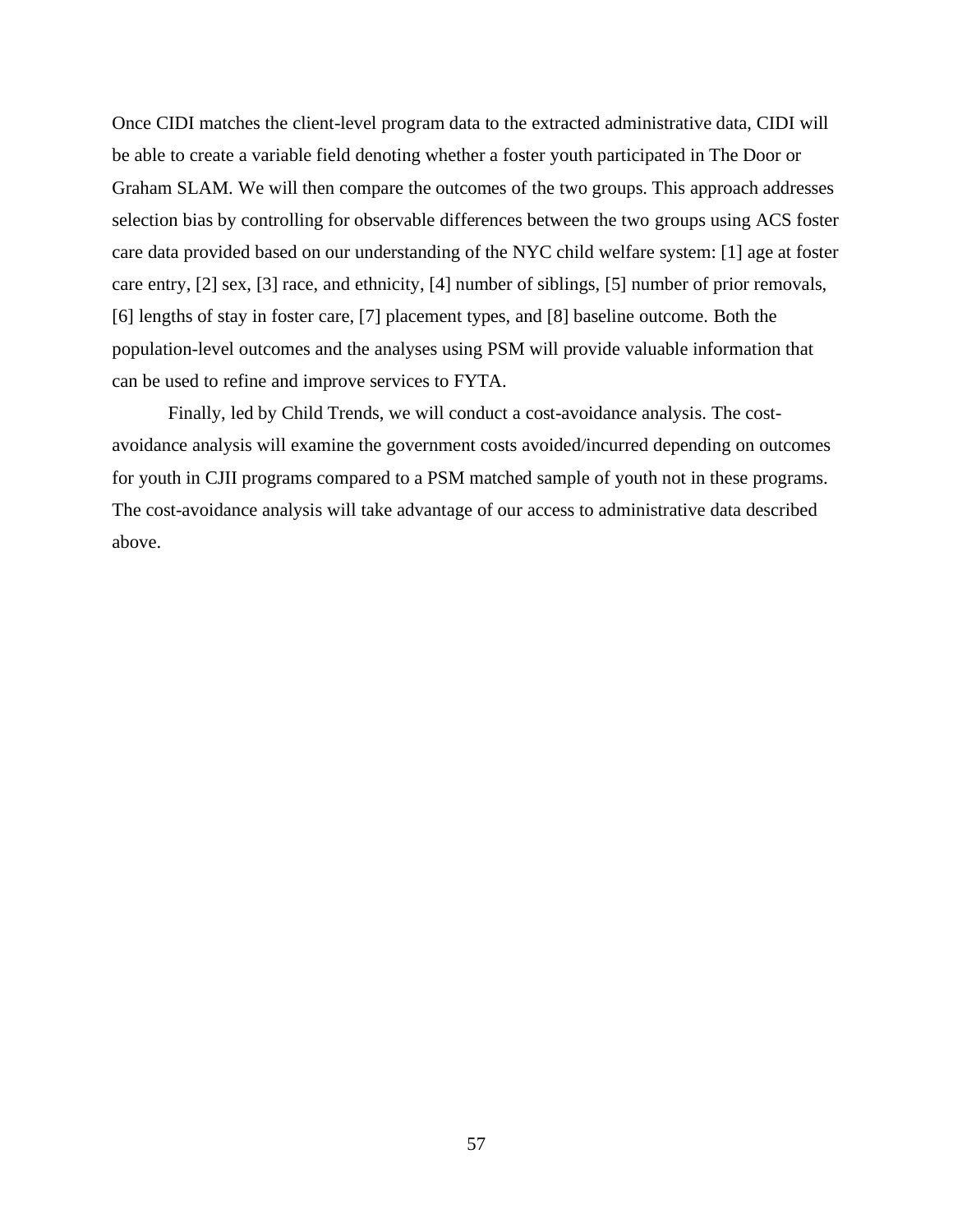Once CIDI matches the client-level program data to the extracted administrative data, CIDI will be able to create a variable field denoting whether a foster youth participated in The Door or Graham SLAM. We will then compare the outcomes of the two groups. This approach addresses selection bias by controlling for observable differences between the two groups using ACS foster care data provided based on our understanding of the NYC child welfare system: [1] age at foster care entry, [2] sex, [3] race, and ethnicity, [4] number of siblings, [5] number of prior removals, [6] lengths of stay in foster care, [7] placement types, and [8] baseline outcome. Both the population-level outcomes and the analyses using PSM will provide valuable information that can be used to refine and improve services to FYTA.

Finally, led by Child Trends, we will conduct a cost-avoidance analysis. The cost-avoidance analysis will examine the government costs avoided/incurred depending on outcomes for youth in CJII programs compared to a PSM matched sample of youth not in these programs. The cost-avoidance analysis will take advantage of our access to administrative data described above.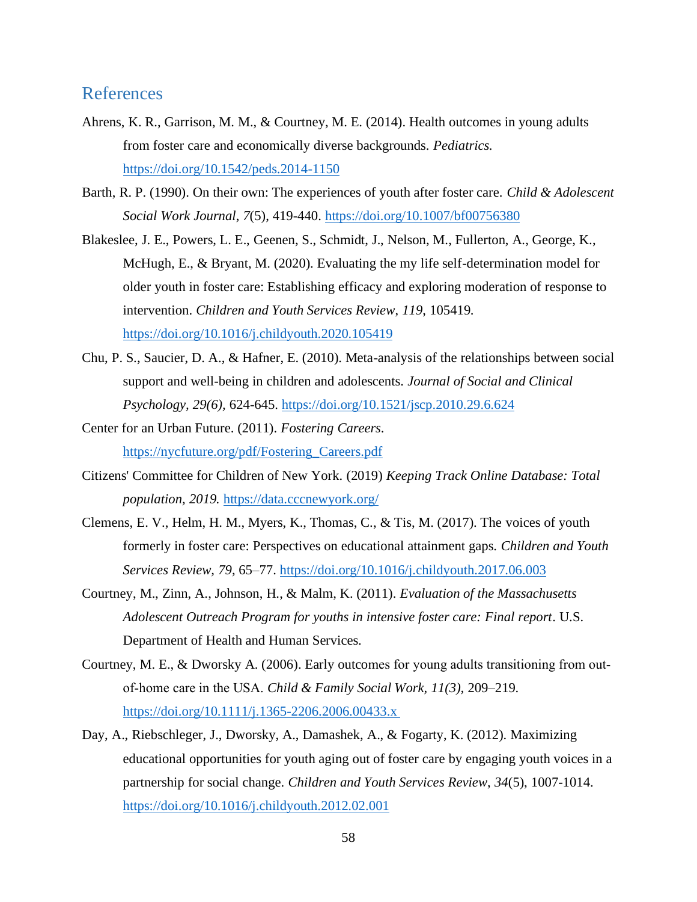## References

Ahrens, K. R., Garrison, M. M., & Courtney, M. E. (2014). Health outcomes in young adults from foster care and economically diverse backgrounds. *Pediatrics.* https://doi.org/10.1542/peds.2014-1150

Barth, R. P. (1990). On their own: The experiences of youth after foster care. *Child & Adolescent Social Work Journal*, *7*(5), 419-440. https://doi.org/10.1007/bf00756380

Blakeslee, J. E., Powers, L. E., Geenen, S., Schmidt, J., Nelson, M., Fullerton, A., George, K., McHugh, E., & Bryant, M. (2020). Evaluating the my life self-determination model for older youth in foster care: Establishing efficacy and exploring moderation of response to intervention. *Children and Youth Services Review*, *119*, 105419. https://doi.org/10.1016/j.childyouth.2020.105419

Chu, P. S., Saucier, D. A., & Hafner, E. (2010). Meta-analysis of the relationships between social support and well-being in children and adolescents. *Journal of Social and Clinical Psychology, 29(6),* 624-645. https://doi.org/10.1521/jscp.2010.29.6.624

Center for an Urban Future. (2011). *Fostering Careers*. https://nycfuture.org/pdf/Fostering_Careers.pdf

Citizens' Committee for Children of New York. (2019) *Keeping Track Online Database: Total population, 2019.* https://data.cccnewyork.org/

Clemens, E. V., Helm, H. M., Myers, K., Thomas, C., & Tis, M. (2017). The voices of youth formerly in foster care: Perspectives on educational attainment gaps. *Children and Youth Services Review*, *79*, 65–77. https://doi.org/10.1016/j.childyouth.2017.06.003

Courtney, M., Zinn, A., Johnson, H., & Malm, K. (2011). *Evaluation of the Massachusetts Adolescent Outreach Program for youths in intensive foster care: Final report*. U.S. Department of Health and Human Services.

Courtney, M. E., & Dworsky A. (2006). Early outcomes for young adults transitioning from out-of-home care in the USA. *Child & Family Social Work, 11(3),* 209–219. https://doi.org/10.1111/j.1365-2206.2006.00433.x

Day, A., Riebschleger, J., Dworsky, A., Damashek, A., & Fogarty, K. (2012). Maximizing educational opportunities for youth aging out of foster care by engaging youth voices in a partnership for social change. *Children and Youth Services Review, 34*(5), 1007-1014. https://doi.org/10.1016/j.childyouth.2012.02.001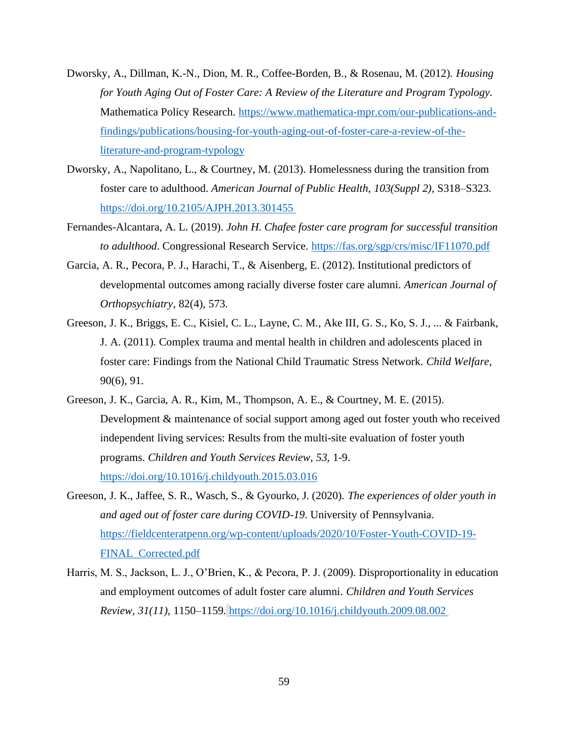Dworsky, A., Dillman, K.-N., Dion, M. R., Coffee-Borden, B., & Rosenau, M. (2012). *Housing for Youth Aging Out of Foster Care: A Review of the Literature and Program Typology*. Mathematica Policy Research. https://www.mathematica-mpr.com/our-publications-and-findings/publications/housing-for-youth-aging-out-of-foster-care-a-review-of-the-literature-and-program-typology

Dworsky, A., Napolitano, L., & Courtney, M. (2013). Homelessness during the transition from foster care to adulthood. *American Journal of Public Health, 103(Suppl 2),* S318–S323. https://doi.org/10.2105/AJPH.2013.301455

Fernandes-Alcantara, A. L. (2019). *John H. Chafee foster care program for successful transition to adulthood*. Congressional Research Service. https://fas.org/sgp/crs/misc/IF11070.pdf

Garcia, A. R., Pecora, P. J., Harachi, T., & Aisenberg, E. (2012). Institutional predictors of developmental outcomes among racially diverse foster care alumni. *American Journal of Orthopsychiatry*, 82(4), 573.

Greeson, J. K., Briggs, E. C., Kisiel, C. L., Layne, C. M., Ake III, G. S., Ko, S. J., ... & Fairbank, J. A. (2011). Complex trauma and mental health in children and adolescents placed in foster care: Findings from the National Child Traumatic Stress Network. *Child Welfare*, 90(6), 91.

Greeson, J. K., Garcia, A. R., Kim, M., Thompson, A. E., & Courtney, M. E. (2015). Development & maintenance of social support among aged out foster youth who received independent living services: Results from the multi-site evaluation of foster youth programs. *Children and Youth Services Review*, *53*, 1-9. https://doi.org/10.1016/j.childyouth.2015.03.016

Greeson, J. K., Jaffee, S. R., Wasch, S., & Gyourko, J. (2020). *The experiences of older youth in and aged out of foster care during COVID-19.* University of Pennsylvania. https://fieldcenteratpenn.org/wp-content/uploads/2020/10/Foster-Youth-COVID-19-FINAL_Corrected.pdf

Harris, M. S., Jackson, L. J., O'Brien, K., & Pecora, P. J. (2009). Disproportionality in education and employment outcomes of adult foster care alumni. *Children and Youth Services Review, 31(11),* 1150–1159. https://doi.org/10.1016/j.childyouth.2009.08.002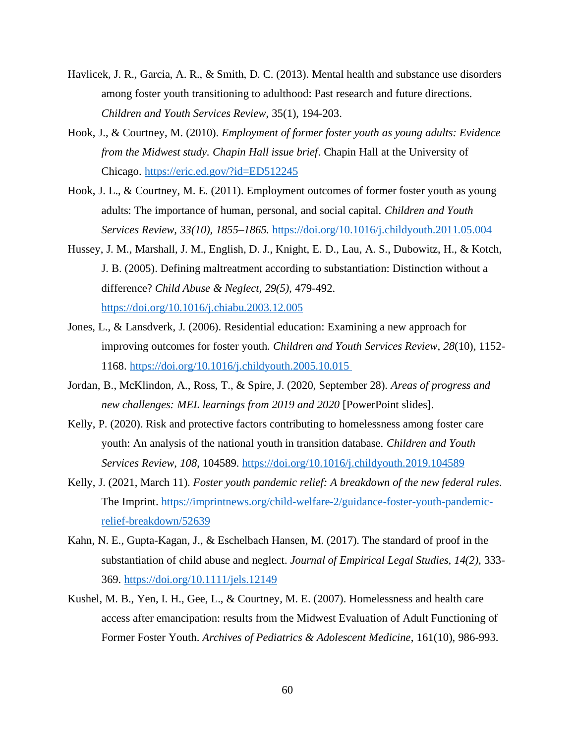Havlicek, J. R., Garcia, A. R., & Smith, D. C. (2013). Mental health and substance use disorders among foster youth transitioning to adulthood: Past research and future directions. *Children and Youth Services Review*, 35(1), 194-203.

Hook, J., & Courtney, M. (2010). *Employment of former foster youth as young adults: Evidence from the Midwest study. Chapin Hall issue brief*. Chapin Hall at the University of Chicago. https://eric.ed.gov/?id=ED512245

Hook, J. L., & Courtney, M. E. (2011). Employment outcomes of former foster youth as young adults: The importance of human, personal, and social capital. *Children and Youth Services Review, 33(10), 1855–1865.* https://doi.org/10.1016/j.childyouth.2011.05.004

Hussey, J. M., Marshall, J. M., English, D. J., Knight, E. D., Lau, A. S., Dubowitz, H., & Kotch, J. B. (2005). Defining maltreatment according to substantiation: Distinction without a difference? *Child Abuse & Neglect, 29(5),* 479-492. https://doi.org/10.1016/j.chiabu.2003.12.005

Jones, L., & Lansdverk, J. (2006). Residential education: Examining a new approach for improving outcomes for foster youth*. Children and Youth Services Review*, *28*(10), 1152-1168. https://doi.org/10.1016/j.childyouth.2005.10.015

Jordan, B., McKlindon, A., Ross, T., & Spire, J. (2020, September 28). *Areas of progress and new challenges: MEL learnings from 2019 and 2020* [PowerPoint slides].

Kelly, P. (2020). Risk and protective factors contributing to homelessness among foster care youth: An analysis of the national youth in transition database. *Children and Youth Services Review*, *108*, 104589. https://doi.org/10.1016/j.childyouth.2019.104589

Kelly, J. (2021, March 11). *Foster youth pandemic relief: A breakdown of the new federal rules*. The Imprint. https://imprintnews.org/child-welfare-2/guidance-foster-youth-pandemic-relief-breakdown/52639

Kahn, N. E., Gupta-Kagan, J., & Eschelbach Hansen, M. (2017). The standard of proof in the substantiation of child abuse and neglect. *Journal of Empirical Legal Studies, 14(2),* 333-369. https://doi.org/10.1111/jels.12149

Kushel, M. B., Yen, I. H., Gee, L., & Courtney, M. E. (2007). Homelessness and health care access after emancipation: results from the Midwest Evaluation of Adult Functioning of Former Foster Youth. *Archives of Pediatrics & Adolescent Medicine*, 161(10), 986-993.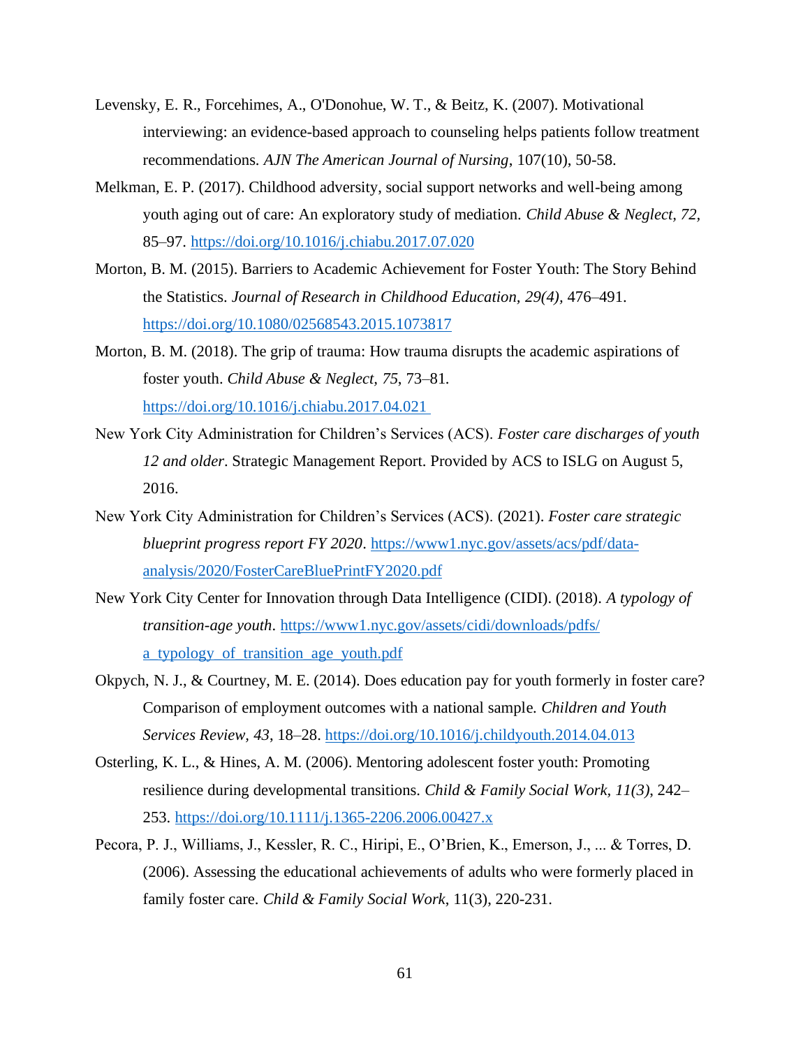Levensky, E. R., Forcehimes, A., O'Donohue, W. T., & Beitz, K. (2007). Motivational interviewing: an evidence-based approach to counseling helps patients follow treatment recommendations. *AJN The American Journal of Nursing*, 107(10), 50-58.

Melkman, E. P. (2017). Childhood adversity, social support networks and well-being among youth aging out of care: An exploratory study of mediation. *Child Abuse & Neglect, 72*, 85–97. https://doi.org/10.1016/j.chiabu.2017.07.020

Morton, B. M. (2015). Barriers to Academic Achievement for Foster Youth: The Story Behind the Statistics. *Journal of Research in Childhood Education, 29(4)*, 476–491. https://doi.org/10.1080/02568543.2015.1073817

Morton, B. M. (2018). The grip of trauma: How trauma disrupts the academic aspirations of foster youth. *Child Abuse & Neglect, 75*, 73–81. https://doi.org/10.1016/j.chiabu.2017.04.021

New York City Administration for Children's Services (ACS). *Foster care discharges of youth 12 and older*. Strategic Management Report. Provided by ACS to ISLG on August 5, 2016.

New York City Administration for Children's Services (ACS). (2021). *Foster care strategic blueprint progress report FY 2020*. https://www1.nyc.gov/assets/acs/pdf/data-analysis/2020/FosterCareBluePrintFY2020.pdf

New York City Center for Innovation through Data Intelligence (CIDI). (2018). *A typology of transition-age youth*. https://www1.nyc.gov/assets/cidi/downloads/pdfs/a_typology_of_transition_age_youth.pdf

Okpych, N. J., & Courtney, M. E. (2014). Does education pay for youth formerly in foster care? Comparison of employment outcomes with a national sample. *Children and Youth Services Review, 43*, 18–28. https://doi.org/10.1016/j.childyouth.2014.04.013

Osterling, K. L., & Hines, A. M. (2006). Mentoring adolescent foster youth: Promoting resilience during developmental transitions. *Child & Family Social Work, 11(3)*, 242–253. https://doi.org/10.1111/j.1365-2206.2006.00427.x

Pecora, P. J., Williams, J., Kessler, R. C., Hiripi, E., O'Brien, K., Emerson, J., ... & Torres, D. (2006). Assessing the educational achievements of adults who were formerly placed in family foster care. *Child & Family Social Work*, 11(3), 220-231.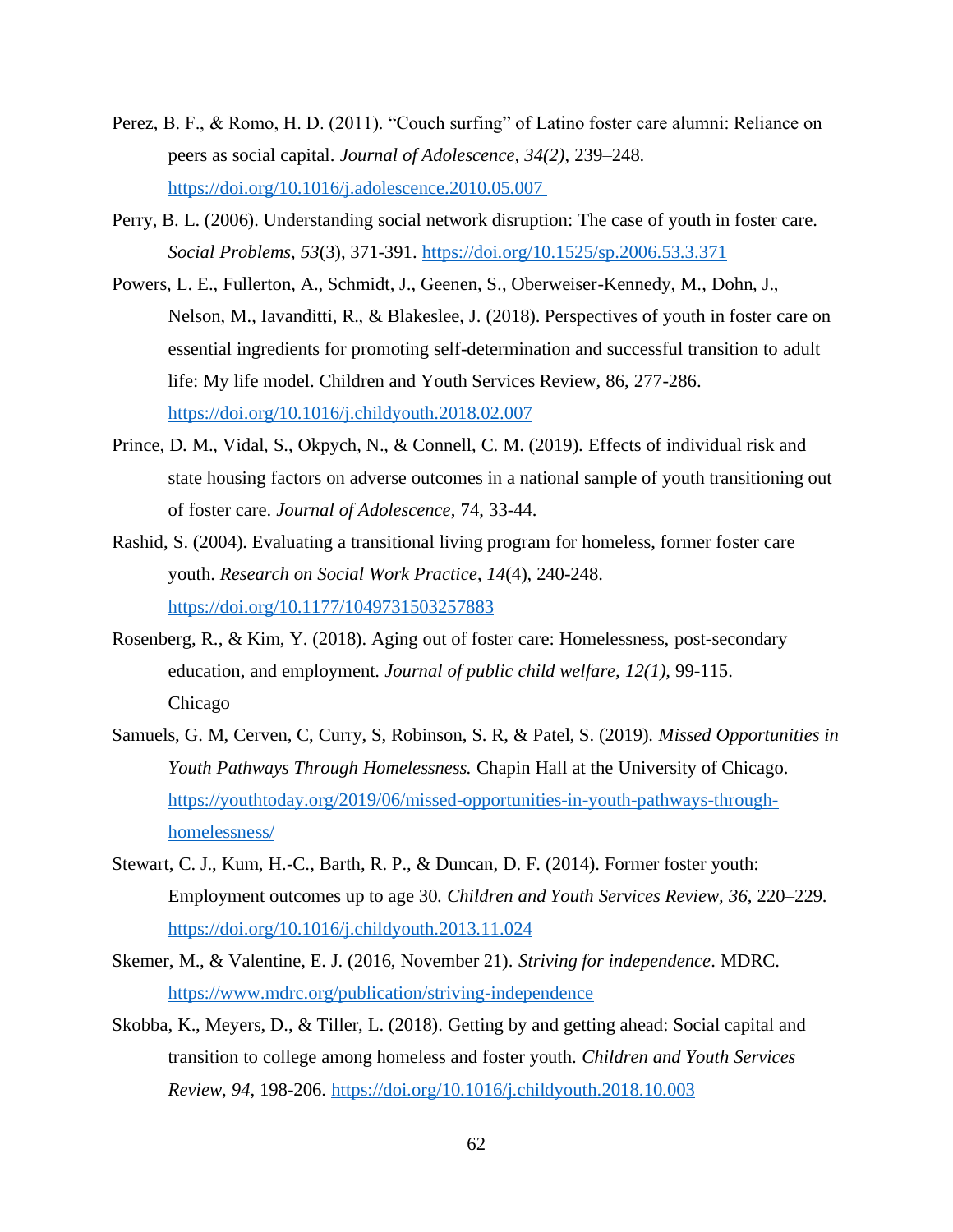Perez, B. F., & Romo, H. D. (2011). "Couch surfing" of Latino foster care alumni: Reliance on peers as social capital. *Journal of Adolescence, 34(2)*, 239–248. https://doi.org/10.1016/j.adolescence.2010.05.007

Perry, B. L. (2006). Understanding social network disruption: The case of youth in foster care. *Social Problems*, *53*(3), 371-391. https://doi.org/10.1525/sp.2006.53.3.371

Powers, L. E., Fullerton, A., Schmidt, J., Geenen, S., Oberweiser-Kennedy, M., Dohn, J., Nelson, M., Iavanditti, R., & Blakeslee, J. (2018). Perspectives of youth in foster care on essential ingredients for promoting self-determination and successful transition to adult life: My life model. Children and Youth Services Review, 86, 277-286. https://doi.org/10.1016/j.childyouth.2018.02.007

Prince, D. M., Vidal, S., Okpych, N., & Connell, C. M. (2019). Effects of individual risk and state housing factors on adverse outcomes in a national sample of youth transitioning out of foster care. *Journal of Adolescence*, 74, 33-44.

Rashid, S. (2004). Evaluating a transitional living program for homeless, former foster care youth. *Research on Social Work Practice*, *14*(4), 240-248. https://doi.org/10.1177/1049731503257883

Rosenberg, R., & Kim, Y. (2018). Aging out of foster care: Homelessness, post-secondary education, and employment. *Journal of public child welfare, 12(1),* 99-115. Chicago

Samuels, G. M, Cerven, C, Curry, S, Robinson, S. R, & Patel, S. (2019). *Missed Opportunities in Youth Pathways Through Homelessness.* Chapin Hall at the University of Chicago. https://youthtoday.org/2019/06/missed-opportunities-in-youth-pathways-through-homelessness/

Stewart, C. J., Kum, H.-C., Barth, R. P., & Duncan, D. F. (2014). Former foster youth: Employment outcomes up to age 30. *Children and Youth Services Review, 36*, 220–229. https://doi.org/10.1016/j.childyouth.2013.11.024

Skemer, M., & Valentine, E. J. (2016, November 21). *Striving for independence*. MDRC. https://www.mdrc.org/publication/striving-independence

Skobba, K., Meyers, D., & Tiller, L. (2018). Getting by and getting ahead: Social capital and transition to college among homeless and foster youth. *Children and Youth Services Review*, *94*, 198-206. https://doi.org/10.1016/j.childyouth.2018.10.003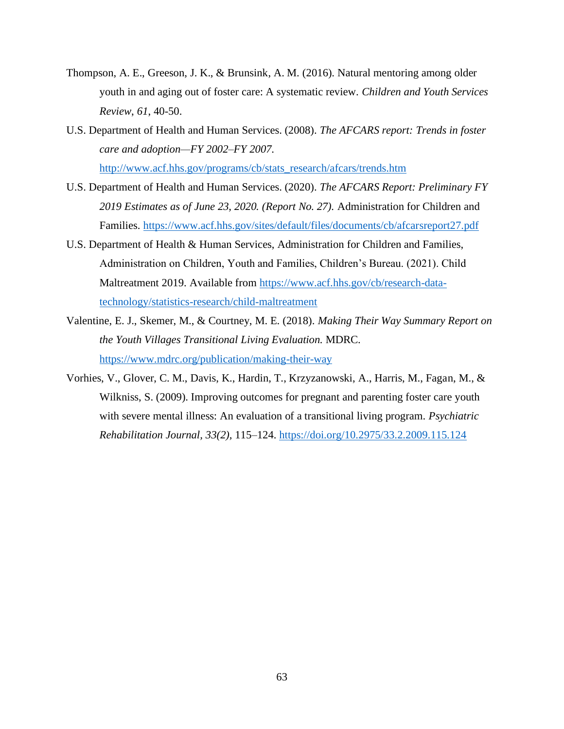Thompson, A. E., Greeson, J. K., & Brunsink, A. M. (2016). Natural mentoring among older youth in and aging out of foster care: A systematic review. *Children and Youth Services Review*, *61*, 40-50.

U.S. Department of Health and Human Services. (2008). *The AFCARS report: Trends in foster care and adoption—FY 2002–FY 2007.* http://www.acf.hhs.gov/programs/cb/stats_research/afcars/trends.htm

U.S. Department of Health and Human Services. (2020). *The AFCARS Report: Preliminary FY 2019 Estimates as of June 23, 2020. (Report No. 27).* Administration for Children and Families. https://www.acf.hhs.gov/sites/default/files/documents/cb/afcarsreport27.pdf

U.S. Department of Health & Human Services, Administration for Children and Families, Administration on Children, Youth and Families, Children's Bureau. (2021). Child Maltreatment 2019. Available from https://www.acf.hhs.gov/cb/research-data-technology/statistics-research/child-maltreatment

Valentine, E. J., Skemer, M., & Courtney, M. E. (2018). *Making Their Way Summary Report on the Youth Villages Transitional Living Evaluation.* MDRC. https://www.mdrc.org/publication/making-their-way

Vorhies, V., Glover, C. M., Davis, K., Hardin, T., Krzyzanowski, A., Harris, M., Fagan, M., & Wilkniss, S. (2009). Improving outcomes for pregnant and parenting foster care youth with severe mental illness: An evaluation of a transitional living program. *Psychiatric Rehabilitation Journal, 33(2),* 115–124. https://doi.org/10.2975/33.2.2009.115.124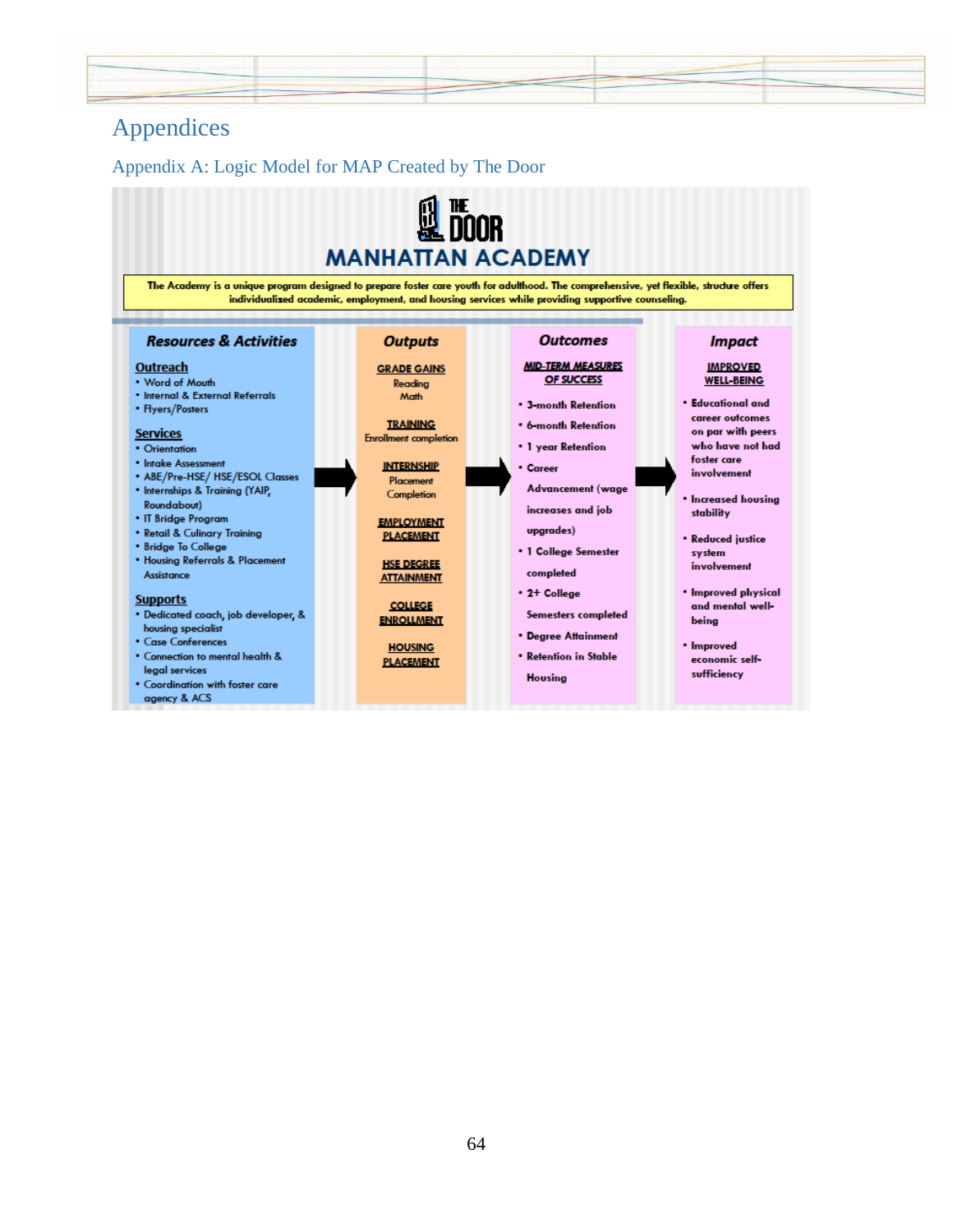# Appendices

## Appendix A: Logic Model for MAP Created by The Door

THE DOOR

MANHATTAN ACADEMY

The Academy is a unique program designed to prepare foster care youth for adulthood. The comprehensive, yet flexible, structure offers individualized academic, employment, and housing services while providing supportive counseling.

**Resources & Activities**

**Outreach**
- Word of Mouth
- Internal & External Referrals
- Flyers/Posters

**Services**
- Orientation
- Intake Assessment
- ABE/Pre-HSE/ HSE/ESOL Classes
- Internships & Training (YAIP, Roundabout)
- IT Bridge Program
- Retail & Culinary Training
- Bridge To College
- Housing Referrals & Placement Assistance

**Supports**
- Dedicated coach, job developer, & housing specialist
- Case Conferences
- Connection to mental health & legal services
- Coordination with foster care agency & ACS

→

**Outputs**

**GRADE GAINS**
Reading
Math

**TRAINING**
Enrollment completion

**INTERNSHIP**
Placement
Completion

**EMPLOYMENT PLACEMENT**

**HSE DEGREE ATTAINMENT**

**COLLEGE ENROLLMENT**

**HOUSING PLACEMENT**

→

**Outcomes**

**MID-TERM MEASURES OF SUCCESS**
- 3-month Retention
- 6-month Retention
- 1 year Retention
- Career Advancement (wage increases and job upgrades)
- 1 College Semester completed
- 2+ College Semesters completed
- Degree Attainment
- Retention in Stable Housing

→

**Impact**

**IMPROVED WELL-BEING**
- Educational and career outcomes on par with peers who have not had foster care involvement
- Increased housing stability
- Reduced justice system involvement
- Improved physical and mental well-being
- Improved economic self-sufficiency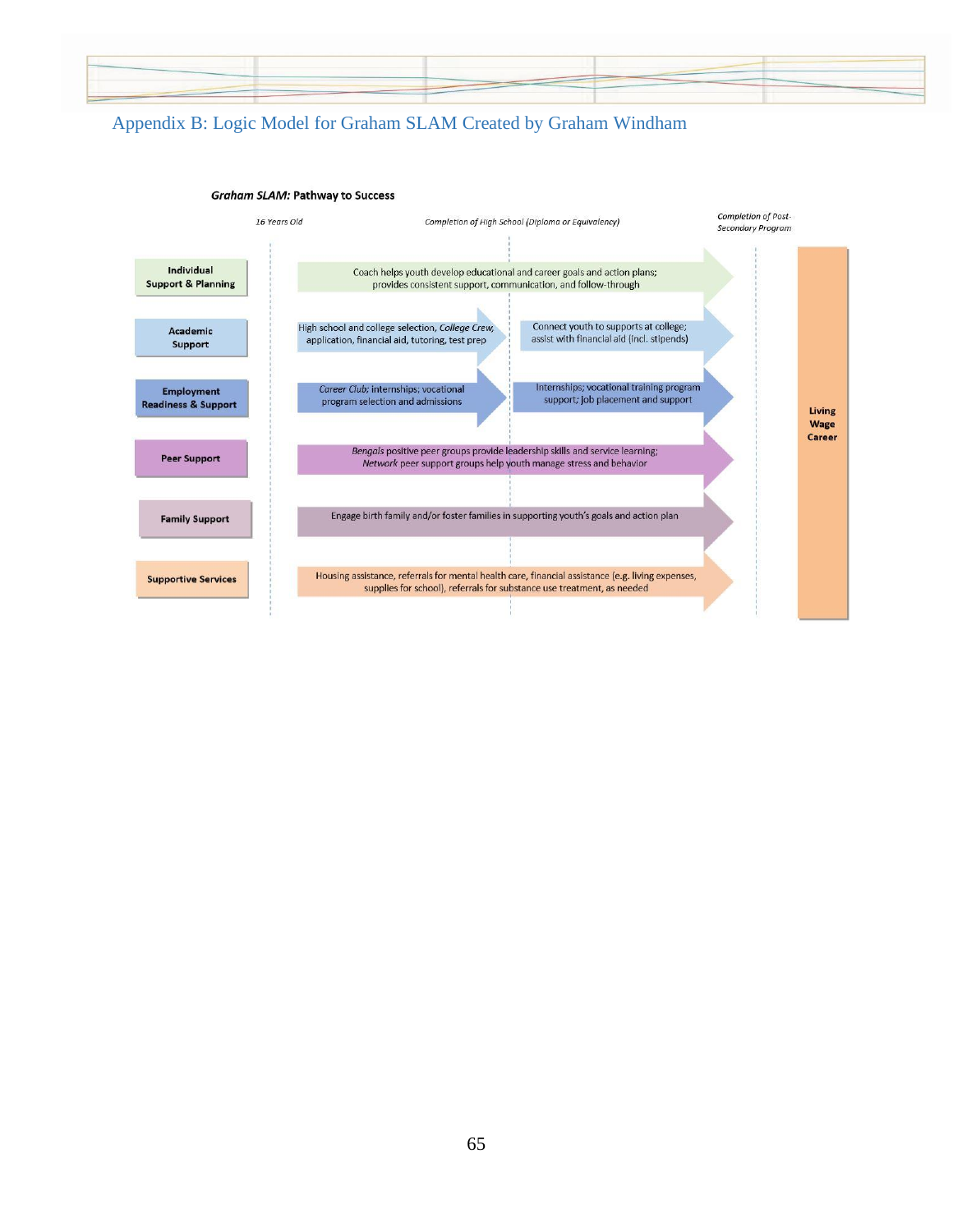## Appendix B: Logic Model for Graham SLAM Created by Graham Windham

***Graham SLAM:* Pathway to Success**

| | *16 Years Old* | *Completion of High School (Diploma or Equivalency)* | *Completion of Post-Secondary Program* | |
|---|---|---|---|---|
| **Individual Support & Planning** | Coach helps youth develop educational and career goals and action plans; provides consistent support, communication, and follow-through | | | **Living Wage Career** |
| **Academic Support** | High school and college selection, *College Crew*, application, financial aid, tutoring, test prep | Connect youth to supports at college; assist with financial aid (incl. stipends) | | |
| **Employment Readiness & Support** | *Career Club*; internships; vocational program selection and admissions | Internships; vocational training program support; job placement and support | | |
| **Peer Support** | *Bengals* positive peer groups provide leadership skills and service learning; *Network* peer support groups help youth manage stress and behavior | | | |
| **Family Support** | Engage birth family and/or foster families in supporting youth's goals and action plan | | | |
| **Supportive Services** | Housing assistance, referrals for mental health care, financial assistance (e.g. living expenses, supplies for school), referrals for substance use treatment, as needed | | | |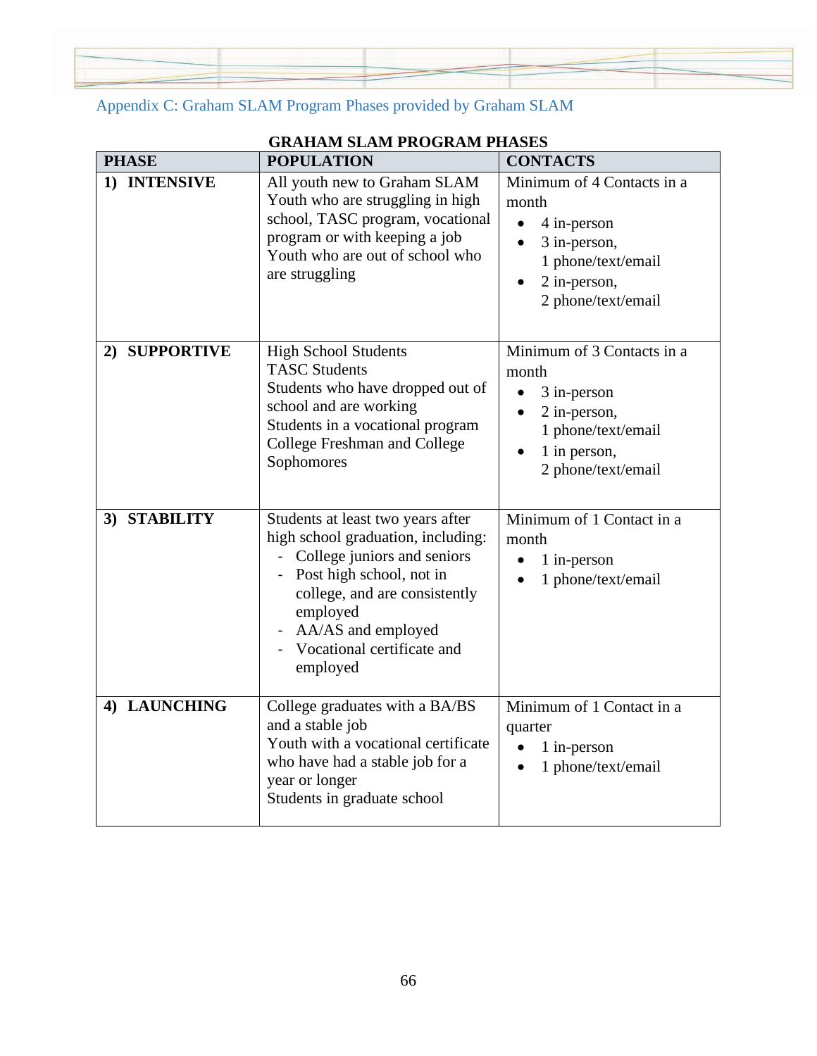## Appendix C: Graham SLAM Program Phases provided by Graham SLAM

**GRAHAM SLAM PROGRAM PHASES**

| PHASE | POPULATION | CONTACTS |
|---|---|---|
| **1) INTENSIVE** | All youth new to Graham SLAM<br>Youth who are struggling in high school, TASC program, vocational program or with keeping a job<br>Youth who are out of school who are struggling | Minimum of 4 Contacts in a month<br>• 4 in-person<br>• 3 in-person, 1 phone/text/email<br>• 2 in-person, 2 phone/text/email |
| **2) SUPPORTIVE** | High School Students<br>TASC Students<br>Students who have dropped out of school and are working<br>Students in a vocational program<br>College Freshman and College Sophomores | Minimum of 3 Contacts in a month<br>• 3 in-person<br>• 2 in-person, 1 phone/text/email<br>• 1 in person, 2 phone/text/email |
| **3) STABILITY** | Students at least two years after high school graduation, including:<br>- College juniors and seniors<br>- Post high school, not in college, and are consistently employed<br>- AA/AS and employed<br>- Vocational certificate and employed | Minimum of 1 Contact in a month<br>• 1 in-person<br>• 1 phone/text/email |
| **4) LAUNCHING** | College graduates with a BA/BS and a stable job<br>Youth with a vocational certificate who have had a stable job for a year or longer<br>Students in graduate school | Minimum of 1 Contact in a quarter<br>• 1 in-person<br>• 1 phone/text/email |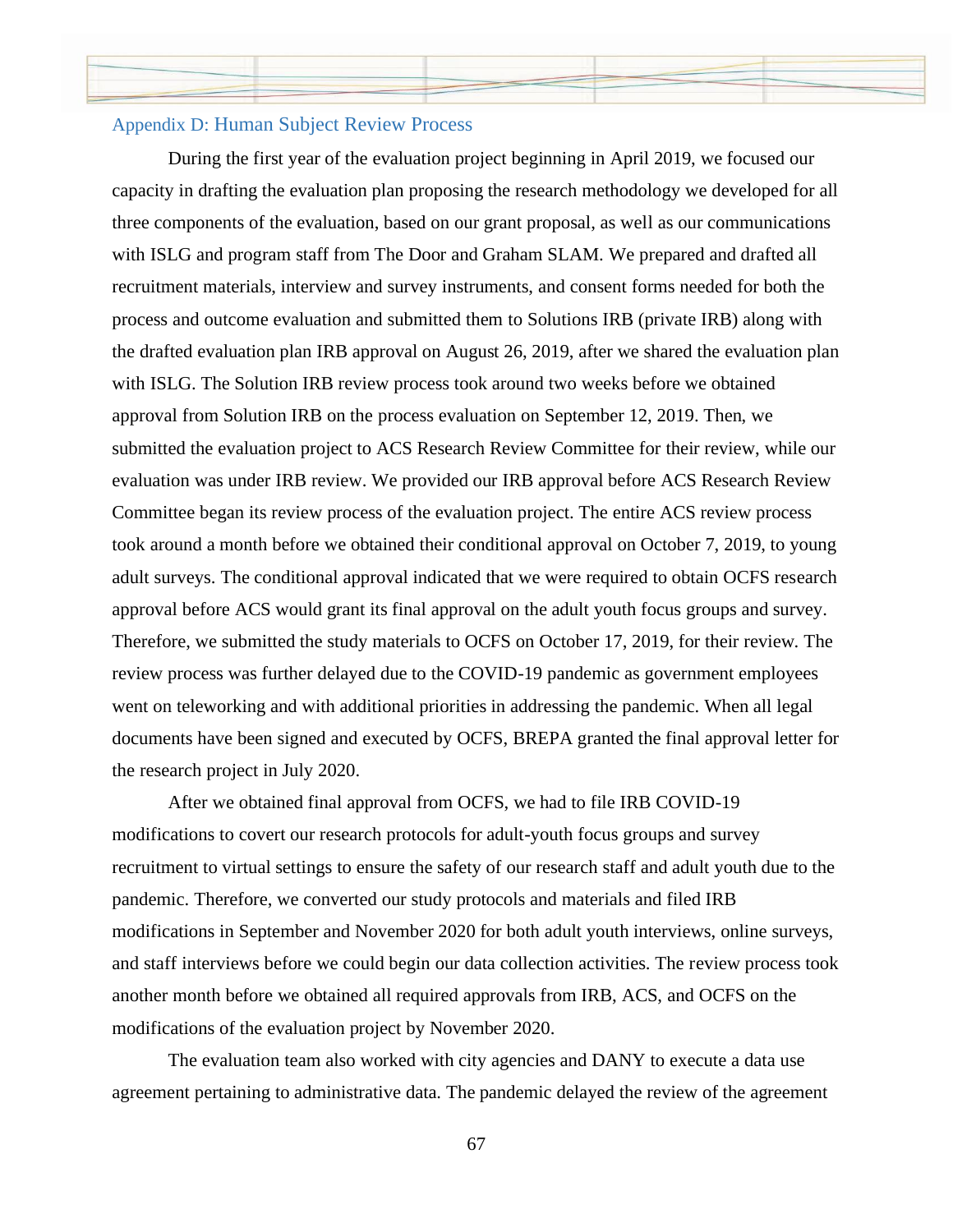## Appendix D: Human Subject Review Process

During the first year of the evaluation project beginning in April 2019, we focused our capacity in drafting the evaluation plan proposing the research methodology we developed for all three components of the evaluation, based on our grant proposal, as well as our communications with ISLG and program staff from The Door and Graham SLAM. We prepared and drafted all recruitment materials, interview and survey instruments, and consent forms needed for both the process and outcome evaluation and submitted them to Solutions IRB (private IRB) along with the drafted evaluation plan IRB approval on August 26, 2019, after we shared the evaluation plan with ISLG. The Solution IRB review process took around two weeks before we obtained approval from Solution IRB on the process evaluation on September 12, 2019. Then, we submitted the evaluation project to ACS Research Review Committee for their review, while our evaluation was under IRB review. We provided our IRB approval before ACS Research Review Committee began its review process of the evaluation project. The entire ACS review process took around a month before we obtained their conditional approval on October 7, 2019, to young adult surveys. The conditional approval indicated that we were required to obtain OCFS research approval before ACS would grant its final approval on the adult youth focus groups and survey. Therefore, we submitted the study materials to OCFS on October 17, 2019, for their review. The review process was further delayed due to the COVID-19 pandemic as government employees went on teleworking and with additional priorities in addressing the pandemic. When all legal documents have been signed and executed by OCFS, BREPA granted the final approval letter for the research project in July 2020.

After we obtained final approval from OCFS, we had to file IRB COVID-19 modifications to covert our research protocols for adult-youth focus groups and survey recruitment to virtual settings to ensure the safety of our research staff and adult youth due to the pandemic. Therefore, we converted our study protocols and materials and filed IRB modifications in September and November 2020 for both adult youth interviews, online surveys, and staff interviews before we could begin our data collection activities. The review process took another month before we obtained all required approvals from IRB, ACS, and OCFS on the modifications of the evaluation project by November 2020.

The evaluation team also worked with city agencies and DANY to execute a data use agreement pertaining to administrative data. The pandemic delayed the review of the agreement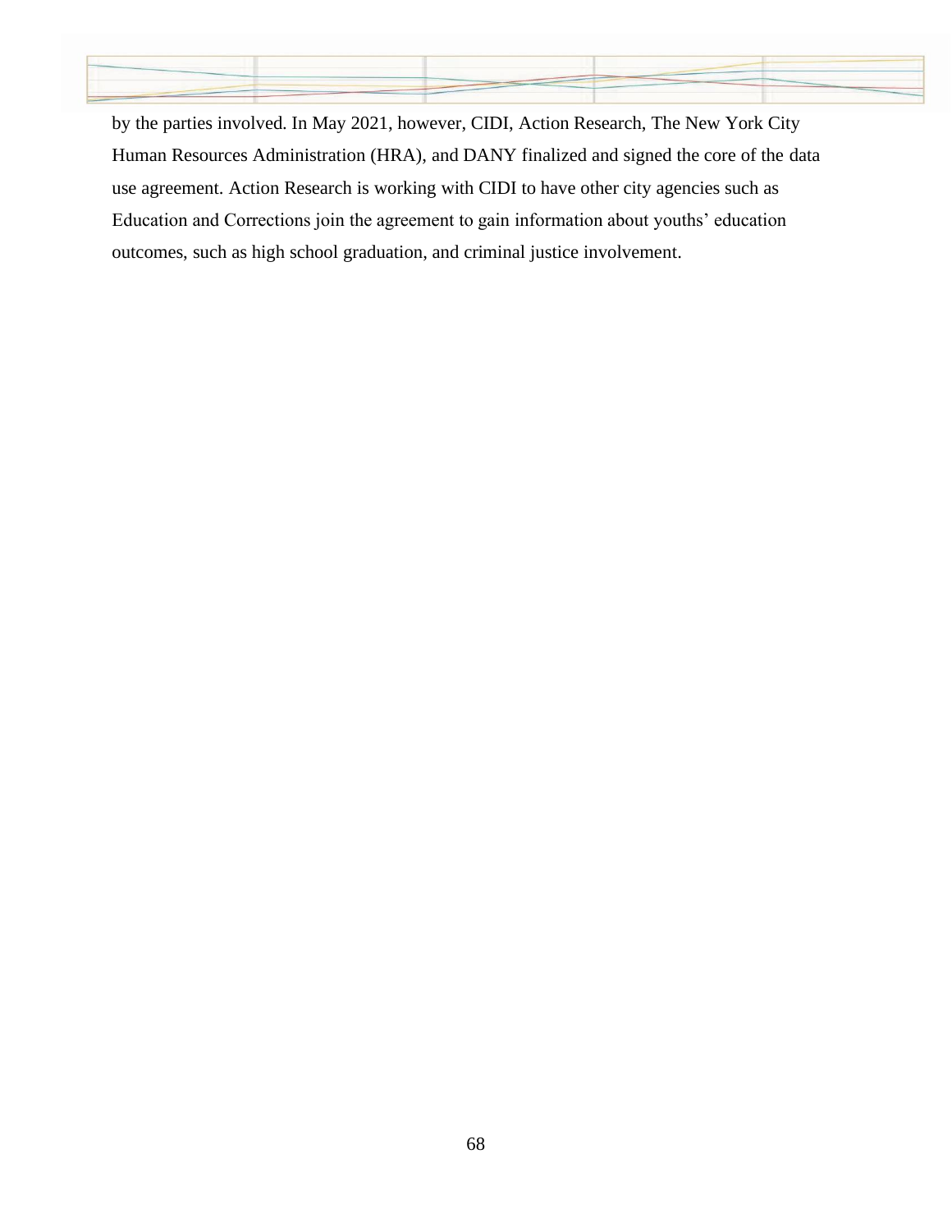by the parties involved. In May 2021, however, CIDI, Action Research, The New York City Human Resources Administration (HRA), and DANY finalized and signed the core of the data use agreement. Action Research is working with CIDI to have other city agencies such as Education and Corrections join the agreement to gain information about youths' education outcomes, such as high school graduation, and criminal justice involvement.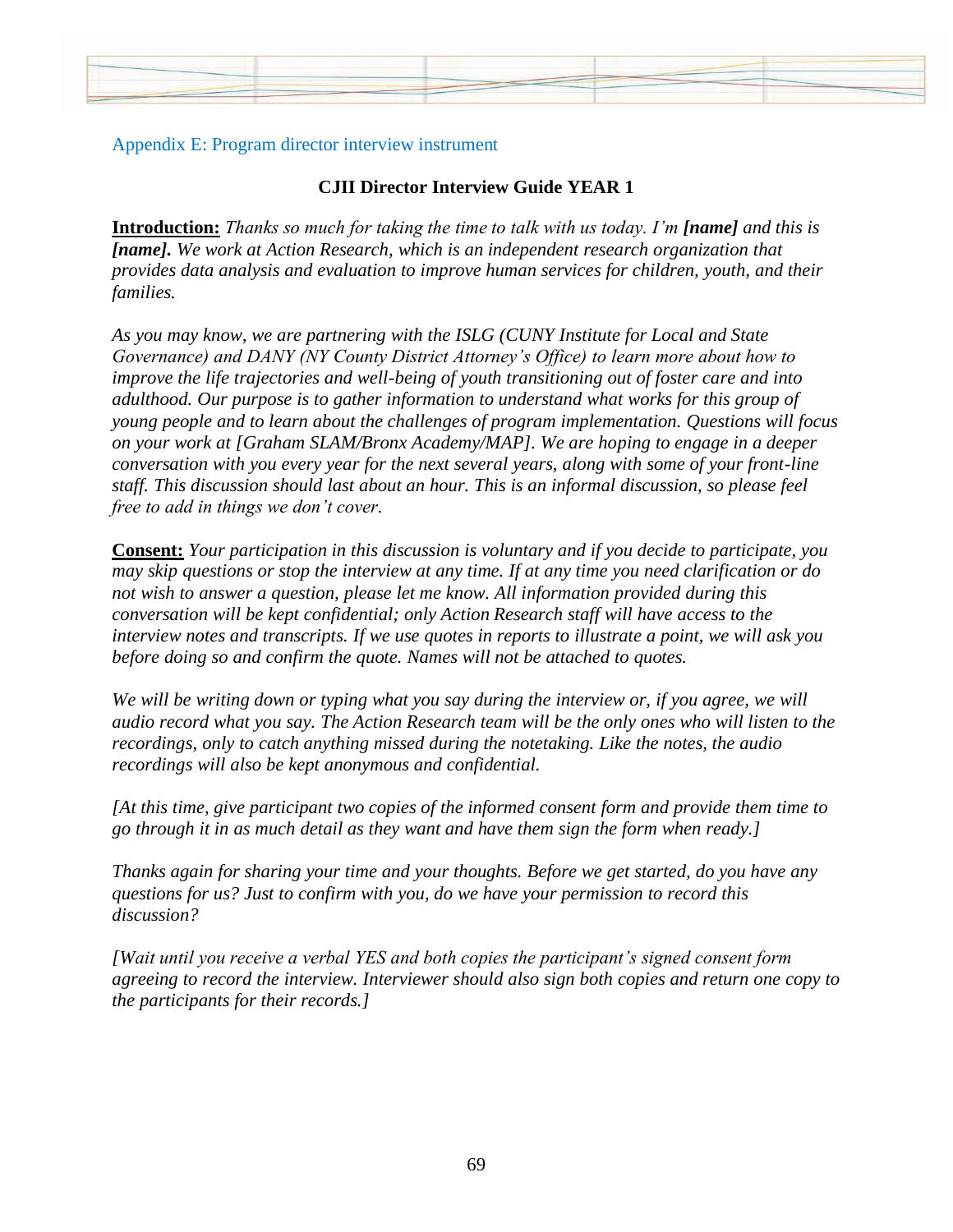## Appendix E: Program director interview instrument

### CJII Director Interview Guide YEAR 1

**Introduction:** *Thanks so much for taking the time to talk with us today. I'm **[name]** and this is **[name].** We work at Action Research, which is an independent research organization that provides data analysis and evaluation to improve human services for children, youth, and their families.*

*As you may know, we are partnering with the ISLG (CUNY Institute for Local and State Governance) and DANY (NY County District Attorney's Office) to learn more about how to improve the life trajectories and well-being of youth transitioning out of foster care and into adulthood. Our purpose is to gather information to understand what works for this group of young people and to learn about the challenges of program implementation. Questions will focus on your work at [Graham SLAM/Bronx Academy/MAP]. We are hoping to engage in a deeper conversation with you every year for the next several years, along with some of your front-line staff. This discussion should last about an hour. This is an informal discussion, so please feel free to add in things we don't cover.*

**Consent:** *Your participation in this discussion is voluntary and if you decide to participate, you may skip questions or stop the interview at any time. If at any time you need clarification or do not wish to answer a question, please let me know. All information provided during this conversation will be kept confidential; only Action Research staff will have access to the interview notes and transcripts. If we use quotes in reports to illustrate a point, we will ask you before doing so and confirm the quote. Names will not be attached to quotes.*

*We will be writing down or typing what you say during the interview or, if you agree, we will audio record what you say. The Action Research team will be the only ones who will listen to the recordings, only to catch anything missed during the notetaking. Like the notes, the audio recordings will also be kept anonymous and confidential.*

*[At this time, give participant two copies of the informed consent form and provide them time to go through it in as much detail as they want and have them sign the form when ready.]*

*Thanks again for sharing your time and your thoughts. Before we get started, do you have any questions for us? Just to confirm with you, do we have your permission to record this discussion?*

*[Wait until you receive a verbal YES and both copies the participant's signed consent form agreeing to record the interview. Interviewer should also sign both copies and return one copy to the participants for their records.]*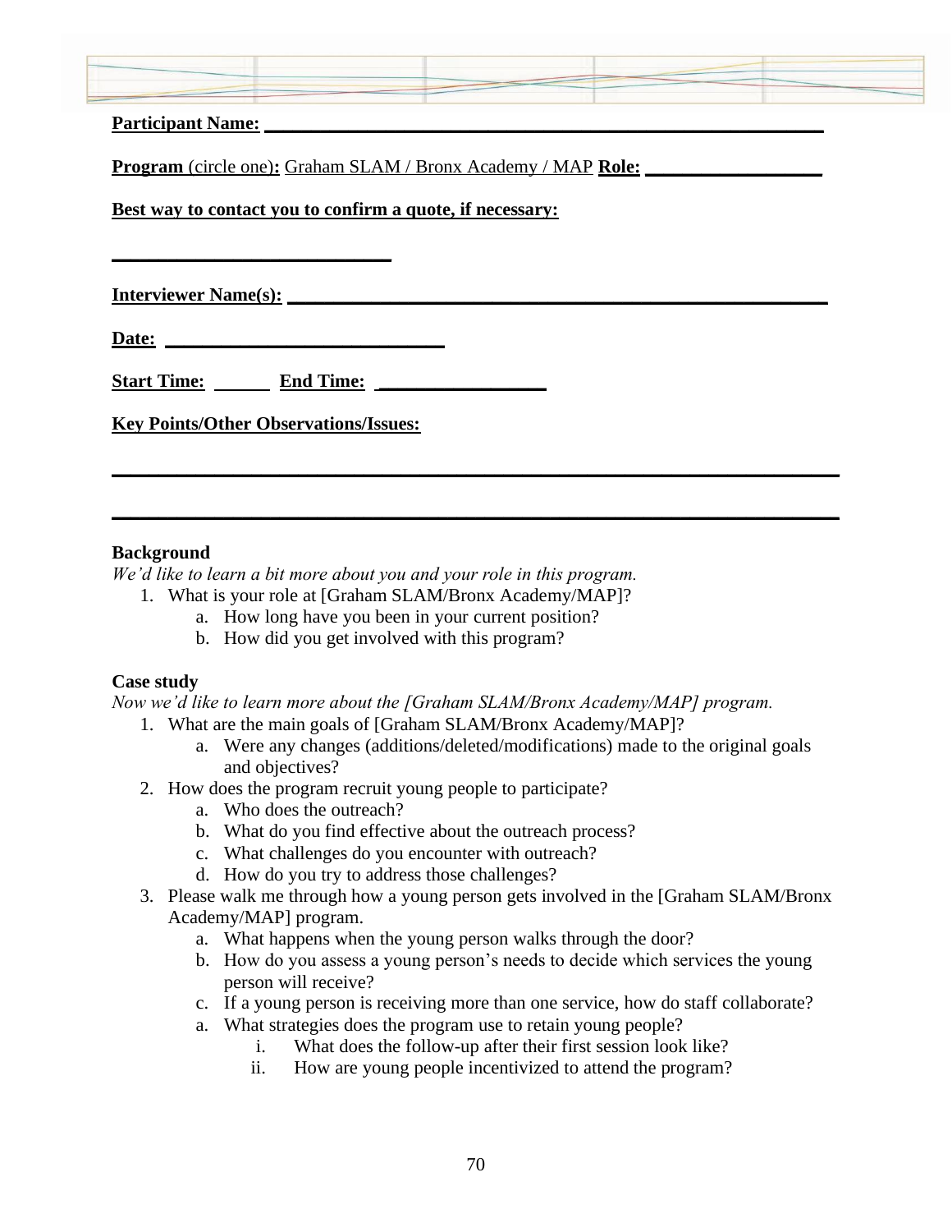**Participant Name:** ______________________________________________________________

**Program** (circle one)**:** Graham SLAM / Bronx Academy / MAP **Role:** ___________________

**Best way to contact you to confirm a quote, if necessary:**

______________________________

**Interviewer Name(s):** _________________________________________________________

**Date:** ______________________________

**Start Time:** ______ **End Time:** _________________

**Key Points/Other Observations/Issues:**

______________________________________________________________________________

______________________________________________________________________________

**Background**

*We'd like to learn a bit more about you and your role in this program.*

1. What is your role at [Graham SLAM/Bronx Academy/MAP]?
   a. How long have you been in your current position?
   b. How did you get involved with this program?

**Case study**

*Now we'd like to learn more about the [Graham SLAM/Bronx Academy/MAP] program.*

1. What are the main goals of [Graham SLAM/Bronx Academy/MAP]?
   a. Were any changes (additions/deleted/modifications) made to the original goals and objectives?
2. How does the program recruit young people to participate?
   a. Who does the outreach?
   b. What do you find effective about the outreach process?
   c. What challenges do you encounter with outreach?
   d. How do you try to address those challenges?
3. Please walk me through how a young person gets involved in the [Graham SLAM/Bronx Academy/MAP] program.
   a. What happens when the young person walks through the door?
   b. How do you assess a young person's needs to decide which services the young person will receive?
   c. If a young person is receiving more than one service, how do staff collaborate?
   a. What strategies does the program use to retain young people?
      i. What does the follow-up after their first session look like?
      ii. How are young people incentivized to attend the program?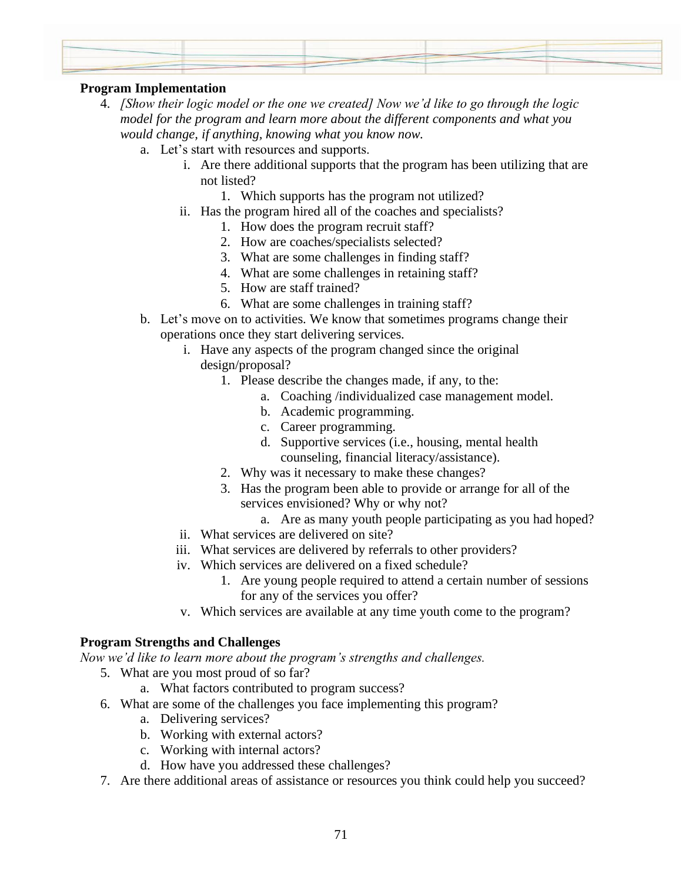**Program Implementation**

4. *[Show their logic model or the one we created] Now we'd like to go through the logic model for the program and learn more about the different components and what you would change, if anything, knowing what you know now.*
    a. Let's start with resources and supports.
        i. Are there additional supports that the program has been utilizing that are not listed?
            1. Which supports has the program not utilized?
        ii. Has the program hired all of the coaches and specialists?
            1. How does the program recruit staff?
            2. How are coaches/specialists selected?
            3. What are some challenges in finding staff?
            4. What are some challenges in retaining staff?
            5. How are staff trained?
            6. What are some challenges in training staff?
    b. Let's move on to activities. We know that sometimes programs change their operations once they start delivering services.
        i. Have any aspects of the program changed since the original design/proposal?
            1. Please describe the changes made, if any, to the:
                a. Coaching /individualized case management model.
                b. Academic programming.
                c. Career programming.
                d. Supportive services (i.e., housing, mental health counseling, financial literacy/assistance).
            2. Why was it necessary to make these changes?
            3. Has the program been able to provide or arrange for all of the services envisioned? Why or why not?
                a. Are as many youth people participating as you had hoped?
        ii. What services are delivered on site?
        iii. What services are delivered by referrals to other providers?
        iv. Which services are delivered on a fixed schedule?
            1. Are young people required to attend a certain number of sessions for any of the services you offer?
        v. Which services are available at any time youth come to the program?

**Program Strengths and Challenges**

*Now we'd like to learn more about the program's strengths and challenges.*

5. What are you most proud of so far?
    a. What factors contributed to program success?
6. What are some of the challenges you face implementing this program?
    a. Delivering services?
    b. Working with external actors?
    c. Working with internal actors?
    d. How have you addressed these challenges?
7. Are there additional areas of assistance or resources you think could help you succeed?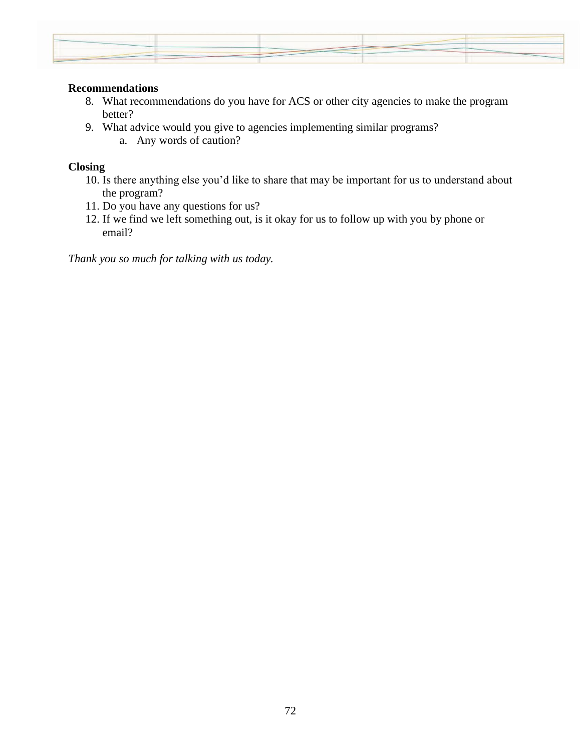**Recommendations**

8. What recommendations do you have for ACS or other city agencies to make the program better?
9. What advice would you give to agencies implementing similar programs?
    a. Any words of caution?

**Closing**

10. Is there anything else you'd like to share that may be important for us to understand about the program?
11. Do you have any questions for us?
12. If we find we left something out, is it okay for us to follow up with you by phone or email?

*Thank you so much for talking with us today.*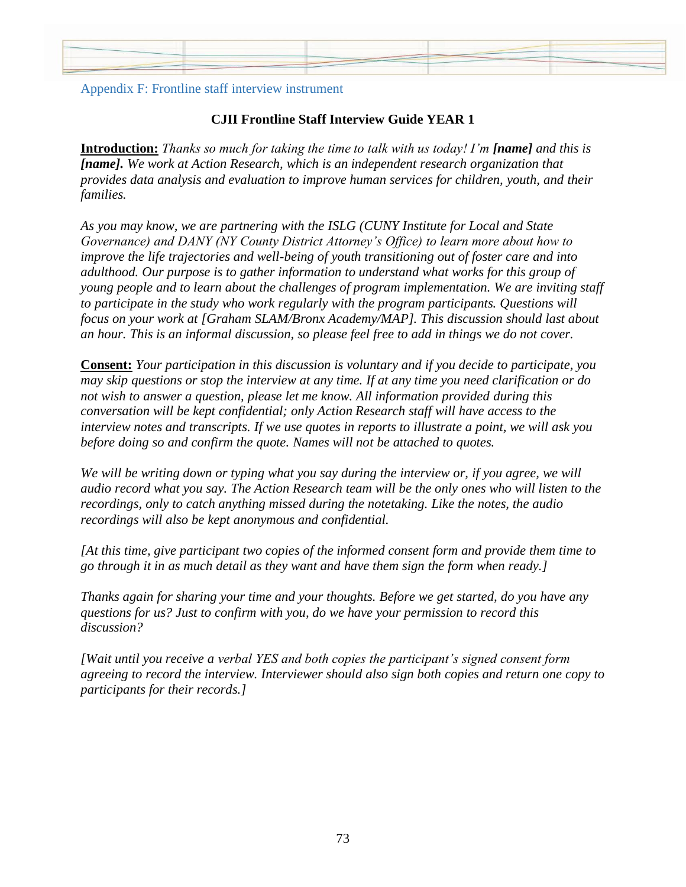## Appendix F: Frontline staff interview instrument

**CJII Frontline Staff Interview Guide YEAR 1**

**Introduction:** *Thanks so much for taking the time to talk with us today! I'm **[name]** and this is **[name].** We work at Action Research, which is an independent research organization that provides data analysis and evaluation to improve human services for children, youth, and their families.*

*As you may know, we are partnering with the ISLG (CUNY Institute for Local and State Governance) and DANY (NY County District Attorney's Office) to learn more about how to improve the life trajectories and well-being of youth transitioning out of foster care and into adulthood. Our purpose is to gather information to understand what works for this group of young people and to learn about the challenges of program implementation. We are inviting staff to participate in the study who work regularly with the program participants. Questions will focus on your work at [Graham SLAM/Bronx Academy/MAP]. This discussion should last about an hour. This is an informal discussion, so please feel free to add in things we do not cover.*

**Consent:** *Your participation in this discussion is voluntary and if you decide to participate, you may skip questions or stop the interview at any time. If at any time you need clarification or do not wish to answer a question, please let me know. All information provided during this conversation will be kept confidential; only Action Research staff will have access to the interview notes and transcripts. If we use quotes in reports to illustrate a point, we will ask you before doing so and confirm the quote. Names will not be attached to quotes.*

*We will be writing down or typing what you say during the interview or, if you agree, we will audio record what you say. The Action Research team will be the only ones who will listen to the recordings, only to catch anything missed during the notetaking. Like the notes, the audio recordings will also be kept anonymous and confidential.*

*[At this time, give participant two copies of the informed consent form and provide them time to go through it in as much detail as they want and have them sign the form when ready.]*

*Thanks again for sharing your time and your thoughts. Before we get started, do you have any questions for us? Just to confirm with you, do we have your permission to record this discussion?*

*[Wait until you receive a verbal YES and both copies the participant's signed consent form agreeing to record the interview. Interviewer should also sign both copies and return one copy to participants for their records.]*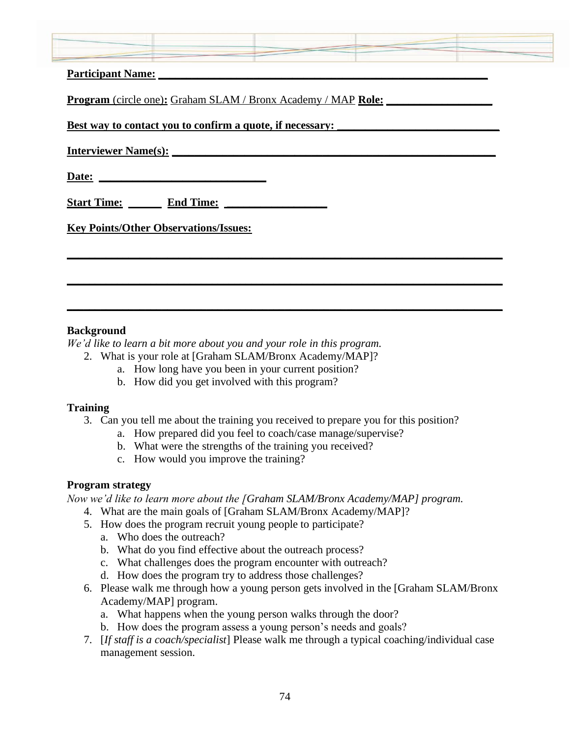**Participant Name:** ______________________________________________________________

**Program** (circle one)**:** Graham SLAM / Bronx Academy / MAP **Role:** ____________________

**Best way to contact you to confirm a quote, if necessary:** ____________________________

**Interviewer Name(s):** ______________________________________________________________

**Date:** ______________________________

**Start Time:** ______ **End Time:** __________________

**Key Points/Other Observations/Issues:**

______________________________________________________________________________

______________________________________________________________________________

______________________________________________________________________________

**Background**

*We'd like to learn a bit more about you and your role in this program.*

2. What is your role at [Graham SLAM/Bronx Academy/MAP]?
   a. How long have you been in your current position?
   b. How did you get involved with this program?

**Training**

3. Can you tell me about the training you received to prepare you for this position?
   a. How prepared did you feel to coach/case manage/supervise?
   b. What were the strengths of the training you received?
   c. How would you improve the training?

**Program strategy**

*Now we'd like to learn more about the [Graham SLAM/Bronx Academy/MAP] program.*

4. What are the main goals of [Graham SLAM/Bronx Academy/MAP]?
5. How does the program recruit young people to participate?
   a. Who does the outreach?
   b. What do you find effective about the outreach process?
   c. What challenges does the program encounter with outreach?
   d. How does the program try to address those challenges?
6. Please walk me through how a young person gets involved in the [Graham SLAM/Bronx Academy/MAP] program.
   a. What happens when the young person walks through the door?
   b. How does the program assess a young person's needs and goals?
7. [*If staff is a coach/specialist*] Please walk me through a typical coaching/individual case management session.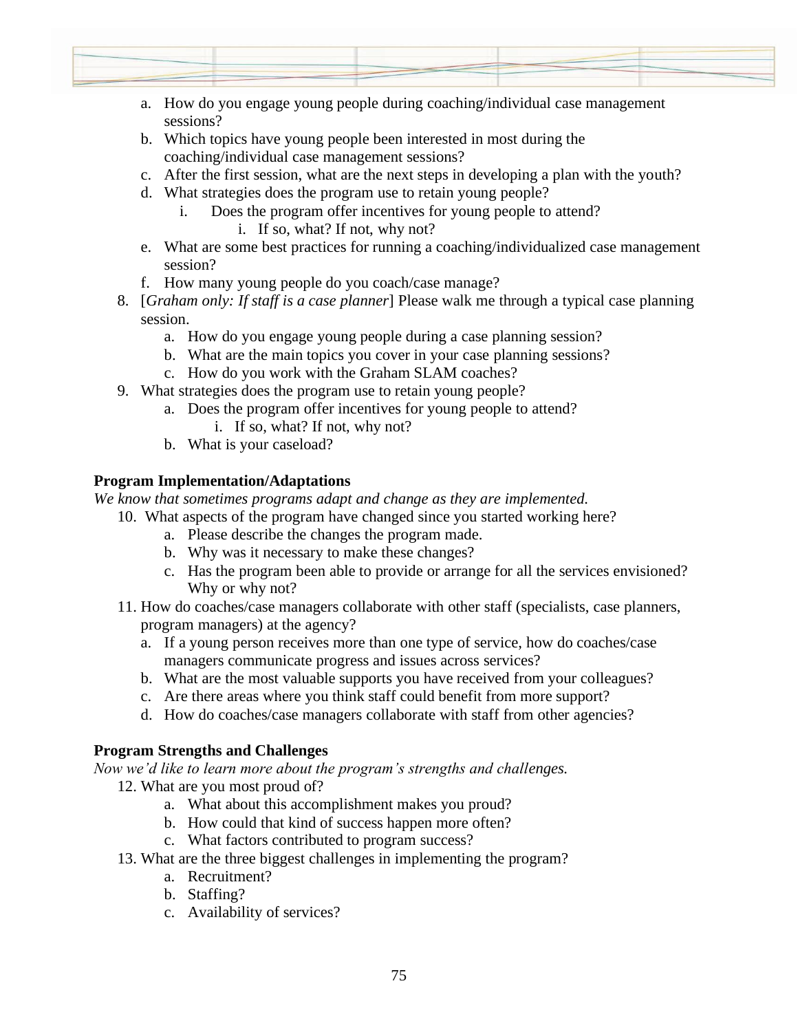a. How do you engage young people during coaching/individual case management sessions?
   b. Which topics have young people been interested in most during the coaching/individual case management sessions?
   c. After the first session, what are the next steps in developing a plan with the youth?
   d. What strategies does the program use to retain young people?
      i. Does the program offer incentives for young people to attend?
         i. If so, what? If not, why not?
   e. What are some best practices for running a coaching/individualized case management session?
   f. How many young people do you coach/case manage?

8. [*Graham only: If staff is a case planner*] Please walk me through a typical case planning session.
   a. How do you engage young people during a case planning session?
   b. What are the main topics you cover in your case planning sessions?
   c. How do you work with the Graham SLAM coaches?
9. What strategies does the program use to retain young people?
   a. Does the program offer incentives for young people to attend?
      i. If so, what? If not, why not?
   b. What is your caseload?

**Program Implementation/Adaptations**

*We know that sometimes programs adapt and change as they are implemented.*

10. What aspects of the program have changed since you started working here?
    a. Please describe the changes the program made.
    b. Why was it necessary to make these changes?
    c. Has the program been able to provide or arrange for all the services envisioned? Why or why not?
11. How do coaches/case managers collaborate with other staff (specialists, case planners, program managers) at the agency?
    a. If a young person receives more than one type of service, how do coaches/case managers communicate progress and issues across services?
    b. What are the most valuable supports you have received from your colleagues?
    c. Are there areas where you think staff could benefit from more support?
    d. How do coaches/case managers collaborate with staff from other agencies?

**Program Strengths and Challenges**

*Now we'd like to learn more about the program's strengths and challenges.*

12. What are you most proud of?
    a. What about this accomplishment makes you proud?
    b. How could that kind of success happen more often?
    c. What factors contributed to program success?
13. What are the three biggest challenges in implementing the program?
    a. Recruitment?
    b. Staffing?
    c. Availability of services?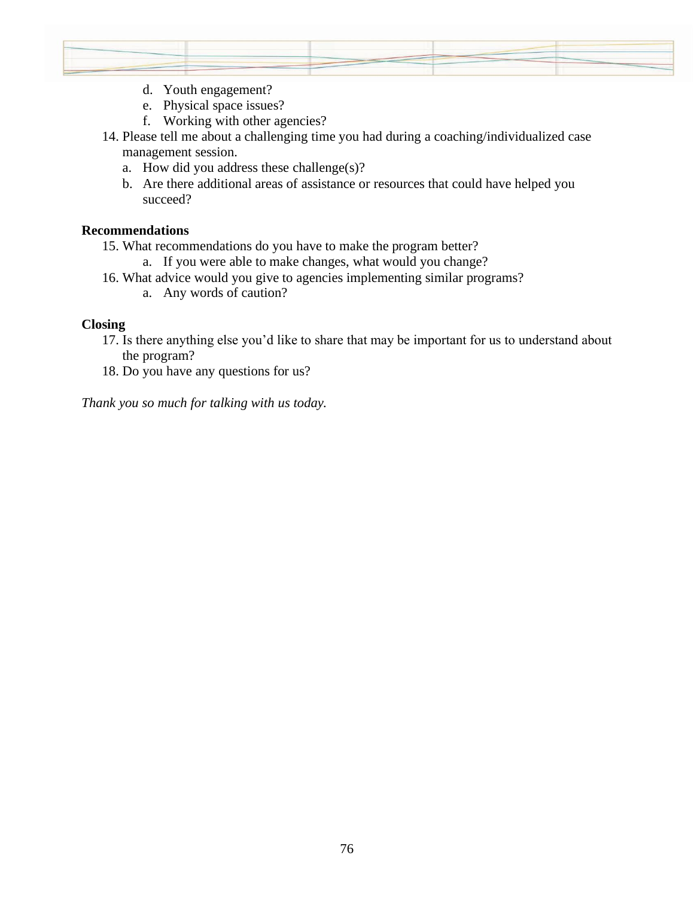d. Youth engagement?
   e. Physical space issues?
   f. Working with other agencies?

14. Please tell me about a challenging time you had during a coaching/individualized case management session.
    a. How did you address these challenge(s)?
    b. Are there additional areas of assistance or resources that could have helped you succeed?

**Recommendations**

15. What recommendations do you have to make the program better?
    a. If you were able to make changes, what would you change?
16. What advice would you give to agencies implementing similar programs?
    a. Any words of caution?

**Closing**

17. Is there anything else you'd like to share that may be important for us to understand about the program?
18. Do you have any questions for us?

*Thank you so much for talking with us today.*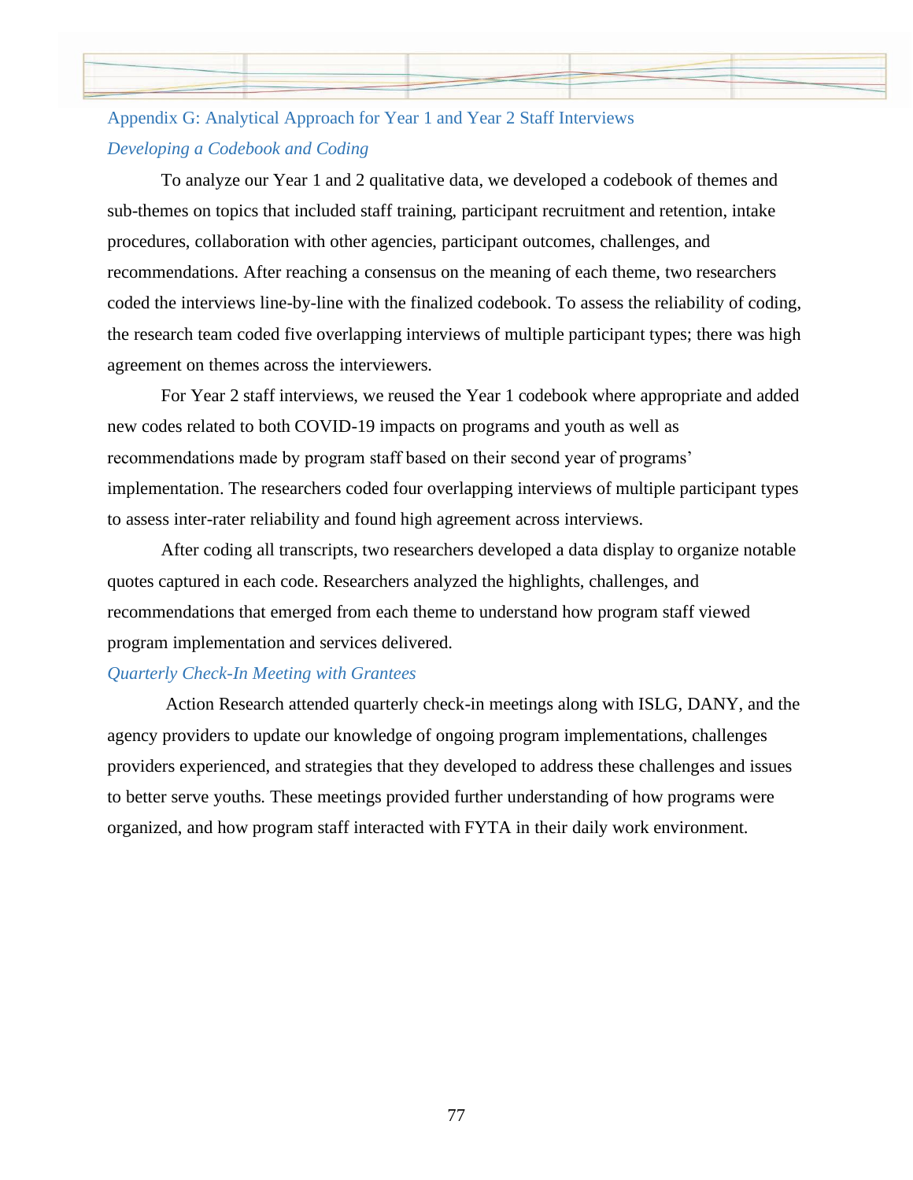## Appendix G: Analytical Approach for Year 1 and Year 2 Staff Interviews

### *Developing a Codebook and Coding*

To analyze our Year 1 and 2 qualitative data, we developed a codebook of themes and sub-themes on topics that included staff training, participant recruitment and retention, intake procedures, collaboration with other agencies, participant outcomes, challenges, and recommendations. After reaching a consensus on the meaning of each theme, two researchers coded the interviews line-by-line with the finalized codebook. To assess the reliability of coding, the research team coded five overlapping interviews of multiple participant types; there was high agreement on themes across the interviewers.

For Year 2 staff interviews, we reused the Year 1 codebook where appropriate and added new codes related to both COVID-19 impacts on programs and youth as well as recommendations made by program staff based on their second year of programs' implementation. The researchers coded four overlapping interviews of multiple participant types to assess inter-rater reliability and found high agreement across interviews.

After coding all transcripts, two researchers developed a data display to organize notable quotes captured in each code. Researchers analyzed the highlights, challenges, and recommendations that emerged from each theme to understand how program staff viewed program implementation and services delivered.

### *Quarterly Check-In Meeting with Grantees*

Action Research attended quarterly check-in meetings along with ISLG, DANY, and the agency providers to update our knowledge of ongoing program implementations, challenges providers experienced, and strategies that they developed to address these challenges and issues to better serve youths. These meetings provided further understanding of how programs were organized, and how program staff interacted with FYTA in their daily work environment.